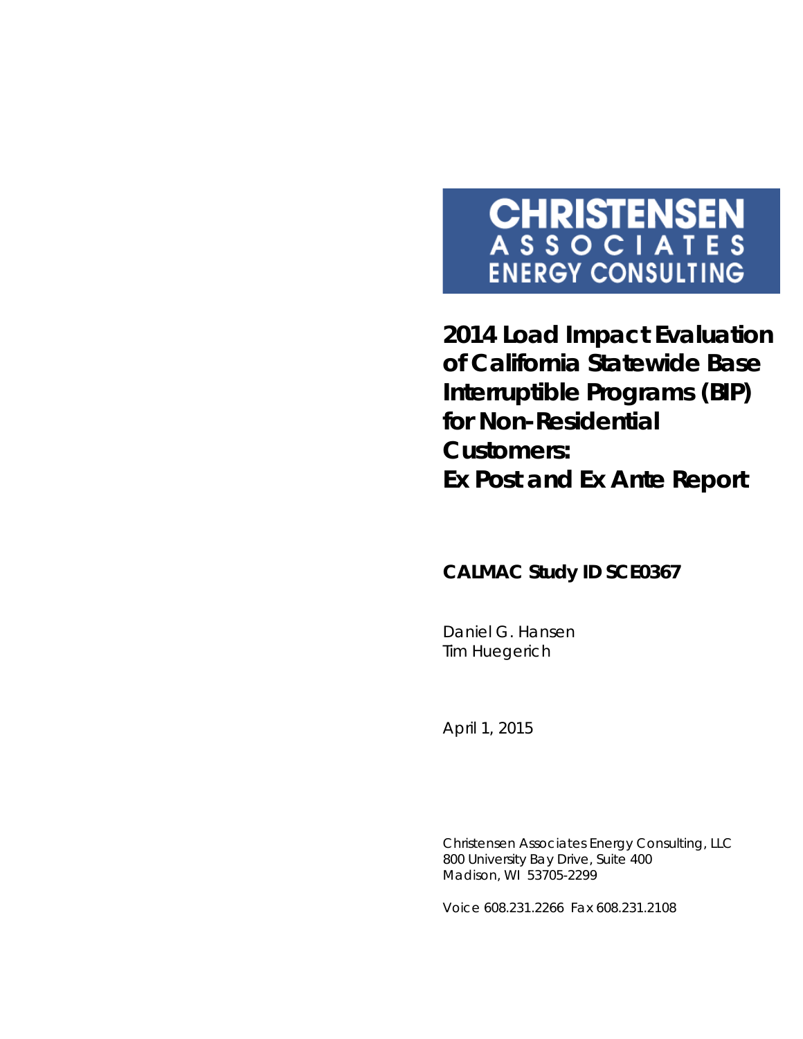CHRISTENSEN
ASSOCIATES
ENERGY CONSULTING

# 2014 Load Impact Evaluation of California Statewide Base Interruptible Programs (BIP) for Non-Residential Customers: Ex Post and Ex Ante Report

**CALMAC Study ID SCE0367**

Daniel G. Hansen
Tim Huegerich

April 1, 2015

Christensen Associates Energy Consulting, LLC
800 University Bay Drive, Suite 400
Madison, WI 53705-2299

Voice 608.231.2266 Fax 608.231.2108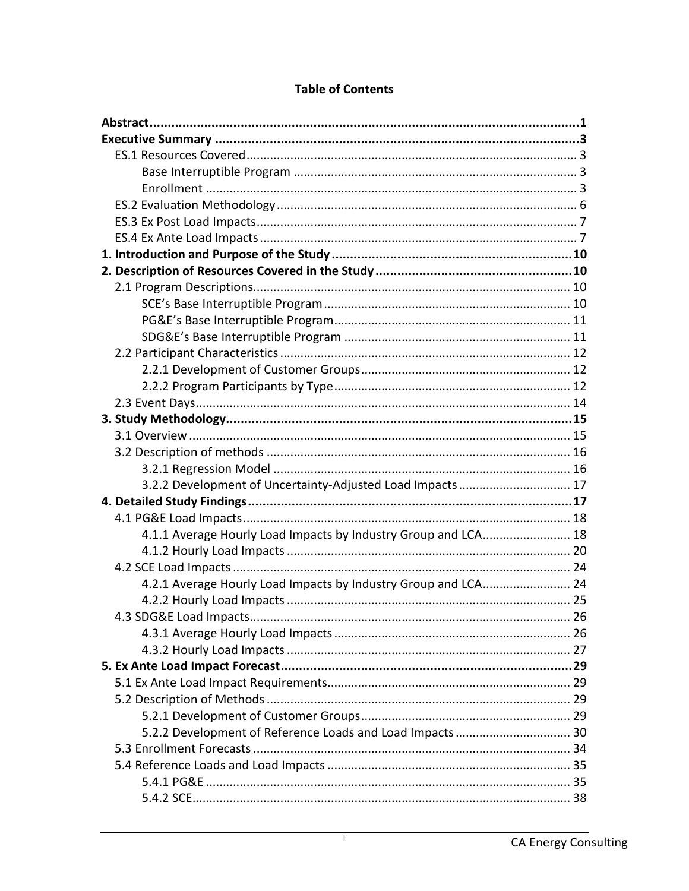## Table of Contents

**Abstract ........................................................................................................................ 1**

**Executive Summary ..................................................................................................... 3**

- ES.1 Resources Covered ................................................................................................ 3
  - Base Interruptible Program ................................................................................... 3
  - Enrollment ............................................................................................................ 3
- ES.2 Evaluation Methodology ........................................................................................ 6
- ES.3 Ex Post Load Impacts .............................................................................................. 7
- ES.4 Ex Ante Load Impacts ............................................................................................. 7

**1. Introduction and Purpose of the Study ................................................................... 10**

**2. Description of Resources Covered in the Study ....................................................... 10**

- 2.1 Program Descriptions............................................................................................. 10
  - SCE's Base Interruptible Program ......................................................................... 10
  - PG&E's Base Interruptible Program...................................................................... 11
  - SDG&E's Base Interruptible Program ................................................................... 11
- 2.2 Participant Characteristics ..................................................................................... 12
  - 2.2.1 Development of Customer Groups .............................................................. 12
  - 2.2.2 Program Participants by Type...................................................................... 12
- 2.3 Event Days.............................................................................................................. 14

**3. Study Methodology ................................................................................................. 15**

- 3.1 Overview ................................................................................................................ 15
- 3.2 Description of methods ......................................................................................... 16
  - 3.2.1 Regression Model ........................................................................................ 16
  - 3.2.2 Development of Uncertainty-Adjusted Load Impacts ................................. 17

**4. Detailed Study Findings ........................................................................................... 17**

- 4.1 PG&E Load Impacts ................................................................................................ 18
  - 4.1.1 Average Hourly Load Impacts by Industry Group and LCA .......................... 18
  - 4.1.2 Hourly Load Impacts .................................................................................... 20
- 4.2 SCE Load Impacts ................................................................................................... 24
  - 4.2.1 Average Hourly Load Impacts by Industry Group and LCA .......................... 24
  - 4.2.2 Hourly Load Impacts .................................................................................... 25
- 4.3 SDG&E Load Impacts.............................................................................................. 26
  - 4.3.1 Average Hourly Load Impacts ...................................................................... 26
  - 4.3.2 Hourly Load Impacts .................................................................................... 27

**5. Ex Ante Load Impact Forecast ................................................................................. 29**

- 5.1 Ex Ante Load Impact Requirements....................................................................... 29
- 5.2 Description of Methods ......................................................................................... 29
  - 5.2.1 Development of Customer Groups .............................................................. 29
  - 5.2.2 Development of Reference Loads and Load Impacts .................................. 30
- 5.3 Enrollment Forecasts ............................................................................................. 34
- 5.4 Reference Loads and Load Impacts ....................................................................... 35
  - 5.4.1 PG&E ............................................................................................................ 35
  - 5.4.2 SCE ............................................................................................................... 38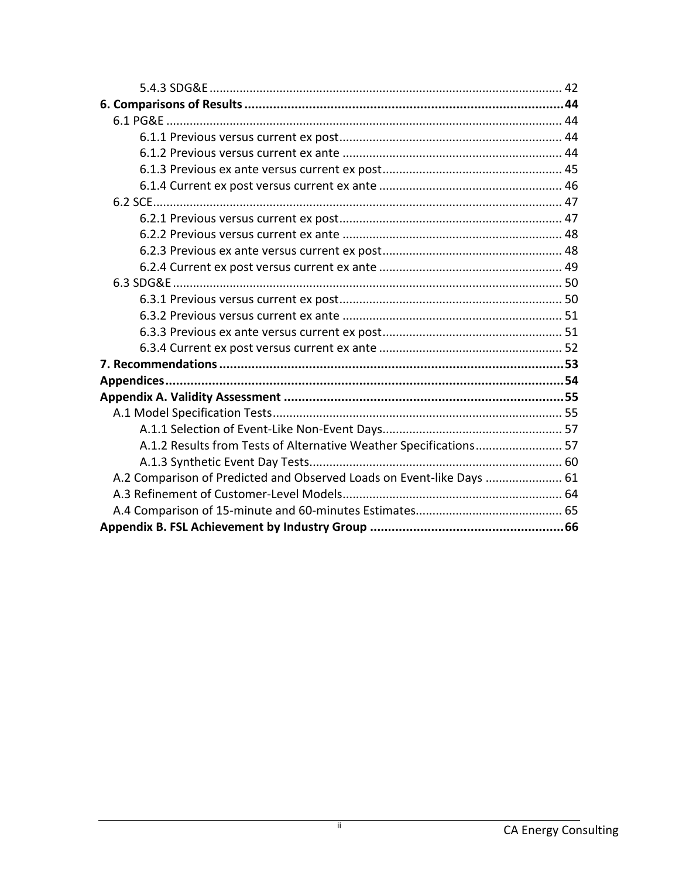5.4.3 SDG&E ........................................................................................................ 42

**6. Comparisons of Results ......................................................................................... 44**

6.1 PG&E ..................................................................................................................... 44

6.1.1 Previous versus current ex post .................................................................. 44

6.1.2 Previous versus current ex ante ................................................................. 44

6.1.3 Previous ex ante versus current ex post ..................................................... 45

6.1.4 Current ex post versus current ex ante ...................................................... 46

6.2 SCE ......................................................................................................................... 47

6.2.1 Previous versus current ex post .................................................................. 47

6.2.2 Previous versus current ex ante ................................................................. 48

6.2.3 Previous ex ante versus current ex post ..................................................... 48

6.2.4 Current ex post versus current ex ante ...................................................... 49

6.3 SDG&E ................................................................................................................... 50

6.3.1 Previous versus current ex post .................................................................. 50

6.3.2 Previous versus current ex ante ................................................................. 51

6.3.3 Previous ex ante versus current ex post ..................................................... 51

6.3.4 Current ex post versus current ex ante ...................................................... 52

**7. Recommendations ................................................................................................ 53**

**Appendices ............................................................................................................... 54**

**Appendix A. Validity Assessment .............................................................................. 55**

A.1 Model Specification Tests ..................................................................................... 55

A.1.1 Selection of Event-Like Non-Event Days ..................................................... 57

A.1.2 Results from Tests of Alternative Weather Specifications ......................... 57

A.1.3 Synthetic Event Day Tests ........................................................................... 60

A.2 Comparison of Predicted and Observed Loads on Event-like Days ...................... 61

A.3 Refinement of Customer-Level Models ................................................................. 64

A.4 Comparison of 15-minute and 60-minutes Estimates ........................................... 65

**Appendix B. FSL Achievement by Industry Group ..................................................... 66**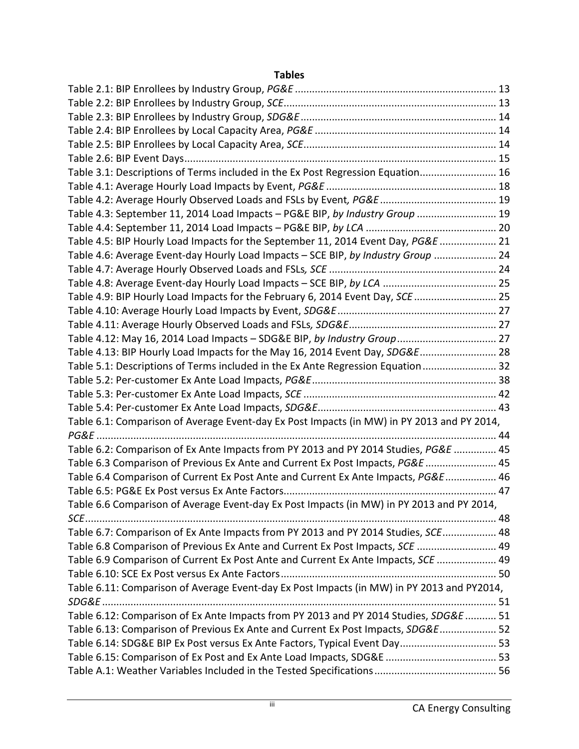**Tables**

Table 2.1: BIP Enrollees by Industry Group, *PG&E* ...................................................................... 13
Table 2.2: BIP Enrollees by Industry Group, *SCE* .......................................................................... 13
Table 2.3: BIP Enrollees by Industry Group, *SDG&E* .................................................................... 14
Table 2.4: BIP Enrollees by Local Capacity Area, *PG&E* ............................................................... 14
Table 2.5: BIP Enrollees by Local Capacity Area, *SCE* ................................................................... 14
Table 2.6: BIP Event Days ............................................................................................................. 15
Table 3.1: Descriptions of Terms included in the Ex Post Regression Equation........................... 16
Table 4.1: Average Hourly Load Impacts by Event, *PG&E* ............................................................ 18
Table 4.2: Average Hourly Observed Loads and FSLs by Event*, PG&E* ......................................... 19
Table 4.3: September 11, 2014 Load Impacts – PG&E BIP, *by Industry Group* ............................ 19
Table 4.4: September 11, 2014 Load Impacts – PG&E BIP, *by LCA* .............................................. 20
Table 4.5: BIP Hourly Load Impacts for the September 11, 2014 Event Day, *PG&E* .................... 21
Table 4.6: Average Event-day Hourly Load Impacts – SCE BIP, *by Industry Group* ...................... 24
Table 4.7: Average Hourly Observed Loads and FSLs*, SCE* ........................................................... 24
Table 4.8: Average Event-day Hourly Load Impacts – SCE BIP, *by LCA* ........................................ 25
Table 4.9: BIP Hourly Load Impacts for the February 6, 2014 Event Day, *SCE* ............................ 25
Table 4.10: Average Hourly Load Impacts by Event, *SDG&E* ........................................................ 27
Table 4.11: Average Hourly Observed Loads and FSLs*, SDG&E* .................................................... 27
Table 4.12: May 16, 2014 Load Impacts – SDG&E BIP, *by Industry Group* ................................... 27
Table 4.13: BIP Hourly Load Impacts for the May 16, 2014 Event Day, *SDG&E* ........................... 28
Table 5.1: Descriptions of Terms included in the Ex Ante Regression Equation .......................... 32
Table 5.2: Per-customer Ex Ante Load Impacts, *PG&E* ................................................................. 38
Table 5.3: Per-customer Ex Ante Load Impacts, *SCE* .................................................................... 42
Table 5.4: Per-customer Ex Ante Load Impacts, *SDG&E* ............................................................... 43
Table 6.1: Comparison of Average Event-day Ex Post Impacts (in MW) in PY 2013 and PY 2014, *PG&E* ............................................................................................................................................ 44
Table 6.2: Comparison of Ex Ante Impacts from PY 2013 and PY 2014 Studies, *PG&E* ............... 45
Table 6.3 Comparison of Previous Ex Ante and Current Ex Post Impacts, *PG&E* ......................... 45
Table 6.4 Comparison of Current Ex Post Ante and Current Ex Ante Impacts, *PG&E* .................. 46
Table 6.5: PG&E Ex Post versus Ex Ante Factors.......................................................................... 47
Table 6.6 Comparison of Average Event-day Ex Post Impacts (in MW) in PY 2013 and PY 2014, *SCE* ............................................................................................................................................... 48
Table 6.7: Comparison of Ex Ante Impacts from PY 2013 and PY 2014 Studies, *SCE* ................... 48
Table 6.8 Comparison of Previous Ex Ante and Current Ex Post Impacts, *SCE* ............................ 49
Table 6.9 Comparison of Current Ex Post Ante and Current Ex Ante Impacts, *SCE* ..................... 49
Table 6.10: SCE Ex Post versus Ex Ante Factors ........................................................................... 50
Table 6.11: Comparison of Average Event-day Ex Post Impacts (in MW) in PY 2013 and PY2014, *SDG&E* .......................................................................................................................................... 51
Table 6.12: Comparison of Ex Ante Impacts from PY 2013 and PY 2014 Studies, *SDG&E* ........... 51
Table 6.13: Comparison of Previous Ex Ante and Current Ex Post Impacts, *SDG&E* .................... 52
Table 6.14: SDG&E BIP Ex Post versus Ex Ante Factors, Typical Event Day.................................. 53
Table 6.15: Comparison of Ex Post and Ex Ante Load Impacts, SDG&E ....................................... 53
Table A.1: Weather Variables Included in the Tested Specifications ........................................... 56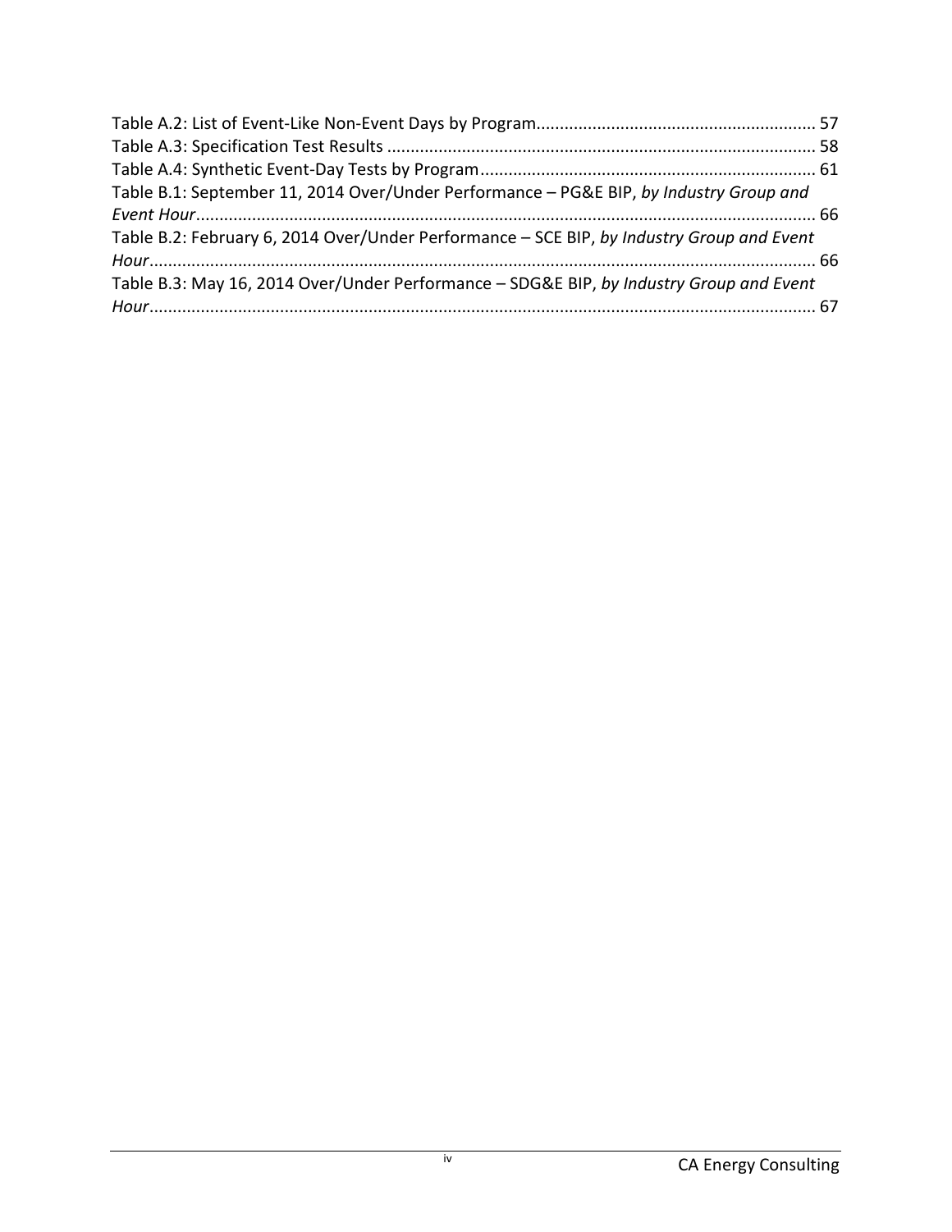Table A.2: List of Event-Like Non-Event Days by Program ........................................................... 57

Table A.3: Specification Test Results ........................................................................................... 58

Table A.4: Synthetic Event-Day Tests by Program ....................................................................... 61

Table B.1: September 11, 2014 Over/Under Performance – PG&E BIP, *by Industry Group and Event Hour* .................................................................................................................................... 66

Table B.2: February 6, 2014 Over/Under Performance – SCE BIP, *by Industry Group and Event Hour* .............................................................................................................................................. 66

Table B.3: May 16, 2014 Over/Under Performance – SDG&E BIP, *by Industry Group and Event Hour* .............................................................................................................................................. 67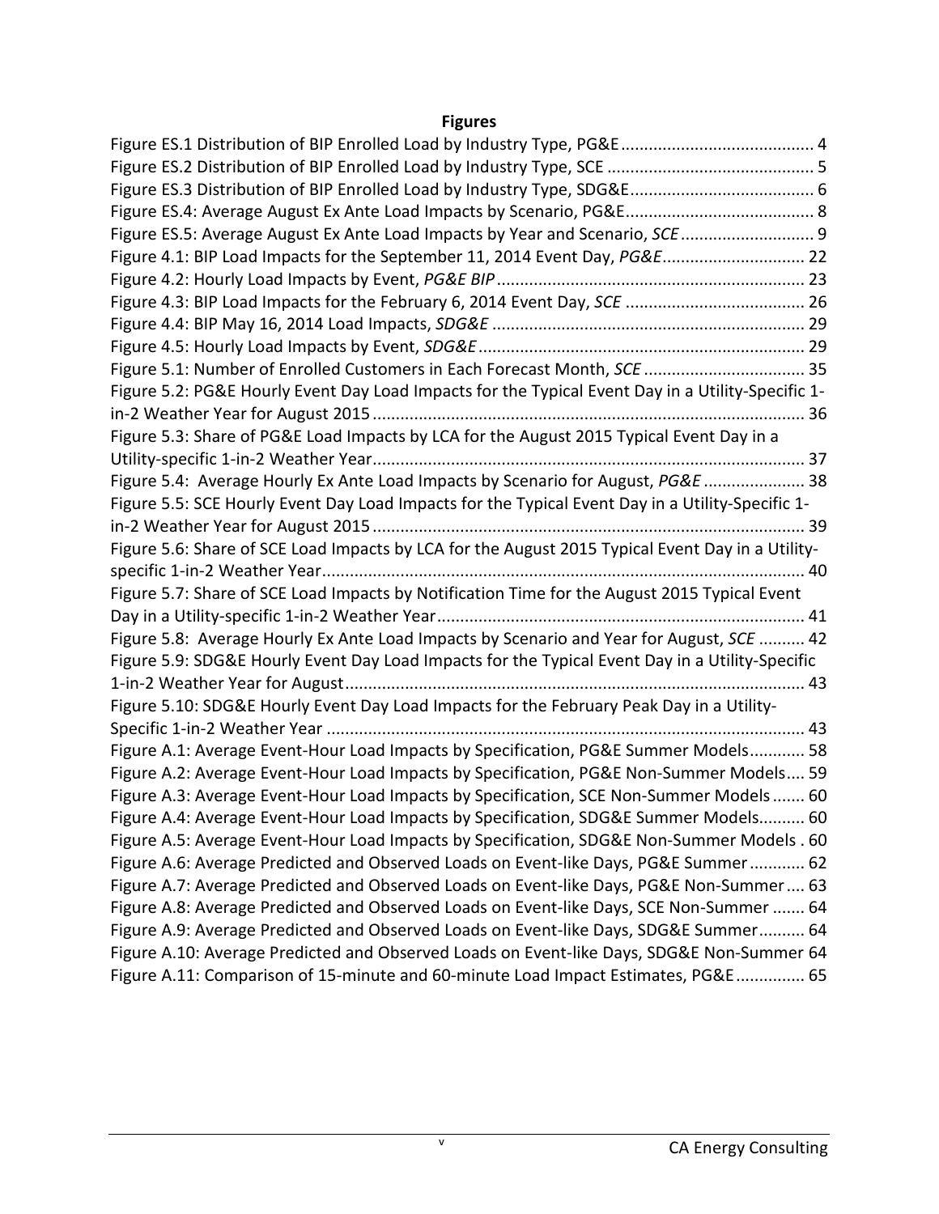# Figures

Figure ES.1 Distribution of BIP Enrolled Load by Industry Type, PG&E .......................................... 4
Figure ES.2 Distribution of BIP Enrolled Load by Industry Type, SCE ............................................. 5
Figure ES.3 Distribution of BIP Enrolled Load by Industry Type, SDG&E ......................................... 6
Figure ES.4: Average August Ex Ante Load Impacts by Scenario, PG&E ......................................... 8
Figure ES.5: Average August Ex Ante Load Impacts by Year and Scenario, *SCE* ............................. 9
Figure 4.1: BIP Load Impacts for the September 11, 2014 Event Day, *PG&E* ............................... 22
Figure 4.2: Hourly Load Impacts by Event, *PG&E BIP* ................................................................... 23
Figure 4.3: BIP Load Impacts for the February 6, 2014 Event Day, *SCE* ........................................ 26
Figure 4.4: BIP May 16, 2014 Load Impacts, *SDG&E* .................................................................... 29
Figure 4.5: Hourly Load Impacts by Event, *SDG&E* ....................................................................... 29
Figure 5.1: Number of Enrolled Customers in Each Forecast Month, *SCE* .................................... 35
Figure 5.2: PG&E Hourly Event Day Load Impacts for the Typical Event Day in a Utility-Specific 1-in-2 Weather Year for August 2015 ............................................................................................. 36
Figure 5.3: Share of PG&E Load Impacts by LCA for the August 2015 Typical Event Day in a Utility-specific 1-in-2 Weather Year .............................................................................................. 37
Figure 5.4: Average Hourly Ex Ante Load Impacts by Scenario for August, *PG&E* ...................... 38
Figure 5.5: SCE Hourly Event Day Load Impacts for the Typical Event Day in a Utility-Specific 1-in-2 Weather Year for August 2015 ............................................................................................. 39
Figure 5.6: Share of SCE Load Impacts by LCA for the August 2015 Typical Event Day in a Utility-specific 1-in-2 Weather Year ........................................................................................................ 40
Figure 5.7: Share of SCE Load Impacts by Notification Time for the August 2015 Typical Event Day in a Utility-specific 1-in-2 Weather Year ................................................................................ 41
Figure 5.8: Average Hourly Ex Ante Load Impacts by Scenario and Year for August, *SCE* .......... 42
Figure 5.9: SDG&E Hourly Event Day Load Impacts for the Typical Event Day in a Utility-Specific 1-in-2 Weather Year for August ................................................................................................... 43
Figure 5.10: SDG&E Hourly Event Day Load Impacts for the February Peak Day in a Utility-Specific 1-in-2 Weather Year ....................................................................................................... 43
Figure A.1: Average Event-Hour Load Impacts by Specification, PG&E Summer Models ............ 58
Figure A.2: Average Event-Hour Load Impacts by Specification, PG&E Non-Summer Models .... 59
Figure A.3: Average Event-Hour Load Impacts by Specification, SCE Non-Summer Models ....... 60
Figure A.4: Average Event-Hour Load Impacts by Specification, SDG&E Summer Models .......... 60
Figure A.5: Average Event-Hour Load Impacts by Specification, SDG&E Non-Summer Models . 60
Figure A.6: Average Predicted and Observed Loads on Event-like Days, PG&E Summer ............ 62
Figure A.7: Average Predicted and Observed Loads on Event-like Days, PG&E Non-Summer .... 63
Figure A.8: Average Predicted and Observed Loads on Event-like Days, SCE Non-Summer ....... 64
Figure A.9: Average Predicted and Observed Loads on Event-like Days, SDG&E Summer .......... 64
Figure A.10: Average Predicted and Observed Loads on Event-like Days, SDG&E Non-Summer 64
Figure A.11: Comparison of 15-minute and 60-minute Load Impact Estimates, PG&E ............... 65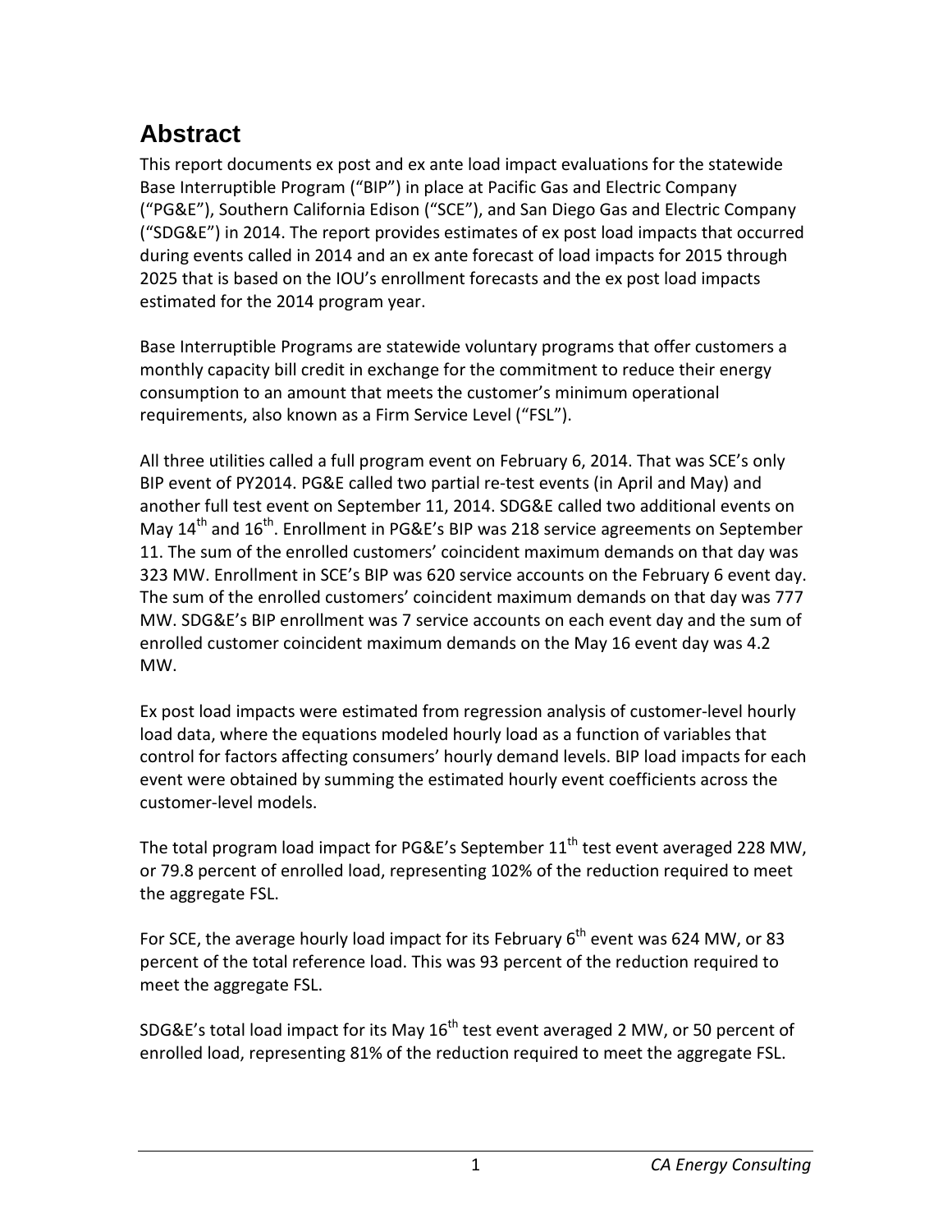# Abstract

This report documents ex post and ex ante load impact evaluations for the statewide Base Interruptible Program ("BIP") in place at Pacific Gas and Electric Company ("PG&E"), Southern California Edison ("SCE"), and San Diego Gas and Electric Company ("SDG&E") in 2014. The report provides estimates of ex post load impacts that occurred during events called in 2014 and an ex ante forecast of load impacts for 2015 through 2025 that is based on the IOU's enrollment forecasts and the ex post load impacts estimated for the 2014 program year.

Base Interruptible Programs are statewide voluntary programs that offer customers a monthly capacity bill credit in exchange for the commitment to reduce their energy consumption to an amount that meets the customer's minimum operational requirements, also known as a Firm Service Level ("FSL").

All three utilities called a full program event on February 6, 2014. That was SCE's only BIP event of PY2014. PG&E called two partial re-test events (in April and May) and another full test event on September 11, 2014. SDG&E called two additional events on May 14th and 16th. Enrollment in PG&E's BIP was 218 service agreements on September 11. The sum of the enrolled customers' coincident maximum demands on that day was 323 MW. Enrollment in SCE's BIP was 620 service accounts on the February 6 event day. The sum of the enrolled customers' coincident maximum demands on that day was 777 MW. SDG&E's BIP enrollment was 7 service accounts on each event day and the sum of enrolled customer coincident maximum demands on the May 16 event day was 4.2 MW.

Ex post load impacts were estimated from regression analysis of customer-level hourly load data, where the equations modeled hourly load as a function of variables that control for factors affecting consumers' hourly demand levels. BIP load impacts for each event were obtained by summing the estimated hourly event coefficients across the customer-level models.

The total program load impact for PG&E's September 11th test event averaged 228 MW, or 79.8 percent of enrolled load, representing 102% of the reduction required to meet the aggregate FSL.

For SCE, the average hourly load impact for its February 6th event was 624 MW, or 83 percent of the total reference load. This was 93 percent of the reduction required to meet the aggregate FSL.

SDG&E's total load impact for its May 16th test event averaged 2 MW, or 50 percent of enrolled load, representing 81% of the reduction required to meet the aggregate FSL.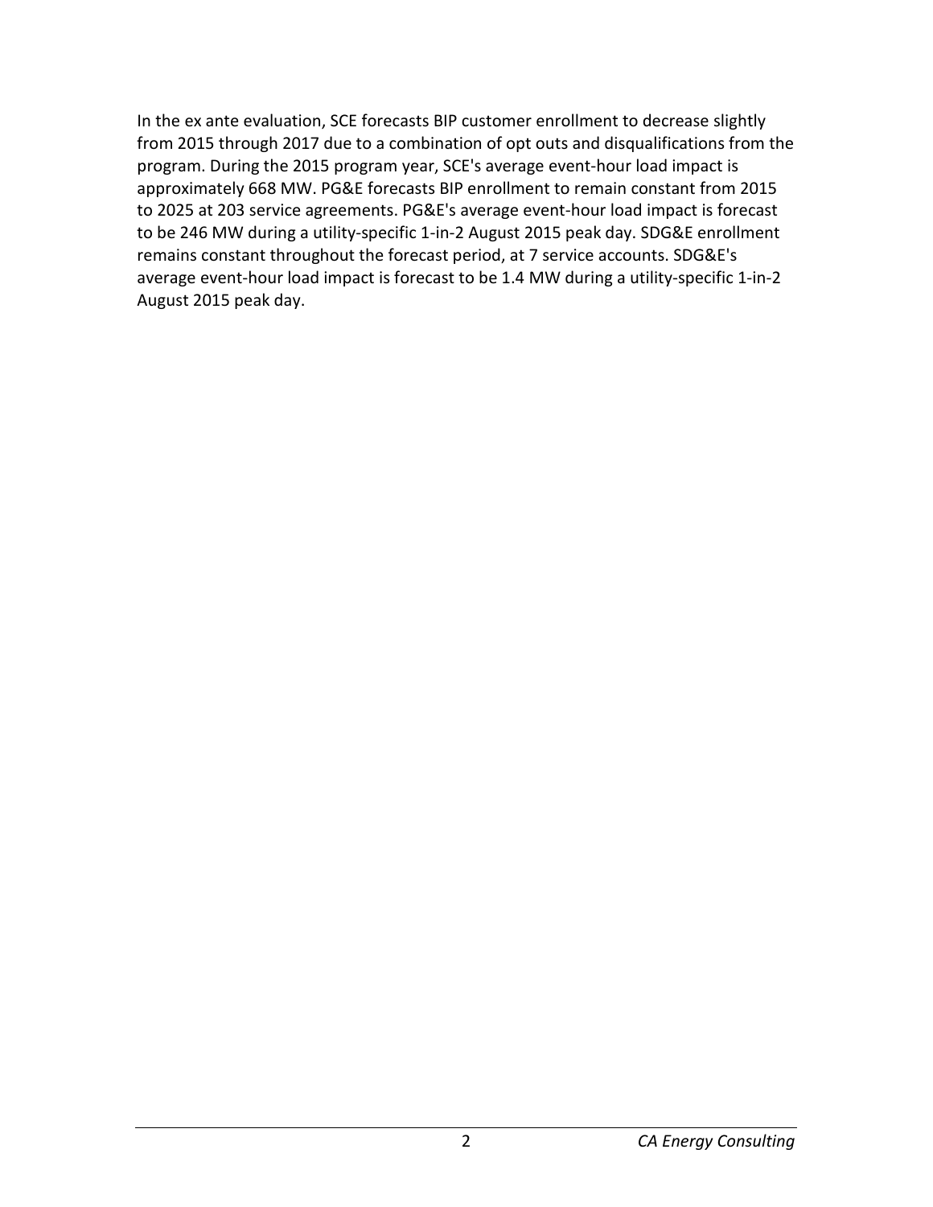In the ex ante evaluation, SCE forecasts BIP customer enrollment to decrease slightly from 2015 through 2017 due to a combination of opt outs and disqualifications from the program. During the 2015 program year, SCE's average event-hour load impact is approximately 668 MW. PG&E forecasts BIP enrollment to remain constant from 2015 to 2025 at 203 service agreements. PG&E's average event-hour load impact is forecast to be 246 MW during a utility-specific 1-in-2 August 2015 peak day. SDG&E enrollment remains constant throughout the forecast period, at 7 service accounts. SDG&E's average event-hour load impact is forecast to be 1.4 MW during a utility-specific 1-in-2 August 2015 peak day.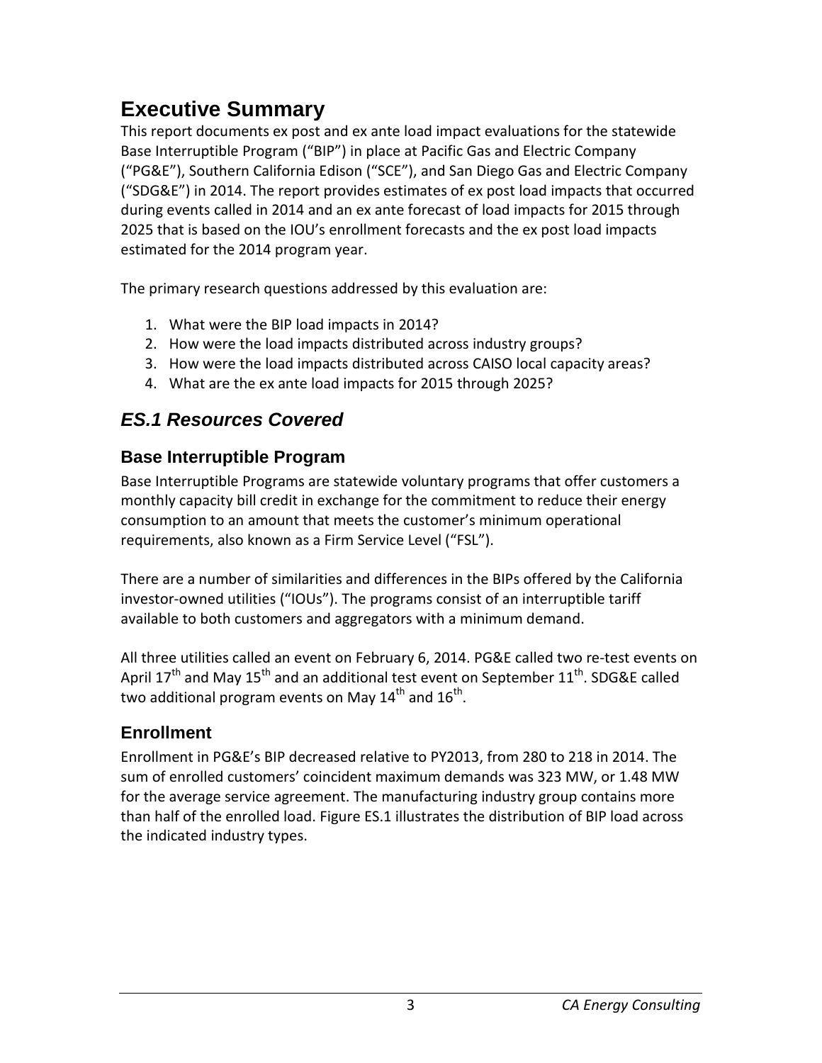# Executive Summary

This report documents ex post and ex ante load impact evaluations for the statewide Base Interruptible Program ("BIP") in place at Pacific Gas and Electric Company ("PG&E"), Southern California Edison ("SCE"), and San Diego Gas and Electric Company ("SDG&E") in 2014. The report provides estimates of ex post load impacts that occurred during events called in 2014 and an ex ante forecast of load impacts for 2015 through 2025 that is based on the IOU's enrollment forecasts and the ex post load impacts estimated for the 2014 program year.

The primary research questions addressed by this evaluation are:

1. What were the BIP load impacts in 2014?
2. How were the load impacts distributed across industry groups?
3. How were the load impacts distributed across CAISO local capacity areas?
4. What are the ex ante load impacts for 2015 through 2025?

## *ES.1 Resources Covered*

### Base Interruptible Program

Base Interruptible Programs are statewide voluntary programs that offer customers a monthly capacity bill credit in exchange for the commitment to reduce their energy consumption to an amount that meets the customer's minimum operational requirements, also known as a Firm Service Level ("FSL").

There are a number of similarities and differences in the BIPs offered by the California investor-owned utilities ("IOUs"). The programs consist of an interruptible tariff available to both customers and aggregators with a minimum demand.

All three utilities called an event on February 6, 2014. PG&E called two re-test events on April 17th and May 15th and an additional test event on September 11th. SDG&E called two additional program events on May 14th and 16th.

### Enrollment

Enrollment in PG&E's BIP decreased relative to PY2013, from 280 to 218 in 2014. The sum of enrolled customers' coincident maximum demands was 323 MW, or 1.48 MW for the average service agreement. The manufacturing industry group contains more than half of the enrolled load. Figure ES.1 illustrates the distribution of BIP load across the indicated industry types.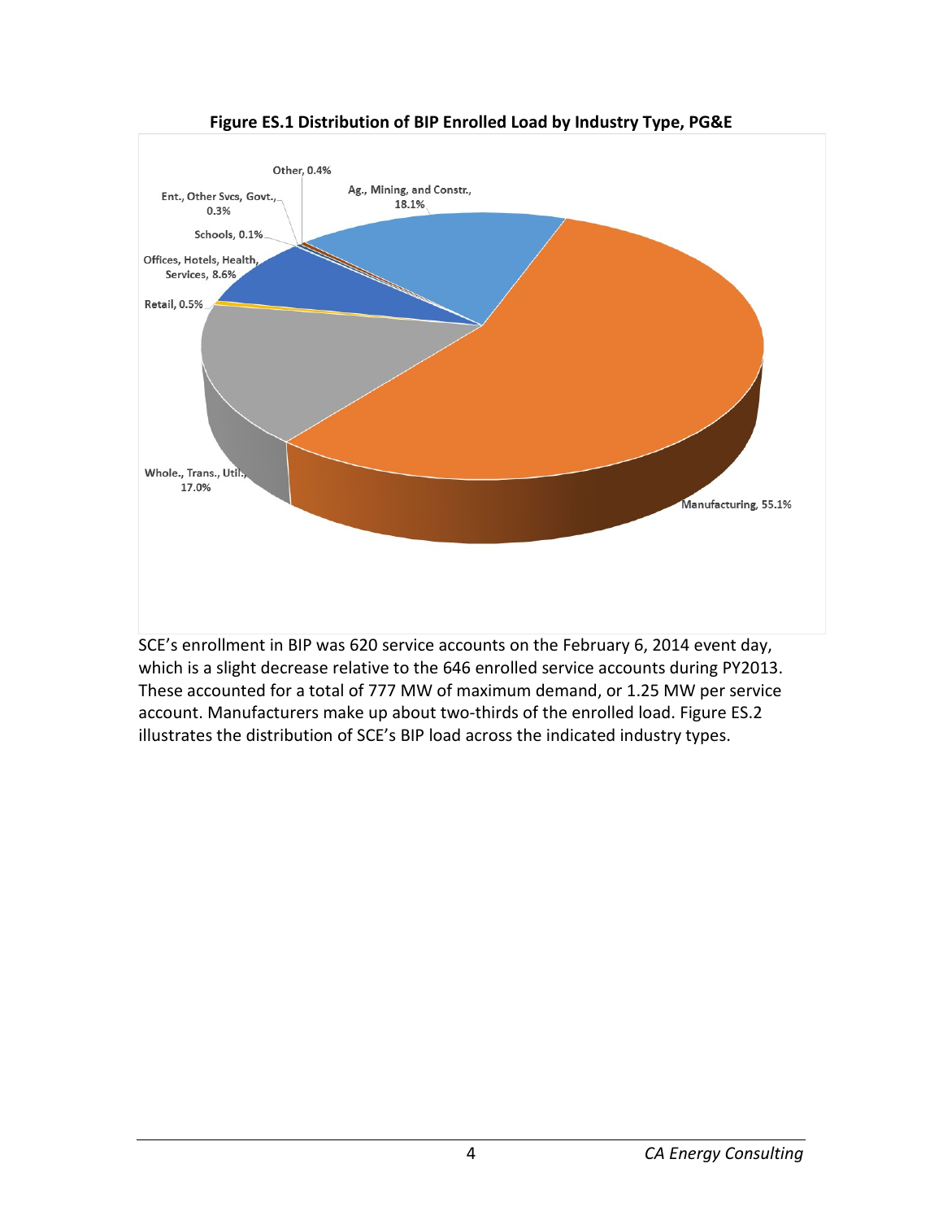**Figure ES.1 Distribution of BIP Enrolled Load by Industry Type, PG&E**

Other, 0.4%

Ent., Other Svcs, Govt., 0.3%

Ag., Mining, and Constr., 18.1%

Schools, 0.1%

Offices, Hotels, Health, Services, 8.6%

Retail, 0.5%

Whole., Trans., Util., 17.0%

Manufacturing, 55.1%

SCE's enrollment in BIP was 620 service accounts on the February 6, 2014 event day, which is a slight decrease relative to the 646 enrolled service accounts during PY2013. These accounted for a total of 777 MW of maximum demand, or 1.25 MW per service account. Manufacturers make up about two-thirds of the enrolled load. Figure ES.2 illustrates the distribution of SCE's BIP load across the indicated industry types.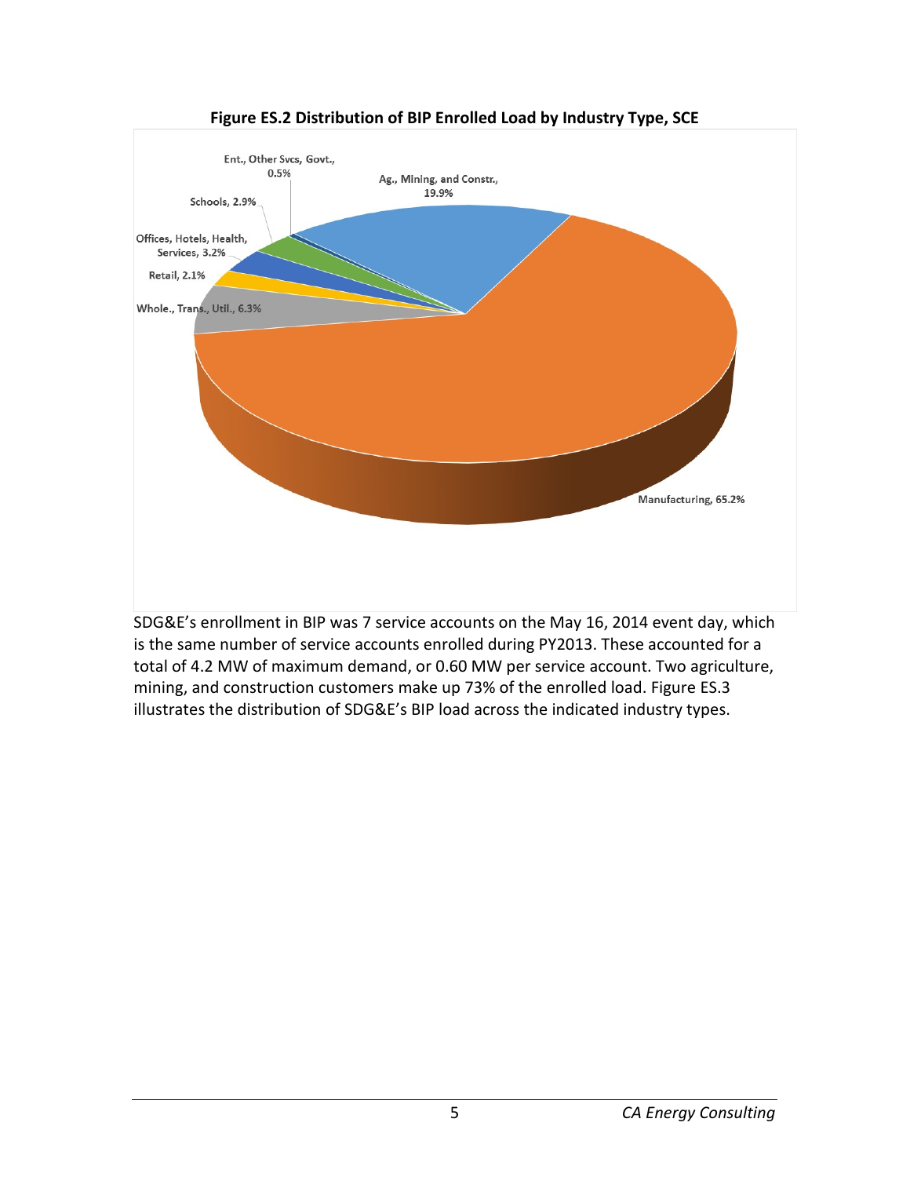**Figure ES.2 Distribution of BIP Enrolled Load by Industry Type, SCE**

SDG&E's enrollment in BIP was 7 service accounts on the May 16, 2014 event day, which is the same number of service accounts enrolled during PY2013. These accounted for a total of 4.2 MW of maximum demand, or 0.60 MW per service account. Two agriculture, mining, and construction customers make up 73% of the enrolled load. Figure ES.3 illustrates the distribution of SDG&E's BIP load across the indicated industry types.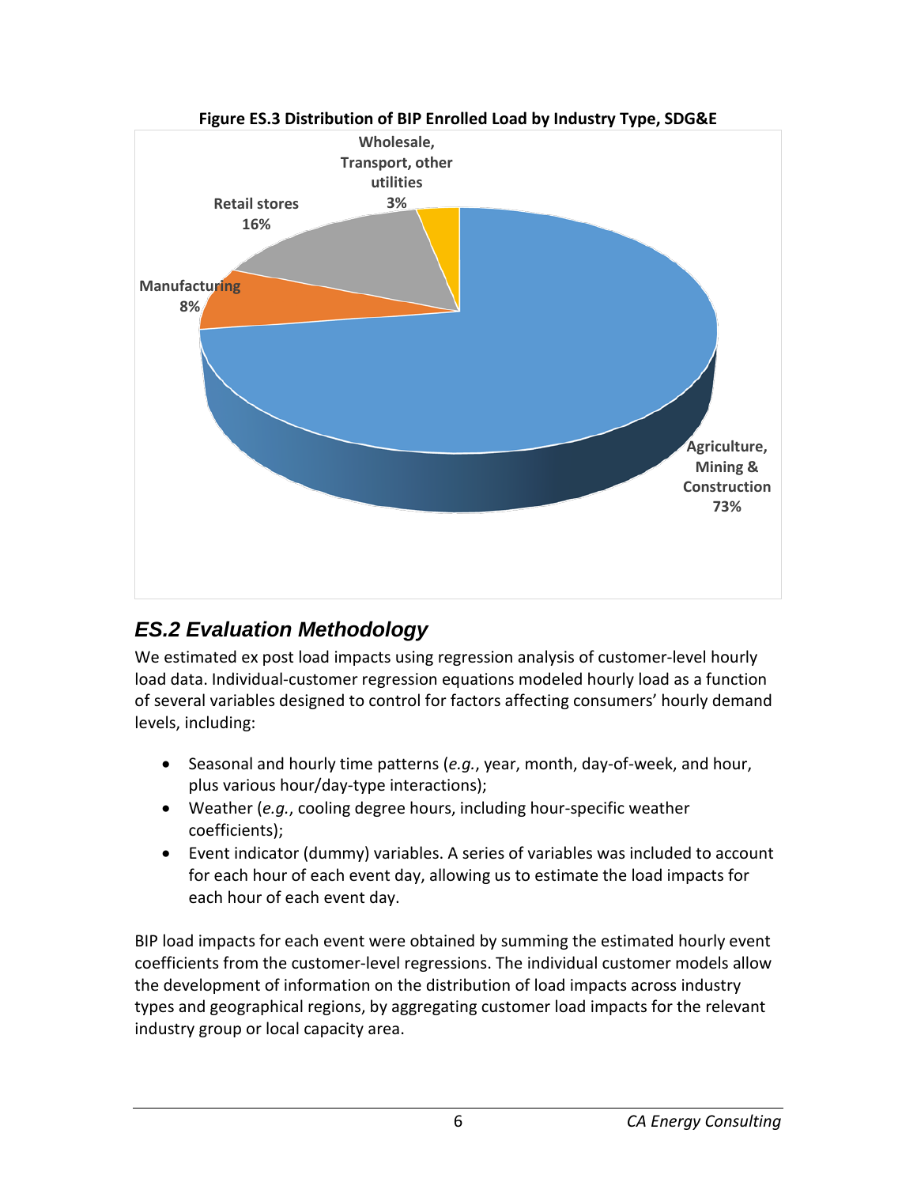**Figure ES.3 Distribution of BIP Enrolled Load by Industry Type, SDG&E**

Wholesale, Transport, other utilities 3%

Retail stores 16%

Manufacturing 8%

Agriculture, Mining & Construction 73%

## *ES.2 Evaluation Methodology*

We estimated ex post load impacts using regression analysis of customer-level hourly load data. Individual-customer regression equations modeled hourly load as a function of several variables designed to control for factors affecting consumers' hourly demand levels, including:

- Seasonal and hourly time patterns (*e.g.*, year, month, day-of-week, and hour, plus various hour/day-type interactions);
- Weather (*e.g.*, cooling degree hours, including hour-specific weather coefficients);
- Event indicator (dummy) variables. A series of variables was included to account for each hour of each event day, allowing us to estimate the load impacts for each hour of each event day.

BIP load impacts for each event were obtained by summing the estimated hourly event coefficients from the customer-level regressions. The individual customer models allow the development of information on the distribution of load impacts across industry types and geographical regions, by aggregating customer load impacts for the relevant industry group or local capacity area.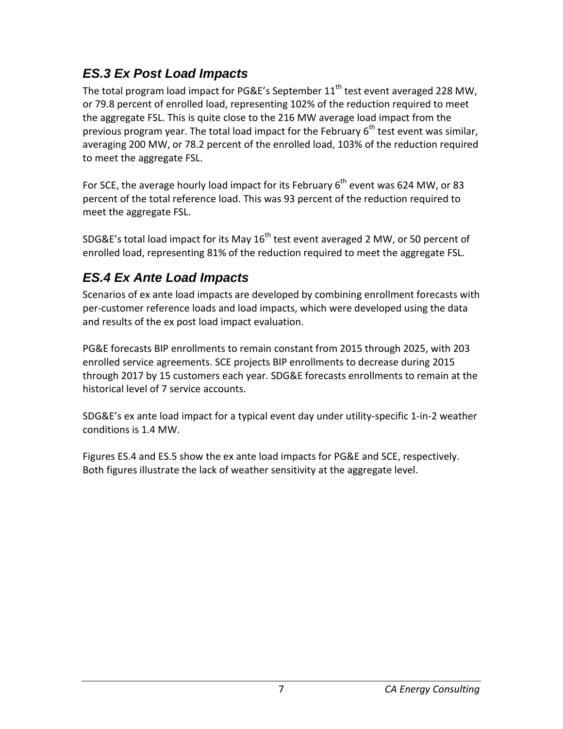### *ES.3 Ex Post Load Impacts*

The total program load impact for PG&E's September 11th test event averaged 228 MW, or 79.8 percent of enrolled load, representing 102% of the reduction required to meet the aggregate FSL. This is quite close to the 216 MW average load impact from the previous program year. The total load impact for the February 6th test event was similar, averaging 200 MW, or 78.2 percent of the enrolled load, 103% of the reduction required to meet the aggregate FSL.

For SCE, the average hourly load impact for its February 6th event was 624 MW, or 83 percent of the total reference load. This was 93 percent of the reduction required to meet the aggregate FSL.

SDG&E's total load impact for its May 16th test event averaged 2 MW, or 50 percent of enrolled load, representing 81% of the reduction required to meet the aggregate FSL.

### *ES.4 Ex Ante Load Impacts*

Scenarios of ex ante load impacts are developed by combining enrollment forecasts with per-customer reference loads and load impacts, which were developed using the data and results of the ex post load impact evaluation.

PG&E forecasts BIP enrollments to remain constant from 2015 through 2025, with 203 enrolled service agreements. SCE projects BIP enrollments to decrease during 2015 through 2017 by 15 customers each year. SDG&E forecasts enrollments to remain at the historical level of 7 service accounts.

SDG&E's ex ante load impact for a typical event day under utility-specific 1-in-2 weather conditions is 1.4 MW.

Figures ES.4 and ES.5 show the ex ante load impacts for PG&E and SCE, respectively. Both figures illustrate the lack of weather sensitivity at the aggregate level.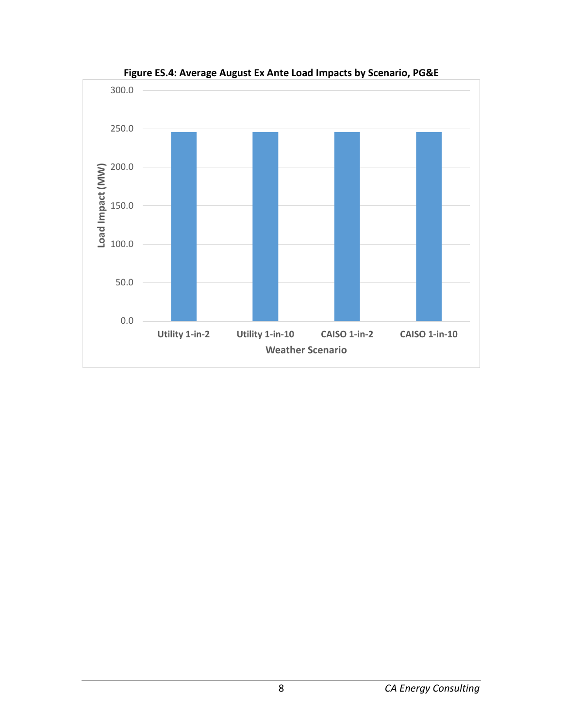**Figure ES.4: Average August Ex Ante Load Impacts by Scenario, PG&E**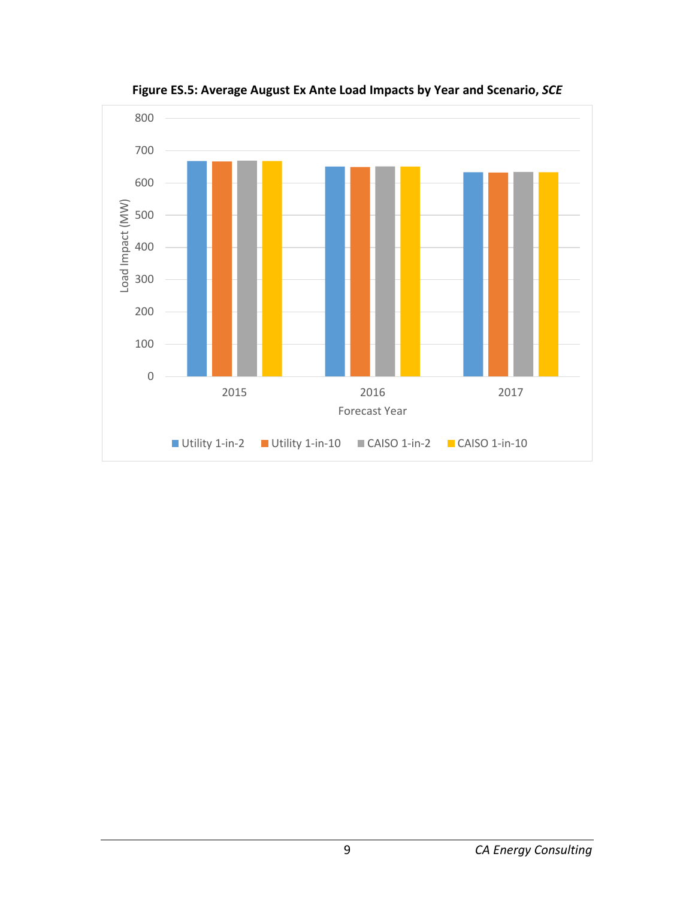**Figure ES.5: Average August Ex Ante Load Impacts by Year and Scenario, *SCE***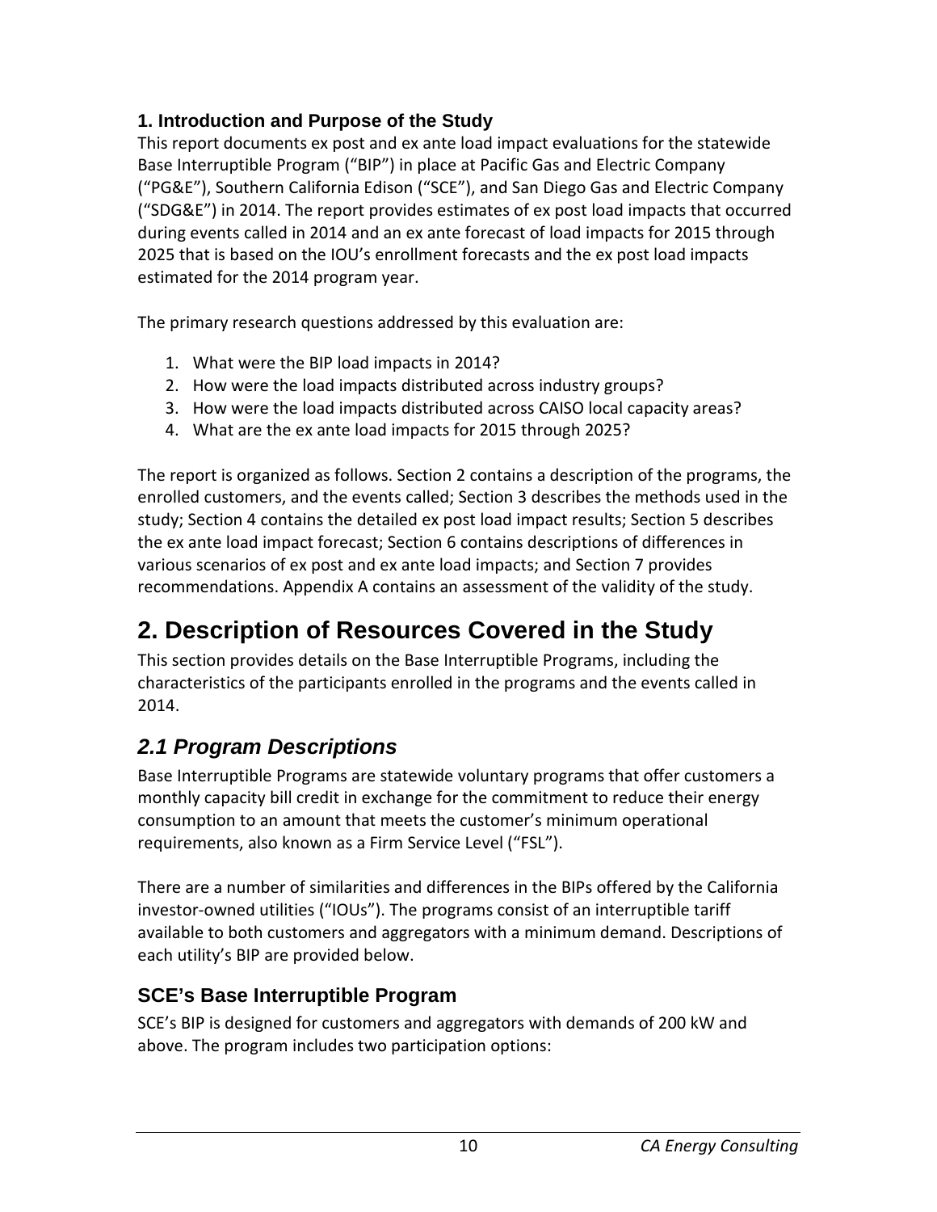### 1. Introduction and Purpose of the Study

This report documents ex post and ex ante load impact evaluations for the statewide Base Interruptible Program ("BIP") in place at Pacific Gas and Electric Company ("PG&E"), Southern California Edison ("SCE"), and San Diego Gas and Electric Company ("SDG&E") in 2014. The report provides estimates of ex post load impacts that occurred during events called in 2014 and an ex ante forecast of load impacts for 2015 through 2025 that is based on the IOU's enrollment forecasts and the ex post load impacts estimated for the 2014 program year.

The primary research questions addressed by this evaluation are:

1. What were the BIP load impacts in 2014?
2. How were the load impacts distributed across industry groups?
3. How were the load impacts distributed across CAISO local capacity areas?
4. What are the ex ante load impacts for 2015 through 2025?

The report is organized as follows. Section 2 contains a description of the programs, the enrolled customers, and the events called; Section 3 describes the methods used in the study; Section 4 contains the detailed ex post load impact results; Section 5 describes the ex ante load impact forecast; Section 6 contains descriptions of differences in various scenarios of ex post and ex ante load impacts; and Section 7 provides recommendations. Appendix A contains an assessment of the validity of the study.

# 2. Description of Resources Covered in the Study

This section provides details on the Base Interruptible Programs, including the characteristics of the participants enrolled in the programs and the events called in 2014.

## *2.1 Program Descriptions*

Base Interruptible Programs are statewide voluntary programs that offer customers a monthly capacity bill credit in exchange for the commitment to reduce their energy consumption to an amount that meets the customer's minimum operational requirements, also known as a Firm Service Level ("FSL").

There are a number of similarities and differences in the BIPs offered by the California investor-owned utilities ("IOUs"). The programs consist of an interruptible tariff available to both customers and aggregators with a minimum demand. Descriptions of each utility's BIP are provided below.

### SCE's Base Interruptible Program

SCE's BIP is designed for customers and aggregators with demands of 200 kW and above. The program includes two participation options: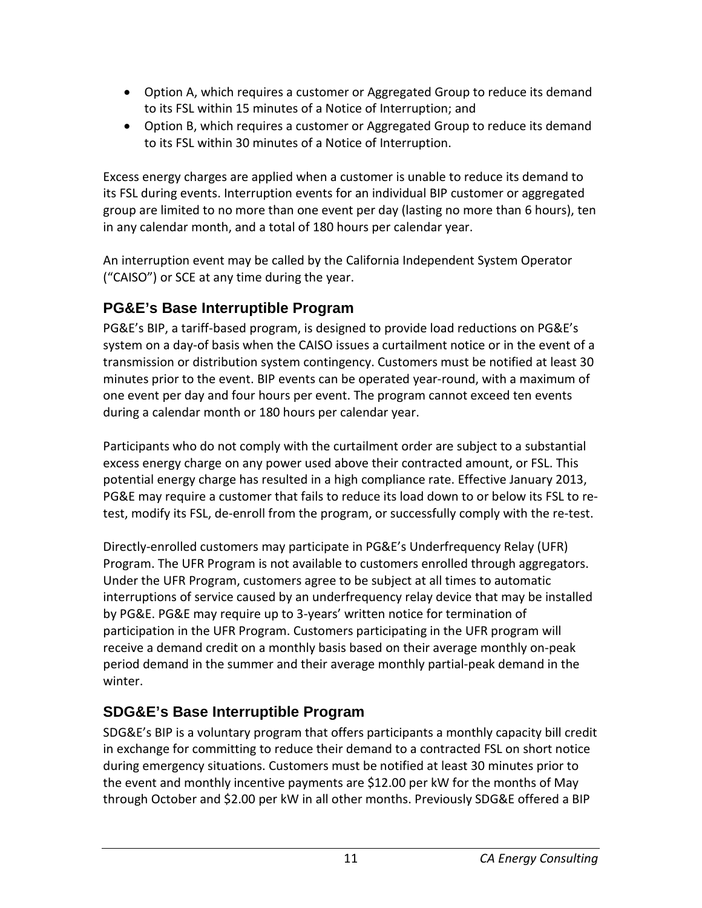- Option A, which requires a customer or Aggregated Group to reduce its demand to its FSL within 15 minutes of a Notice of Interruption; and
- Option B, which requires a customer or Aggregated Group to reduce its demand to its FSL within 30 minutes of a Notice of Interruption.

Excess energy charges are applied when a customer is unable to reduce its demand to its FSL during events. Interruption events for an individual BIP customer or aggregated group are limited to no more than one event per day (lasting no more than 6 hours), ten in any calendar month, and a total of 180 hours per calendar year.

An interruption event may be called by the California Independent System Operator ("CAISO") or SCE at any time during the year.

## PG&E's Base Interruptible Program

PG&E's BIP, a tariff-based program, is designed to provide load reductions on PG&E's system on a day-of basis when the CAISO issues a curtailment notice or in the event of a transmission or distribution system contingency. Customers must be notified at least 30 minutes prior to the event. BIP events can be operated year-round, with a maximum of one event per day and four hours per event. The program cannot exceed ten events during a calendar month or 180 hours per calendar year.

Participants who do not comply with the curtailment order are subject to a substantial excess energy charge on any power used above their contracted amount, or FSL. This potential energy charge has resulted in a high compliance rate. Effective January 2013, PG&E may require a customer that fails to reduce its load down to or below its FSL to re-test, modify its FSL, de-enroll from the program, or successfully comply with the re-test.

Directly-enrolled customers may participate in PG&E's Underfrequency Relay (UFR) Program. The UFR Program is not available to customers enrolled through aggregators. Under the UFR Program, customers agree to be subject at all times to automatic interruptions of service caused by an underfrequency relay device that may be installed by PG&E. PG&E may require up to 3-years' written notice for termination of participation in the UFR Program. Customers participating in the UFR program will receive a demand credit on a monthly basis based on their average monthly on-peak period demand in the summer and their average monthly partial-peak demand in the winter.

## SDG&E's Base Interruptible Program

SDG&E's BIP is a voluntary program that offers participants a monthly capacity bill credit in exchange for committing to reduce their demand to a contracted FSL on short notice during emergency situations. Customers must be notified at least 30 minutes prior to the event and monthly incentive payments are $12.00 per kW for the months of May through October and $2.00 per kW in all other months. Previously SDG&E offered a BIP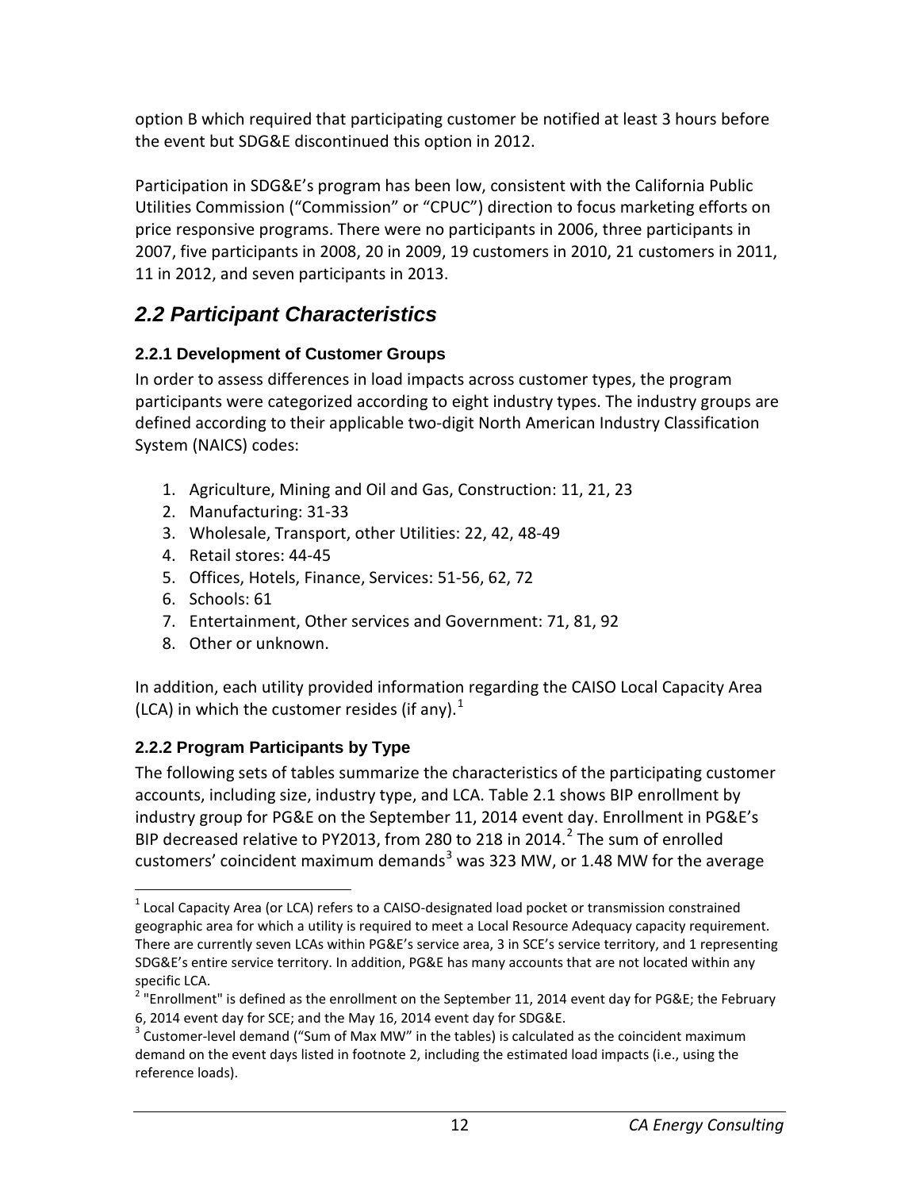option B which required that participating customer be notified at least 3 hours before the event but SDG&E discontinued this option in 2012.

Participation in SDG&E's program has been low, consistent with the California Public Utilities Commission ("Commission" or "CPUC") direction to focus marketing efforts on price responsive programs. There were no participants in 2006, three participants in 2007, five participants in 2008, 20 in 2009, 19 customers in 2010, 21 customers in 2011, 11 in 2012, and seven participants in 2013.

## *2.2 Participant Characteristics*

### 2.2.1 Development of Customer Groups

In order to assess differences in load impacts across customer types, the program participants were categorized according to eight industry types. The industry groups are defined according to their applicable two-digit North American Industry Classification System (NAICS) codes:

1. Agriculture, Mining and Oil and Gas, Construction: 11, 21, 23
2. Manufacturing: 31-33
3. Wholesale, Transport, other Utilities: 22, 42, 48-49
4. Retail stores: 44-45
5. Offices, Hotels, Finance, Services: 51-56, 62, 72
6. Schools: 61
7. Entertainment, Other services and Government: 71, 81, 92
8. Other or unknown.

In addition, each utility provided information regarding the CAISO Local Capacity Area (LCA) in which the customer resides (if any).[1]

### 2.2.2 Program Participants by Type

The following sets of tables summarize the characteristics of the participating customer accounts, including size, industry type, and LCA. Table 2.1 shows BIP enrollment by industry group for PG&E on the September 11, 2014 event day. Enrollment in PG&E's BIP decreased relative to PY2013, from 280 to 218 in 2014.[2] The sum of enrolled customers' coincident maximum demands[3] was 323 MW, or 1.48 MW for the average

---

[1] Local Capacity Area (or LCA) refers to a CAISO-designated load pocket or transmission constrained geographic area for which a utility is required to meet a Local Resource Adequacy capacity requirement. There are currently seven LCAs within PG&E's service area, 3 in SCE's service territory, and 1 representing SDG&E's entire service territory. In addition, PG&E has many accounts that are not located within any specific LCA.

[2] "Enrollment" is defined as the enrollment on the September 11, 2014 event day for PG&E; the February 6, 2014 event day for SCE; and the May 16, 2014 event day for SDG&E.

[3] Customer-level demand ("Sum of Max MW" in the tables) is calculated as the coincident maximum demand on the event days listed in footnote 2, including the estimated load impacts (i.e., using the reference loads).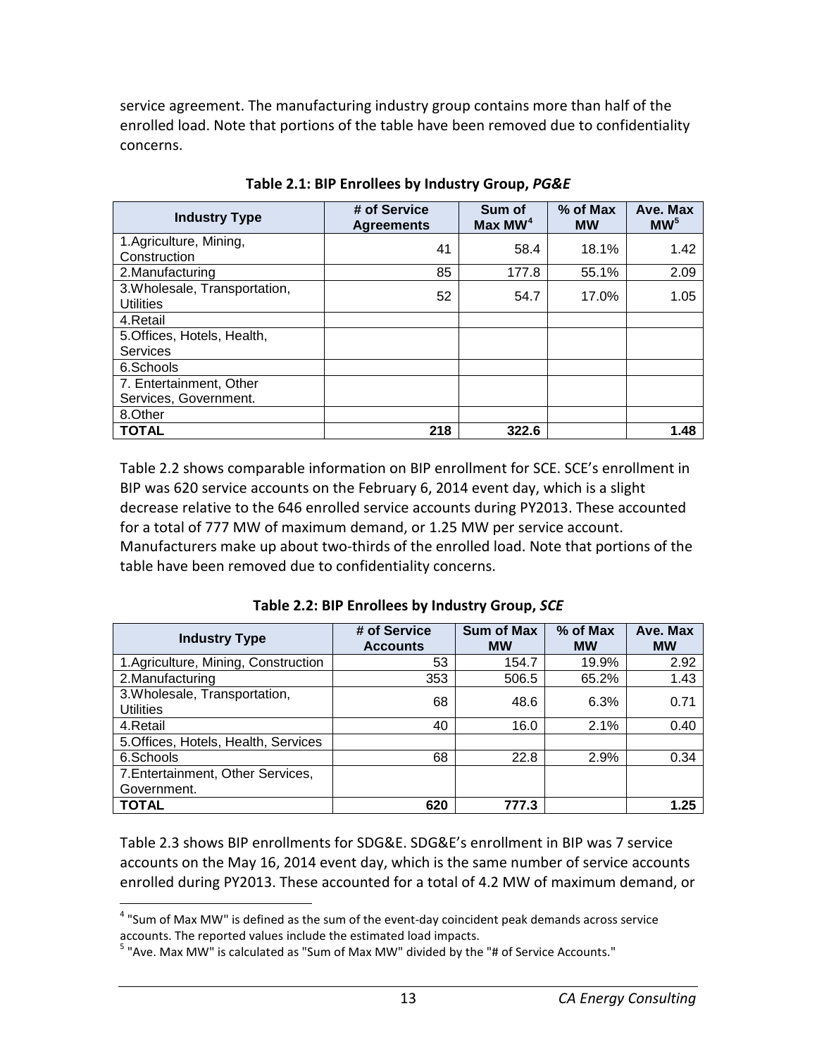service agreement. The manufacturing industry group contains more than half of the enrolled load. Note that portions of the table have been removed due to confidentiality concerns.

**Table 2.1: BIP Enrollees by Industry Group, *PG&E***

| Industry Type | # of Service Agreements | Sum of Max MW[4] | % of Max MW | Ave. Max MW[5] |
|---|---|---|---|---|
| 1.Agriculture, Mining, Construction | 41 | 58.4 | 18.1% | 1.42 |
| 2.Manufacturing | 85 | 177.8 | 55.1% | 2.09 |
| 3.Wholesale, Transportation, Utilities | 52 | 54.7 | 17.0% | 1.05 |
| 4.Retail | | | | |
| 5.Offices, Hotels, Health, Services | | | | |
| 6.Schools | | | | |
| 7. Entertainment, Other Services, Government. | | | | |
| 8.Other | | | | |
| **TOTAL** | **218** | **322.6** | | **1.48** |

Table 2.2 shows comparable information on BIP enrollment for SCE. SCE's enrollment in BIP was 620 service accounts on the February 6, 2014 event day, which is a slight decrease relative to the 646 enrolled service accounts during PY2013. These accounted for a total of 777 MW of maximum demand, or 1.25 MW per service account. Manufacturers make up about two-thirds of the enrolled load. Note that portions of the table have been removed due to confidentiality concerns.

**Table 2.2: BIP Enrollees by Industry Group, *SCE***

| Industry Type | # of Service Accounts | Sum of Max MW | % of Max MW | Ave. Max MW |
|---|---|---|---|---|
| 1.Agriculture, Mining, Construction | 53 | 154.7 | 19.9% | 2.92 |
| 2.Manufacturing | 353 | 506.5 | 65.2% | 1.43 |
| 3.Wholesale, Transportation, Utilities | 68 | 48.6 | 6.3% | 0.71 |
| 4.Retail | 40 | 16.0 | 2.1% | 0.40 |
| 5.Offices, Hotels, Health, Services | | | | |
| 6.Schools | 68 | 22.8 | 2.9% | 0.34 |
| 7.Entertainment, Other Services, Government. | | | | |
| **TOTAL** | **620** | **777.3** | | **1.25** |

Table 2.3 shows BIP enrollments for SDG&E. SDG&E's enrollment in BIP was 7 service accounts on the May 16, 2014 event day, which is the same number of service accounts enrolled during PY2013. These accounted for a total of 4.2 MW of maximum demand, or

[4] "Sum of Max MW" is defined as the sum of the event-day coincident peak demands across service accounts. The reported values include the estimated load impacts.

[5] "Ave. Max MW" is calculated as "Sum of Max MW" divided by the "# of Service Accounts."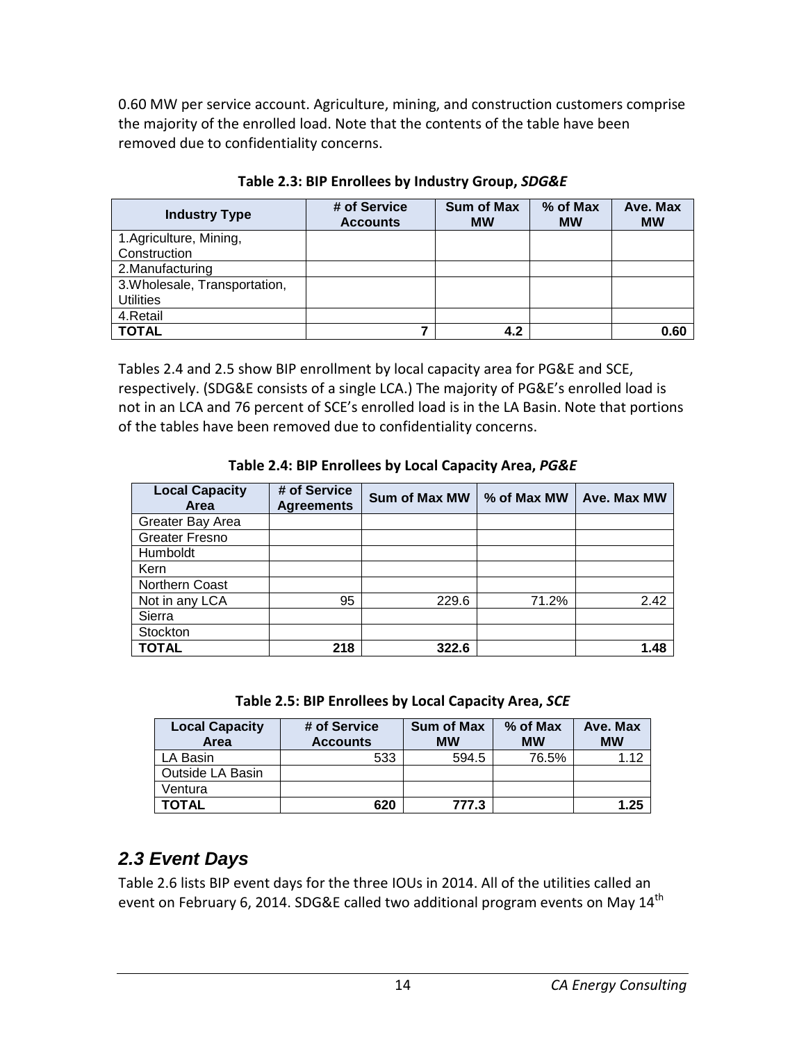0.60 MW per service account. Agriculture, mining, and construction customers comprise the majority of the enrolled load. Note that the contents of the table have been removed due to confidentiality concerns.

**Table 2.3: BIP Enrollees by Industry Group, *SDG&E***

| Industry Type | # of Service Accounts | Sum of Max MW | % of Max MW | Ave. Max MW |
|---|---|---|---|---|
| 1.Agriculture, Mining, Construction | | | | |
| 2.Manufacturing | | | | |
| 3.Wholesale, Transportation, Utilities | | | | |
| 4.Retail | | | | |
| **TOTAL** | **7** | **4.2** | | **0.60** |

Tables 2.4 and 2.5 show BIP enrollment by local capacity area for PG&E and SCE, respectively. (SDG&E consists of a single LCA.) The majority of PG&E's enrolled load is not in an LCA and 76 percent of SCE's enrolled load is in the LA Basin. Note that portions of the tables have been removed due to confidentiality concerns.

**Table 2.4: BIP Enrollees by Local Capacity Area, *PG&E***

| Local Capacity Area | # of Service Agreements | Sum of Max MW | % of Max MW | Ave. Max MW |
|---|---|---|---|---|
| Greater Bay Area | | | | |
| Greater Fresno | | | | |
| Humboldt | | | | |
| Kern | | | | |
| Northern Coast | | | | |
| Not in any LCA | 95 | 229.6 | 71.2% | 2.42 |
| Sierra | | | | |
| Stockton | | | | |
| **TOTAL** | **218** | **322.6** | | **1.48** |

**Table 2.5: BIP Enrollees by Local Capacity Area, *SCE***

| Local Capacity Area | # of Service Accounts | Sum of Max MW | % of Max MW | Ave. Max MW |
|---|---|---|---|---|
| LA Basin | 533 | 594.5 | 76.5% | 1.12 |
| Outside LA Basin | | | | |
| Ventura | | | | |
| **TOTAL** | **620** | **777.3** | | **1.25** |

## *2.3 Event Days*

Table 2.6 lists BIP event days for the three IOUs in 2014. All of the utilities called an event on February 6, 2014. SDG&E called two additional program events on May 14th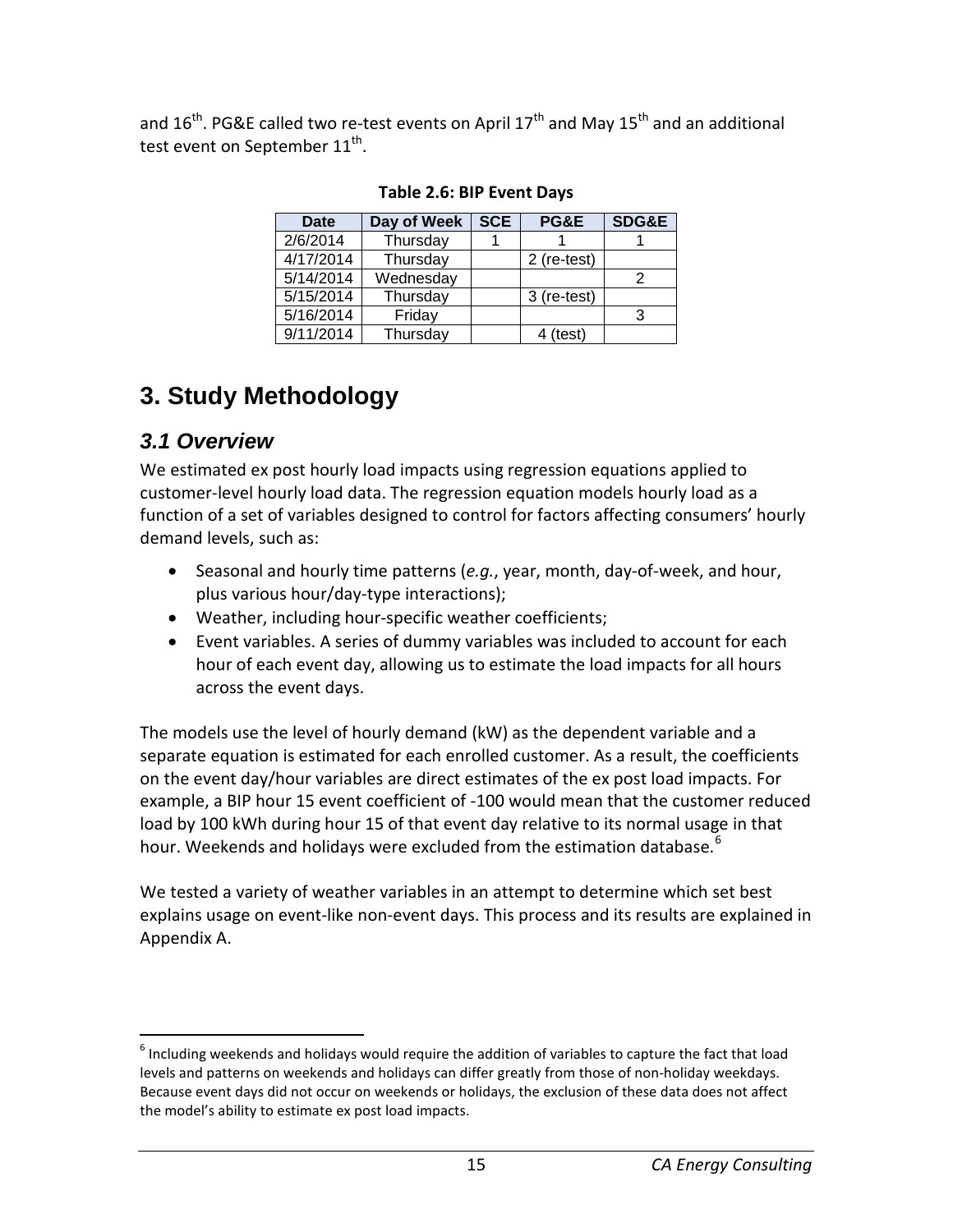and 16th. PG&E called two re-test events on April 17th and May 15th and an additional test event on September 11th.

**Table 2.6: BIP Event Days**

| Date | Day of Week | SCE | PG&E | SDG&E |
|---|---|---|---|---|
| 2/6/2014 | Thursday | 1 | 1 | 1 |
| 4/17/2014 | Thursday | | 2 (re-test) | |
| 5/14/2014 | Wednesday | | | 2 |
| 5/15/2014 | Thursday | | 3 (re-test) | |
| 5/16/2014 | Friday | | | 3 |
| 9/11/2014 | Thursday | | 4 (test) | |

# 3. Study Methodology

## 3.1 Overview

We estimated ex post hourly load impacts using regression equations applied to customer-level hourly load data. The regression equation models hourly load as a function of a set of variables designed to control for factors affecting consumers' hourly demand levels, such as:

- Seasonal and hourly time patterns (*e.g.*, year, month, day-of-week, and hour, plus various hour/day-type interactions);
- Weather, including hour-specific weather coefficients;
- Event variables. A series of dummy variables was included to account for each hour of each event day, allowing us to estimate the load impacts for all hours across the event days.

The models use the level of hourly demand (kW) as the dependent variable and a separate equation is estimated for each enrolled customer. As a result, the coefficients on the event day/hour variables are direct estimates of the ex post load impacts. For example, a BIP hour 15 event coefficient of -100 would mean that the customer reduced load by 100 kWh during hour 15 of that event day relative to its normal usage in that hour. Weekends and holidays were excluded from the estimation database.[6]

We tested a variety of weather variables in an attempt to determine which set best explains usage on event-like non-event days. This process and its results are explained in Appendix A.

[6] Including weekends and holidays would require the addition of variables to capture the fact that load levels and patterns on weekends and holidays can differ greatly from those of non-holiday weekdays. Because event days did not occur on weekends or holidays, the exclusion of these data does not affect the model's ability to estimate ex post load impacts.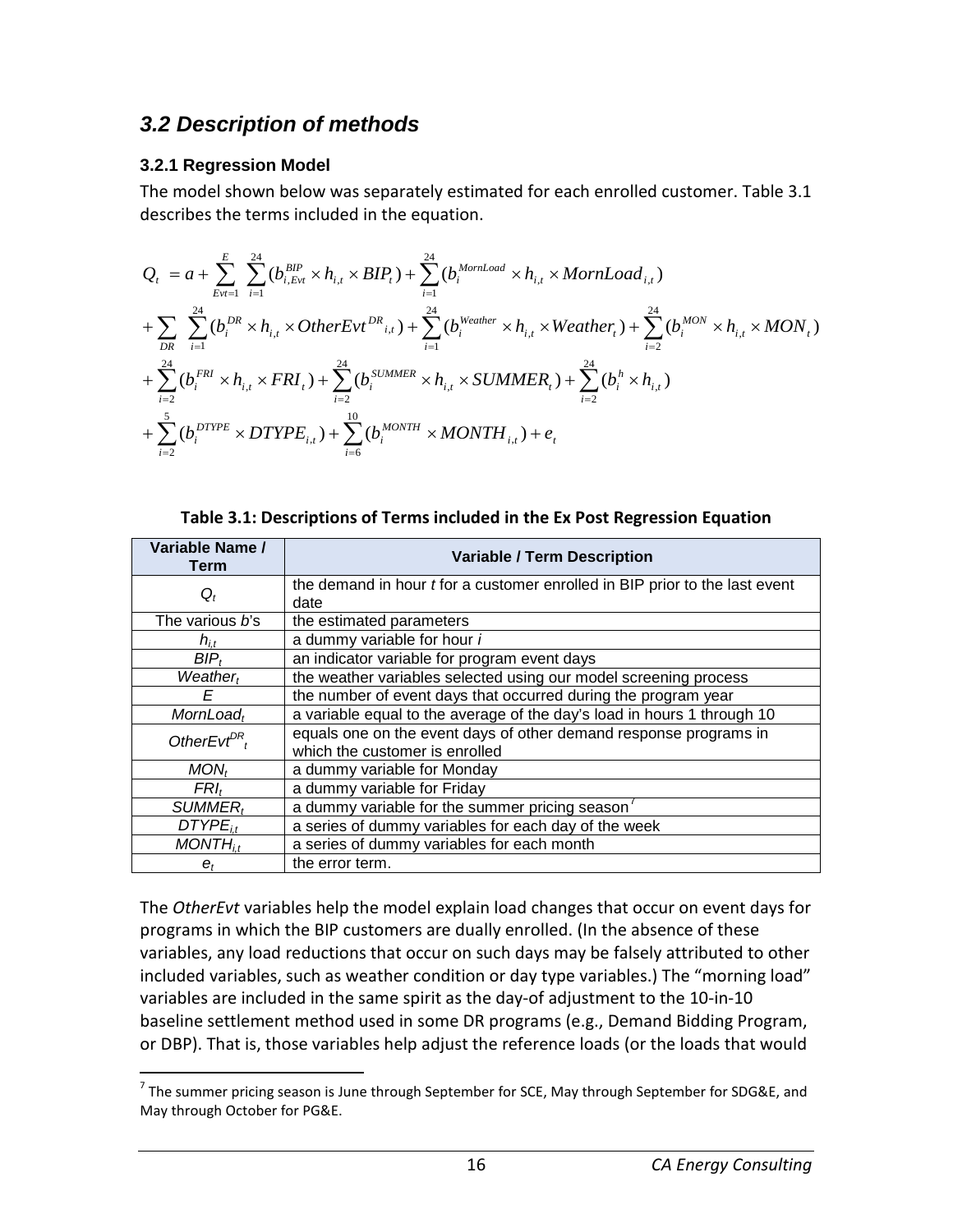## 3.2 Description of methods

### 3.2.1 Regression Model

The model shown below was separately estimated for each enrolled customer. Table 3.1 describes the terms included in the equation.

$$
\begin{aligned}
Q_t &= a + \sum_{Evt=1}^{E} \sum_{i=1}^{24} (b_{i,Evt}^{BIP} \times h_{i,t} \times BIP_t) + \sum_{i=1}^{24} (b_i^{MornLoad} \times h_{i,t} \times MornLoad_{i,t}) \\
&+ \sum_{DR} \sum_{i=1}^{24} (b_i^{DR} \times h_{i,t} \times OtherEvt^{DR}{}_{i,t}) + \sum_{i=1}^{24} (b_i^{Weather} \times h_{i,t} \times Weather_t) + \sum_{i=2}^{24} (b_i^{MON} \times h_{i,t} \times MON_t) \\
&+ \sum_{i=2}^{24} (b_i^{FRI} \times h_{i,t} \times FRI_t) + \sum_{i=2}^{24} (b_i^{SUMMER} \times h_{i,t} \times SUMMER_t) + \sum_{i=2}^{24} (b_i^{h} \times h_{i,t}) \\
&+ \sum_{i=2}^{5} (b_i^{DTYPE} \times DTYPE_{i,t}) + \sum_{i=6}^{10} (b_i^{MONTH} \times MONTH_{i,t}) + e_t
\end{aligned}
$$

**Table 3.1: Descriptions of Terms included in the Ex Post Regression Equation**

| Variable Name / Term | Variable / Term Description |
|---|---|
| $Q_t$ | the demand in hour *t* for a customer enrolled in BIP prior to the last event date |
| The various *b*'s | the estimated parameters |
| $h_{i,t}$ | a dummy variable for hour *i* |
| $BIP_t$ | an indicator variable for program event days |
| $Weather_t$ | the weather variables selected using our model screening process |
| $E$ | the number of event days that occurred during the program year |
| $MornLoad_t$ | a variable equal to the average of the day's load in hours 1 through 10 |
| $OtherEvt^{DR}_t$ | equals one on the event days of other demand response programs in which the customer is enrolled |
| $MON_t$ | a dummy variable for Monday |
| $FRI_t$ | a dummy variable for Friday |
| $SUMMER_t$ | a dummy variable for the summer pricing season[7] |
| $DTYPE_{i,t}$ | a series of dummy variables for each day of the week |
| $MONTH_{i,t}$ | a series of dummy variables for each month |
| $e_t$ | the error term. |

The *OtherEvt* variables help the model explain load changes that occur on event days for programs in which the BIP customers are dually enrolled. (In the absence of these variables, any load reductions that occur on such days may be falsely attributed to other included variables, such as weather condition or day type variables.) The "morning load" variables are included in the same spirit as the day-of adjustment to the 10-in-10 baseline settlement method used in some DR programs (e.g., Demand Bidding Program, or DBP). That is, those variables help adjust the reference loads (or the loads that would

[7] The summer pricing season is June through September for SCE, May through September for SDG&E, and May through October for PG&E.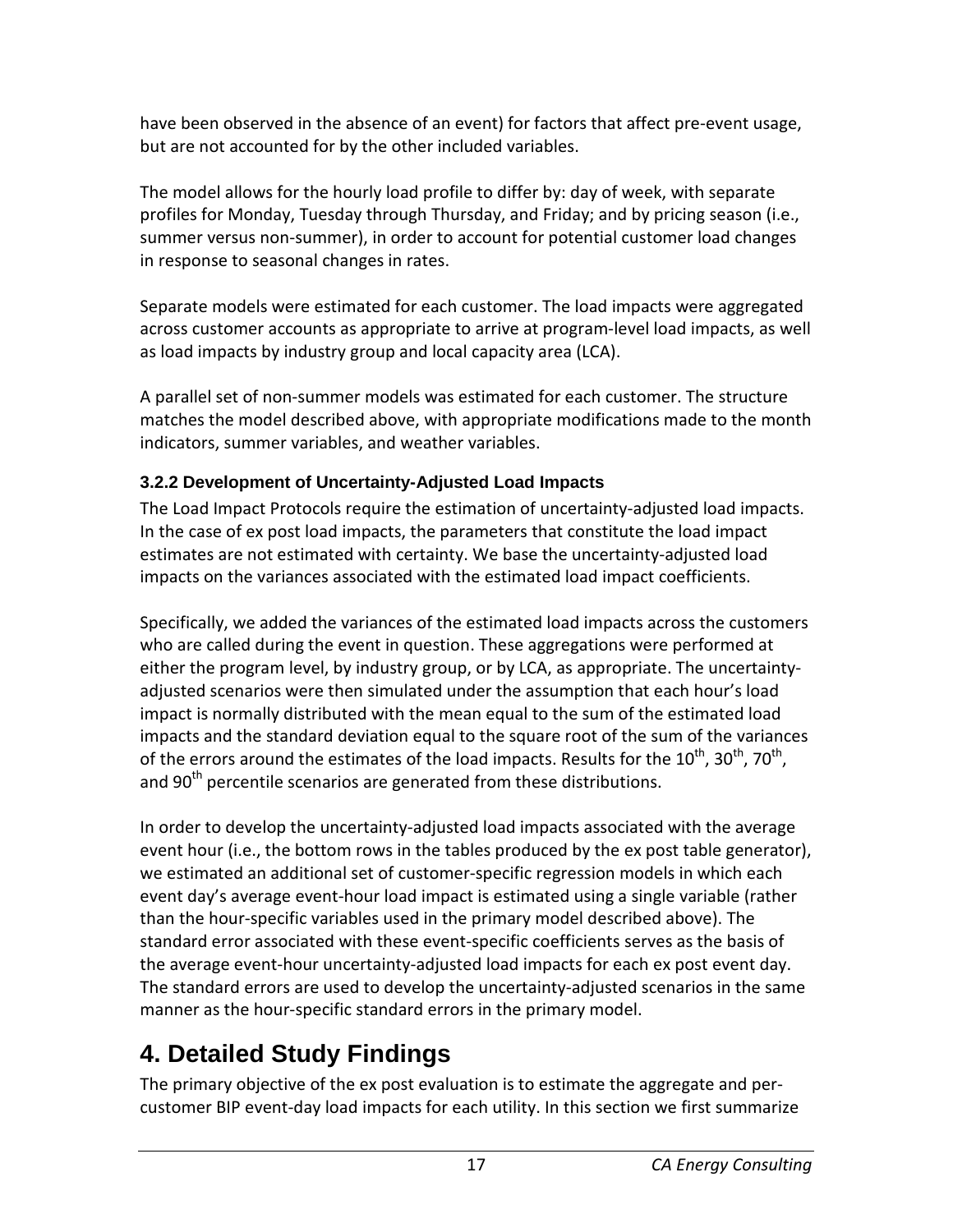have been observed in the absence of an event) for factors that affect pre-event usage, but are not accounted for by the other included variables.

The model allows for the hourly load profile to differ by: day of week, with separate profiles for Monday, Tuesday through Thursday, and Friday; and by pricing season (i.e., summer versus non-summer), in order to account for potential customer load changes in response to seasonal changes in rates.

Separate models were estimated for each customer. The load impacts were aggregated across customer accounts as appropriate to arrive at program-level load impacts, as well as load impacts by industry group and local capacity area (LCA).

A parallel set of non-summer models was estimated for each customer. The structure matches the model described above, with appropriate modifications made to the month indicators, summer variables, and weather variables.

### 3.2.2 Development of Uncertainty-Adjusted Load Impacts

The Load Impact Protocols require the estimation of uncertainty-adjusted load impacts. In the case of ex post load impacts, the parameters that constitute the load impact estimates are not estimated with certainty. We base the uncertainty-adjusted load impacts on the variances associated with the estimated load impact coefficients.

Specifically, we added the variances of the estimated load impacts across the customers who are called during the event in question. These aggregations were performed at either the program level, by industry group, or by LCA, as appropriate. The uncertainty-adjusted scenarios were then simulated under the assumption that each hour's load impact is normally distributed with the mean equal to the sum of the estimated load impacts and the standard deviation equal to the square root of the sum of the variances of the errors around the estimates of the load impacts. Results for the 10th, 30th, 70th, and 90th percentile scenarios are generated from these distributions.

In order to develop the uncertainty-adjusted load impacts associated with the average event hour (i.e., the bottom rows in the tables produced by the ex post table generator), we estimated an additional set of customer-specific regression models in which each event day's average event-hour load impact is estimated using a single variable (rather than the hour-specific variables used in the primary model described above). The standard error associated with these event-specific coefficients serves as the basis of the average event-hour uncertainty-adjusted load impacts for each ex post event day. The standard errors are used to develop the uncertainty-adjusted scenarios in the same manner as the hour-specific standard errors in the primary model.

# 4. Detailed Study Findings

The primary objective of the ex post evaluation is to estimate the aggregate and per-customer BIP event-day load impacts for each utility. In this section we first summarize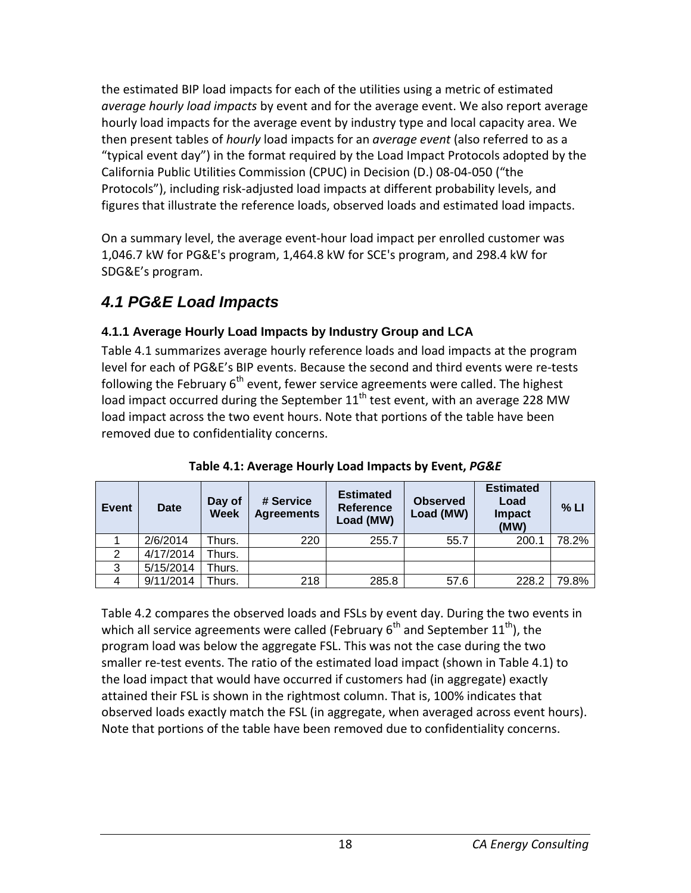the estimated BIP load impacts for each of the utilities using a metric of estimated *average hourly load impacts* by event and for the average event. We also report average hourly load impacts for the average event by industry type and local capacity area. We then present tables of *hourly* load impacts for an *average event* (also referred to as a "typical event day") in the format required by the Load Impact Protocols adopted by the California Public Utilities Commission (CPUC) in Decision (D.) 08-04-050 ("the Protocols"), including risk-adjusted load impacts at different probability levels, and figures that illustrate the reference loads, observed loads and estimated load impacts.

On a summary level, the average event-hour load impact per enrolled customer was 1,046.7 kW for PG&E's program, 1,464.8 kW for SCE's program, and 298.4 kW for SDG&E's program.

## *4.1 PG&E Load Impacts*

### 4.1.1 Average Hourly Load Impacts by Industry Group and LCA

Table 4.1 summarizes average hourly reference loads and load impacts at the program level for each of PG&E's BIP events. Because the second and third events were re-tests following the February 6th event, fewer service agreements were called. The highest load impact occurred during the September 11th test event, with an average 228 MW load impact across the two event hours. Note that portions of the table have been removed due to confidentiality concerns.

**Table 4.1: Average Hourly Load Impacts by Event, *PG&E***

| Event | Date | Day of Week | # Service Agreements | Estimated Reference Load (MW) | Observed Load (MW) | Estimated Load Impact (MW) | % LI |
|---|---|---|---|---|---|---|---|
| 1 | 2/6/2014 | Thurs. | 220 | 255.7 | 55.7 | 200.1 | 78.2% |
| 2 | 4/17/2014 | Thurs. | | | | | |
| 3 | 5/15/2014 | Thurs. | | | | | |
| 4 | 9/11/2014 | Thurs. | 218 | 285.8 | 57.6 | 228.2 | 79.8% |

Table 4.2 compares the observed loads and FSLs by event day. During the two events in which all service agreements were called (February 6th and September 11th), the program load was below the aggregate FSL. This was not the case during the two smaller re-test events. The ratio of the estimated load impact (shown in Table 4.1) to the load impact that would have occurred if customers had (in aggregate) exactly attained their FSL is shown in the rightmost column. That is, 100% indicates that observed loads exactly match the FSL (in aggregate, when averaged across event hours). Note that portions of the table have been removed due to confidentiality concerns.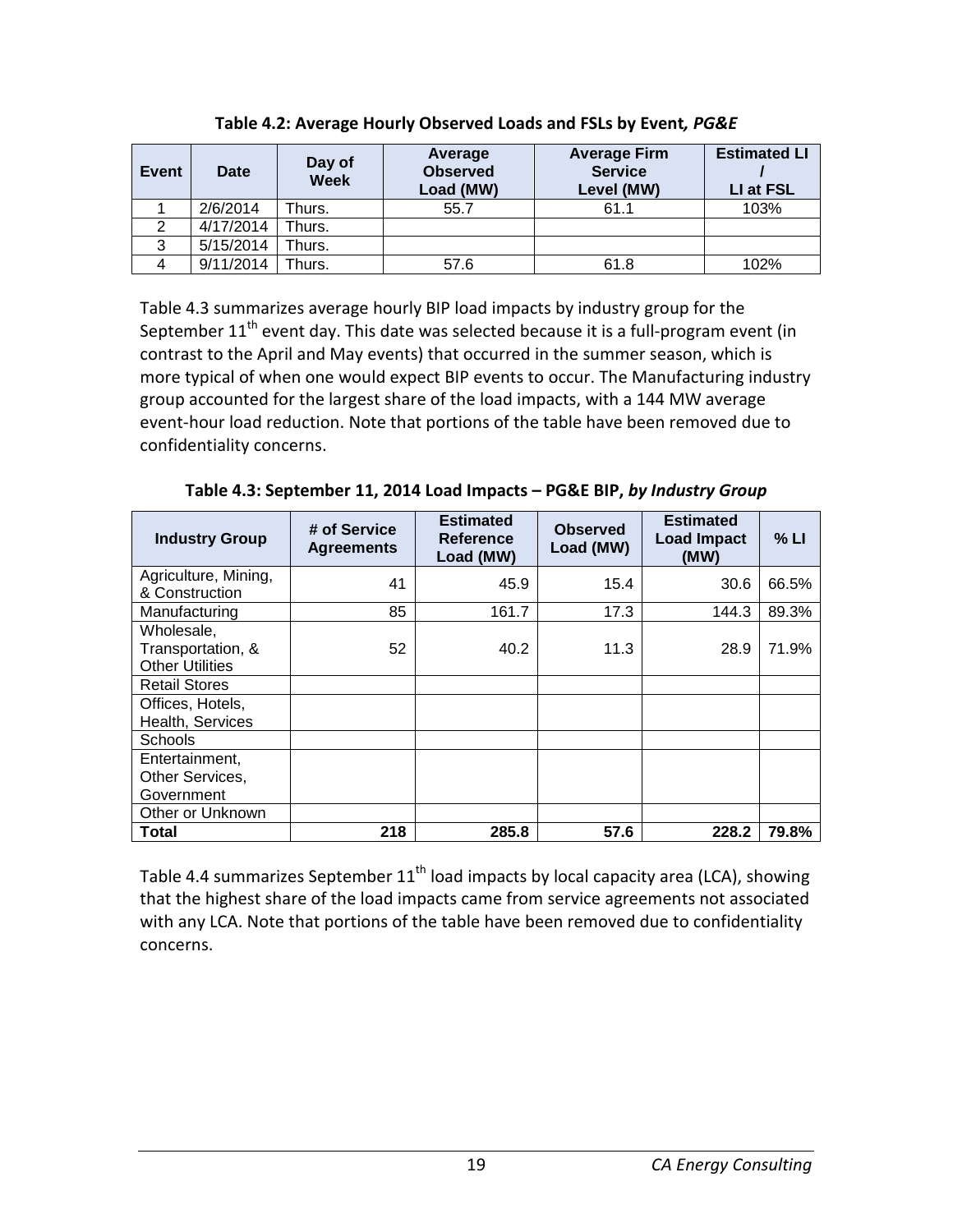**Table 4.2: Average Hourly Observed Loads and FSLs by Event, *PG&E***

| Event | Date | Day of Week | Average Observed Load (MW) | Average Firm Service Level (MW) | Estimated LI / LI at FSL |
|---|---|---|---|---|---|
| 1 | 2/6/2014 | Thurs. | 55.7 | 61.1 | 103% |
| 2 | 4/17/2014 | Thurs. | | | |
| 3 | 5/15/2014 | Thurs. | | | |
| 4 | 9/11/2014 | Thurs. | 57.6 | 61.8 | 102% |

Table 4.3 summarizes average hourly BIP load impacts by industry group for the September 11th event day. This date was selected because it is a full-program event (in contrast to the April and May events) that occurred in the summer season, which is more typical of when one would expect BIP events to occur. The Manufacturing industry group accounted for the largest share of the load impacts, with a 144 MW average event-hour load reduction. Note that portions of the table have been removed due to confidentiality concerns.

**Table 4.3: September 11, 2014 Load Impacts – PG&E BIP, *by Industry Group***

| Industry Group | # of Service Agreements | Estimated Reference Load (MW) | Observed Load (MW) | Estimated Load Impact (MW) | % LI |
|---|---|---|---|---|---|
| Agriculture, Mining, & Construction | 41 | 45.9 | 15.4 | 30.6 | 66.5% |
| Manufacturing | 85 | 161.7 | 17.3 | 144.3 | 89.3% |
| Wholesale, Transportation, & Other Utilities | 52 | 40.2 | 11.3 | 28.9 | 71.9% |
| Retail Stores | | | | | |
| Offices, Hotels, Health, Services | | | | | |
| Schools | | | | | |
| Entertainment, Other Services, Government | | | | | |
| Other or Unknown | | | | | |
| **Total** | **218** | **285.8** | **57.6** | **228.2** | **79.8%** |

Table 4.4 summarizes September 11th load impacts by local capacity area (LCA), showing that the highest share of the load impacts came from service agreements not associated with any LCA. Note that portions of the table have been removed due to confidentiality concerns.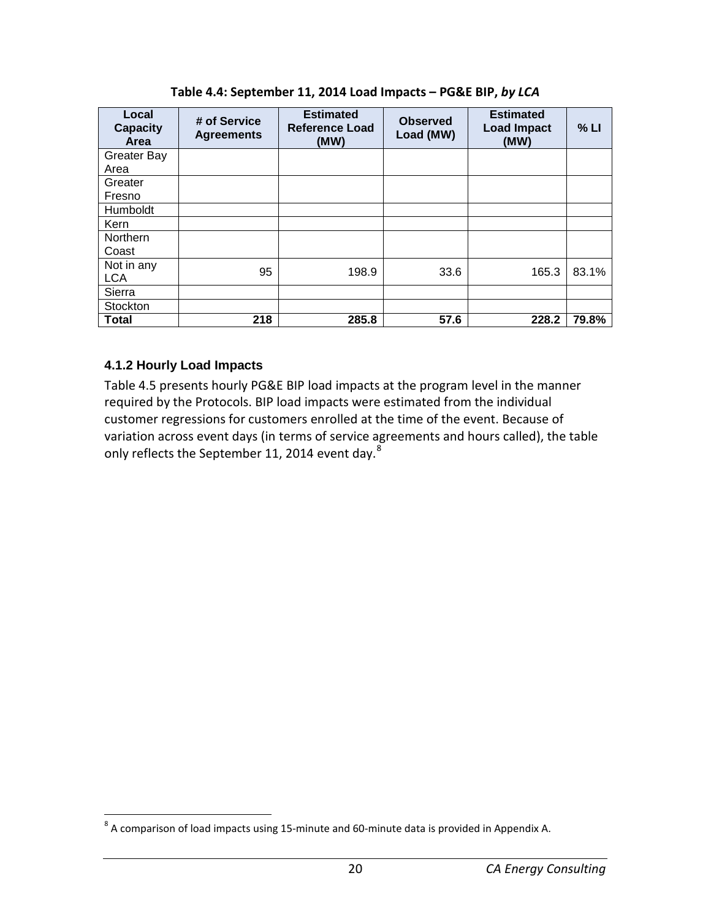**Table 4.4: September 11, 2014 Load Impacts – PG&E BIP, *by LCA***

| Local Capacity Area | # of Service Agreements | Estimated Reference Load (MW) | Observed Load (MW) | Estimated Load Impact (MW) | % LI |
|---|---|---|---|---|---|
| Greater Bay Area | | | | | |
| Greater Fresno | | | | | |
| Humboldt | | | | | |
| Kern | | | | | |
| Northern Coast | | | | | |
| Not in any LCA | 95 | 198.9 | 33.6 | 165.3 | 83.1% |
| Sierra | | | | | |
| Stockton | | | | | |
| **Total** | **218** | **285.8** | **57.6** | **228.2** | **79.8%** |

### 4.1.2 Hourly Load Impacts

Table 4.5 presents hourly PG&E BIP load impacts at the program level in the manner required by the Protocols. BIP load impacts were estimated from the individual customer regressions for customers enrolled at the time of the event. Because of variation across event days (in terms of service agreements and hours called), the table only reflects the September 11, 2014 event day.[8]

[8] A comparison of load impacts using 15-minute and 60-minute data is provided in Appendix A.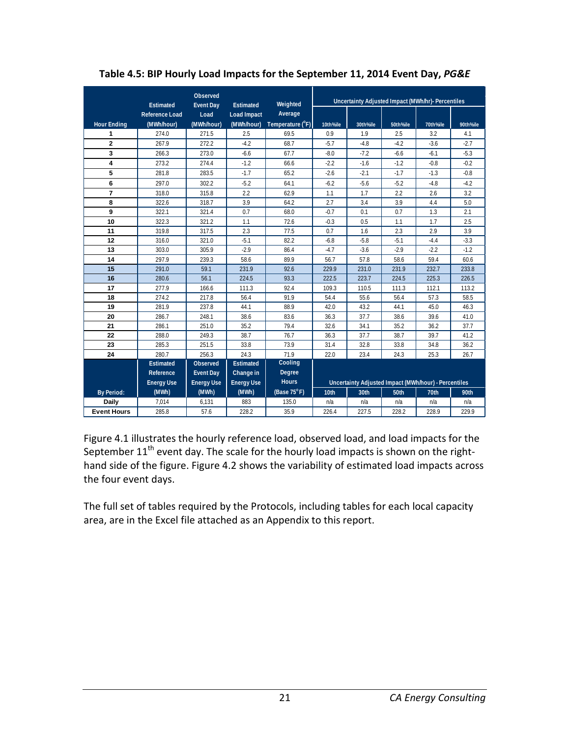**Table 4.5: BIP Hourly Load Impacts for the September 11, 2014 Event Day, *PG&E***

| Hour Ending | Estimated Reference Load (MWh/hour) | Observed Event Day Load (MWh/hour) | Estimated Load Impact (MWh/hour) | Weighted Average Temperature (°F) | Uncertainty Adjusted Impact (MWh/hr)- Percentiles 10th%ile | 30th%ile | 50th%ile | 70th%ile | 90th%ile |
|---|---|---|---|---|---|---|---|---|---|
| 1 | 274.0 | 271.5 | 2.5 | 69.5 | 0.9 | 1.9 | 2.5 | 3.2 | 4.1 |
| 2 | 267.9 | 272.2 | -4.2 | 68.7 | -5.7 | -4.8 | -4.2 | -3.6 | -2.7 |
| 3 | 266.3 | 273.0 | -6.6 | 67.7 | -8.0 | -7.2 | -6.6 | -6.1 | -5.3 |
| 4 | 273.2 | 274.4 | -1.2 | 66.6 | -2.2 | -1.6 | -1.2 | -0.8 | -0.2 |
| 5 | 281.8 | 283.5 | -1.7 | 65.2 | -2.6 | -2.1 | -1.7 | -1.3 | -0.8 |
| 6 | 297.0 | 302.2 | -5.2 | 64.1 | -6.2 | -5.6 | -5.2 | -4.8 | -4.2 |
| 7 | 318.0 | 315.8 | 2.2 | 62.9 | 1.1 | 1.7 | 2.2 | 2.6 | 3.2 |
| 8 | 322.6 | 318.7 | 3.9 | 64.2 | 2.7 | 3.4 | 3.9 | 4.4 | 5.0 |
| 9 | 322.1 | 321.4 | 0.7 | 68.0 | -0.7 | 0.1 | 0.7 | 1.3 | 2.1 |
| 10 | 322.3 | 321.2 | 1.1 | 72.6 | -0.3 | 0.5 | 1.1 | 1.7 | 2.5 |
| 11 | 319.8 | 317.5 | 2.3 | 77.5 | 0.7 | 1.6 | 2.3 | 2.9 | 3.9 |
| 12 | 316.0 | 321.0 | -5.1 | 82.2 | -6.8 | -5.8 | -5.1 | -4.4 | -3.3 |
| 13 | 303.0 | 305.9 | -2.9 | 86.4 | -4.7 | -3.6 | -2.9 | -2.2 | -1.2 |
| 14 | 297.9 | 239.3 | 58.6 | 89.9 | 56.7 | 57.8 | 58.6 | 59.4 | 60.6 |
| 15 | 291.0 | 59.1 | 231.9 | 92.6 | 229.9 | 231.0 | 231.9 | 232.7 | 233.8 |
| 16 | 280.6 | 56.1 | 224.5 | 93.3 | 222.5 | 223.7 | 224.5 | 225.3 | 226.5 |
| 17 | 277.9 | 166.6 | 111.3 | 92.4 | 109.3 | 110.5 | 111.3 | 112.1 | 113.2 |
| 18 | 274.2 | 217.8 | 56.4 | 91.9 | 54.4 | 55.6 | 56.4 | 57.3 | 58.5 |
| 19 | 281.9 | 237.8 | 44.1 | 88.9 | 42.0 | 43.2 | 44.1 | 45.0 | 46.3 |
| 20 | 286.7 | 248.1 | 38.6 | 83.6 | 36.3 | 37.7 | 38.6 | 39.6 | 41.0 |
| 21 | 286.1 | 251.0 | 35.2 | 79.4 | 32.6 | 34.1 | 35.2 | 36.2 | 37.7 |
| 22 | 288.0 | 249.3 | 38.7 | 76.7 | 36.3 | 37.7 | 38.7 | 39.7 | 41.2 |
| 23 | 285.3 | 251.5 | 33.8 | 73.9 | 31.4 | 32.8 | 33.8 | 34.8 | 36.2 |
| 24 | 280.7 | 256.3 | 24.3 | 71.9 | 22.0 | 23.4 | 24.3 | 25.3 | 26.7 |
| **By Period:** | **Estimated Reference Energy Use (MWh)** | **Observed Event Day Energy Use (MWh)** | **Estimated Change in Energy Use (MWh)** | **Cooling Degree Hours (Base 75°F)** | **Uncertainty Adjusted Impact (MWh/hour) - Percentiles 10th** | **30th** | **50th** | **70th** | **90th** |
| Daily | 7,014 | 6,131 | 883 | 135.0 | n/a | n/a | n/a | n/a | n/a |
| Event Hours | 285.8 | 57.6 | 228.2 | 35.9 | 226.4 | 227.5 | 228.2 | 228.9 | 229.9 |

Figure 4.1 illustrates the hourly reference load, observed load, and load impacts for the September 11th event day. The scale for the hourly load impacts is shown on the right-hand side of the figure. Figure 4.2 shows the variability of estimated load impacts across the four event days.

The full set of tables required by the Protocols, including tables for each local capacity area, are in the Excel file attached as an Appendix to this report.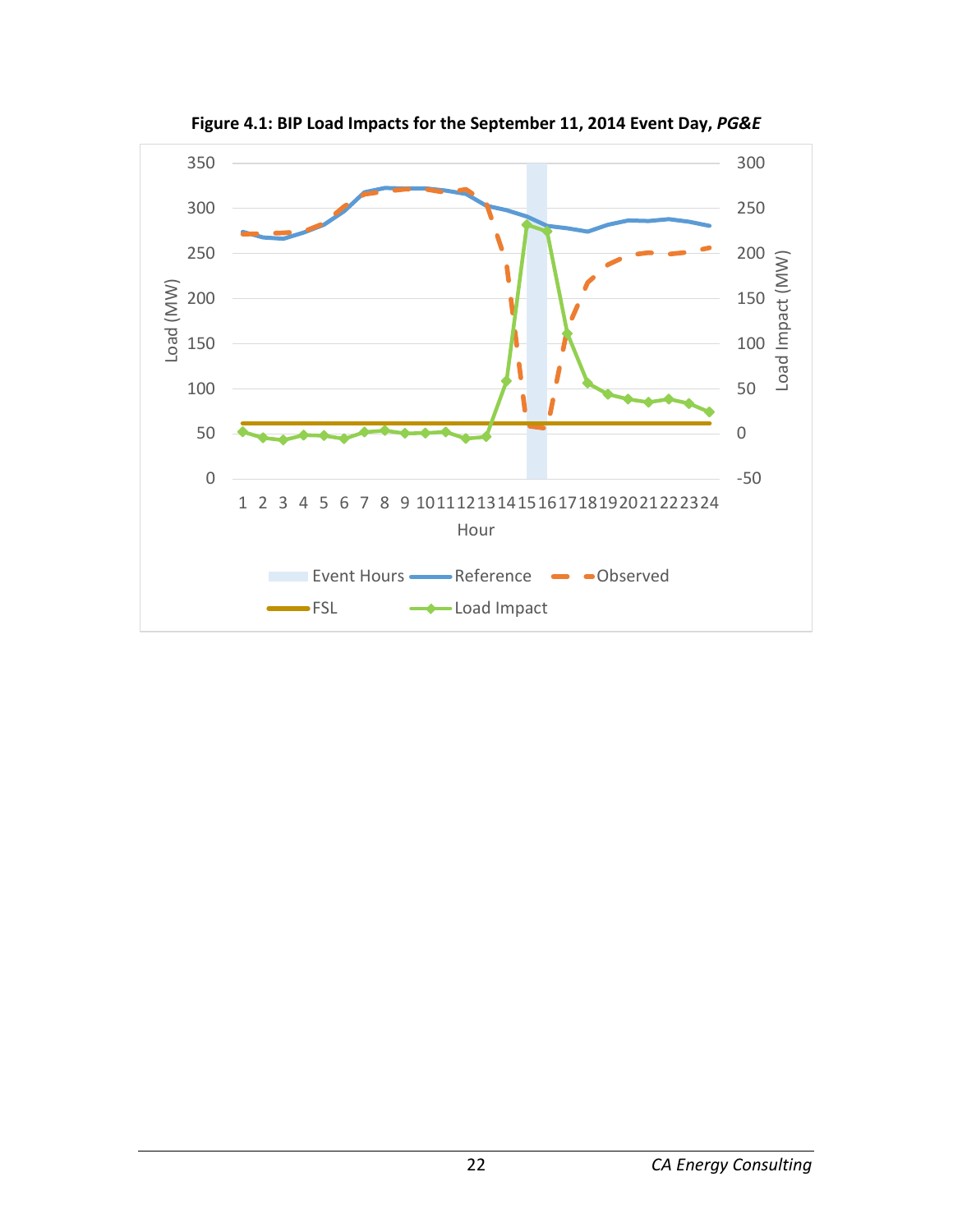**Figure 4.1: BIP Load Impacts for the September 11, 2014 Event Day, *PG&E***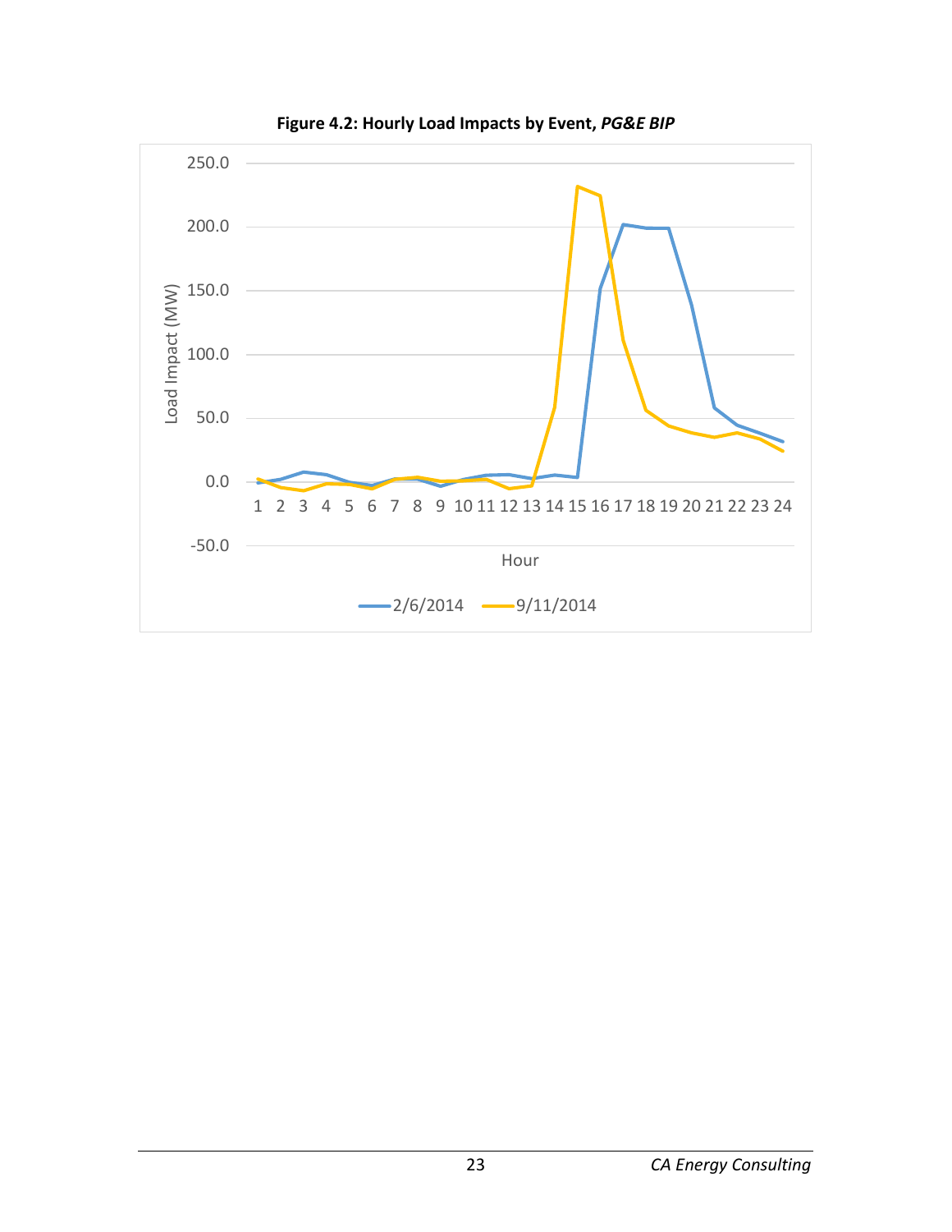**Figure 4.2: Hourly Load Impacts by Event, *PG&E BIP***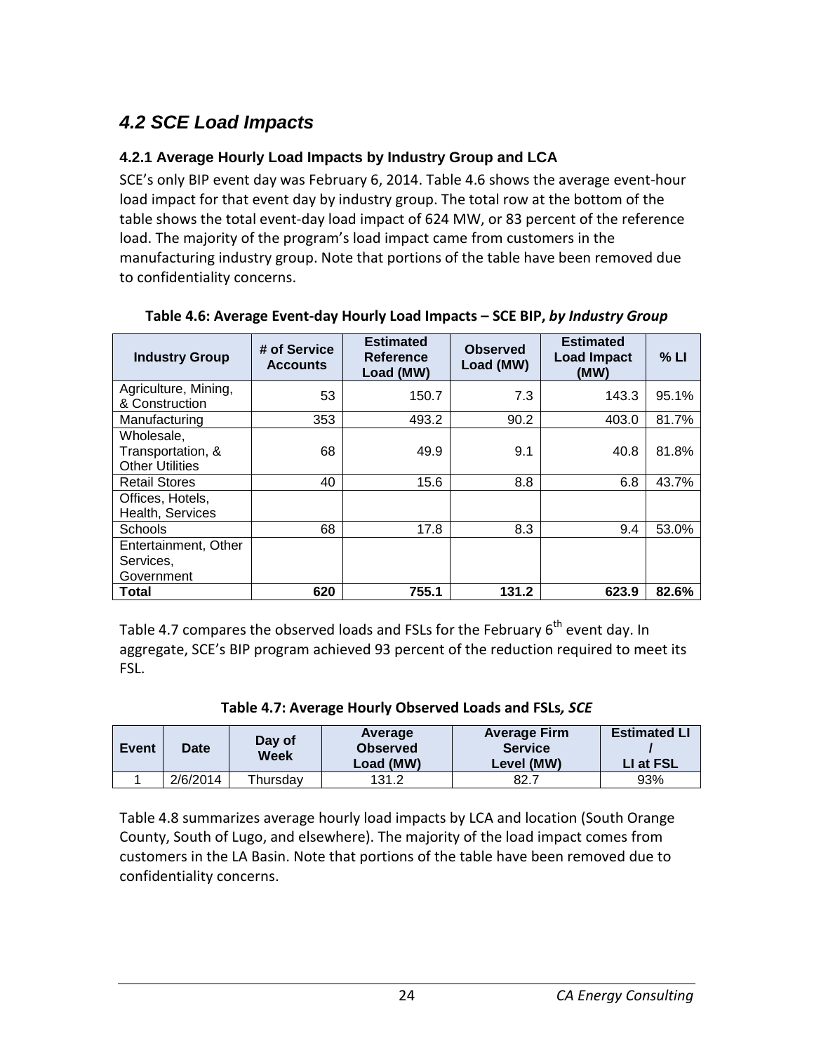## *4.2 SCE Load Impacts*

### 4.2.1 Average Hourly Load Impacts by Industry Group and LCA

SCE's only BIP event day was February 6, 2014. Table 4.6 shows the average event-hour load impact for that event day by industry group. The total row at the bottom of the table shows the total event-day load impact of 624 MW, or 83 percent of the reference load. The majority of the program's load impact came from customers in the manufacturing industry group. Note that portions of the table have been removed due to confidentiality concerns.

**Table 4.6: Average Event-day Hourly Load Impacts – SCE BIP, *by Industry Group***

| Industry Group | # of Service Accounts | Estimated Reference Load (MW) | Observed Load (MW) | Estimated Load Impact (MW) | % LI |
|---|---|---|---|---|---|
| Agriculture, Mining, & Construction | 53 | 150.7 | 7.3 | 143.3 | 95.1% |
| Manufacturing | 353 | 493.2 | 90.2 | 403.0 | 81.7% |
| Wholesale, Transportation, & Other Utilities | 68 | 49.9 | 9.1 | 40.8 | 81.8% |
| Retail Stores | 40 | 15.6 | 8.8 | 6.8 | 43.7% |
| Offices, Hotels, Health, Services | | | | | |
| Schools | 68 | 17.8 | 8.3 | 9.4 | 53.0% |
| Entertainment, Other Services, Government | | | | | |
| **Total** | **620** | **755.1** | **131.2** | **623.9** | **82.6%** |

Table 4.7 compares the observed loads and FSLs for the February 6th event day. In aggregate, SCE's BIP program achieved 93 percent of the reduction required to meet its FSL.

**Table 4.7: Average Hourly Observed Loads and FSLs*, SCE***

| Event | Date | Day of Week | Average Observed Load (MW) | Average Firm Service Level (MW) | Estimated LI / LI at FSL |
|---|---|---|---|---|---|
| 1 | 2/6/2014 | Thursday | 131.2 | 82.7 | 93% |

Table 4.8 summarizes average hourly load impacts by LCA and location (South Orange County, South of Lugo, and elsewhere). The majority of the load impact comes from customers in the LA Basin. Note that portions of the table have been removed due to confidentiality concerns.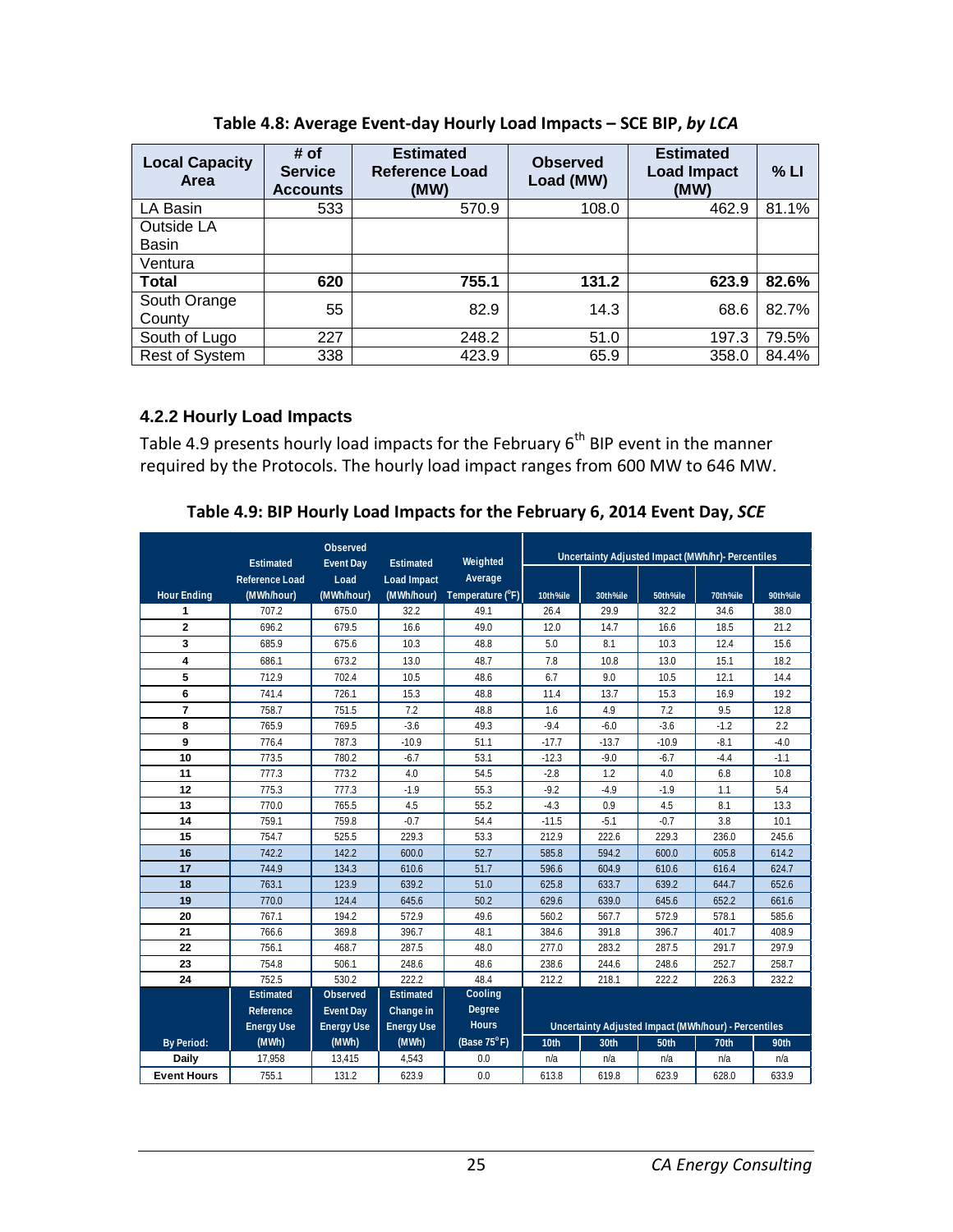**Table 4.8: Average Event-day Hourly Load Impacts – SCE BIP, *by LCA***

| Local Capacity Area | # of Service Accounts | Estimated Reference Load (MW) | Observed Load (MW) | Estimated Load Impact (MW) | % LI |
|---|---|---|---|---|---|
| LA Basin | 533 | 570.9 | 108.0 | 462.9 | 81.1% |
| Outside LA Basin | | | | | |
| Ventura | | | | | |
| **Total** | **620** | **755.1** | **131.2** | **623.9** | **82.6%** |
| South Orange County | 55 | 82.9 | 14.3 | 68.6 | 82.7% |
| South of Lugo | 227 | 248.2 | 51.0 | 197.3 | 79.5% |
| Rest of System | 338 | 423.9 | 65.9 | 358.0 | 84.4% |

### 4.2.2 Hourly Load Impacts

Table 4.9 presents hourly load impacts for the February 6th BIP event in the manner required by the Protocols. The hourly load impact ranges from 600 MW to 646 MW.

**Table 4.9: BIP Hourly Load Impacts for the February 6, 2014 Event Day, *SCE***

| Hour Ending | Estimated Reference Load (MWh/hour) | Observed Event Day Load (MWh/hour) | Estimated Load Impact (MWh/hour) | Weighted Average Temperature (°F) | Uncertainty Adjusted Impact (MWh/hr)- Percentiles | | | | |
|---|---|---|---|---|---|---|---|---|---|
| | | | | | 10th%ile | 30th%ile | 50th%ile | 70th%ile | 90th%ile |
| 1 | 707.2 | 675.0 | 32.2 | 49.1 | 26.4 | 29.9 | 32.2 | 34.6 | 38.0 |
| 2 | 696.2 | 679.5 | 16.6 | 49.0 | 12.0 | 14.7 | 16.6 | 18.5 | 21.2 |
| 3 | 685.9 | 675.6 | 10.3 | 48.8 | 5.0 | 8.1 | 10.3 | 12.4 | 15.6 |
| 4 | 686.1 | 673.2 | 13.0 | 48.7 | 7.8 | 10.8 | 13.0 | 15.1 | 18.2 |
| 5 | 712.9 | 702.4 | 10.5 | 48.6 | 6.7 | 9.0 | 10.5 | 12.1 | 14.4 |
| 6 | 741.4 | 726.1 | 15.3 | 48.8 | 11.4 | 13.7 | 15.3 | 16.9 | 19.2 |
| 7 | 758.7 | 751.5 | 7.2 | 48.8 | 1.6 | 4.9 | 7.2 | 9.5 | 12.8 |
| 8 | 765.9 | 769.5 | -3.6 | 49.3 | -9.4 | -6.0 | -3.6 | -1.2 | 2.2 |
| 9 | 776.4 | 787.3 | -10.9 | 51.1 | -17.7 | -13.7 | -10.9 | -8.1 | -4.0 |
| 10 | 773.5 | 780.2 | -6.7 | 53.1 | -12.3 | -9.0 | -6.7 | -4.4 | -1.1 |
| 11 | 777.3 | 773.2 | 4.0 | 54.5 | -2.8 | 1.2 | 4.0 | 6.8 | 10.8 |
| 12 | 775.3 | 777.3 | -1.9 | 55.3 | -9.2 | -4.9 | -1.9 | 1.1 | 5.4 |
| 13 | 770.0 | 765.5 | 4.5 | 55.2 | -4.3 | 0.9 | 4.5 | 8.1 | 13.3 |
| 14 | 759.1 | 759.8 | -0.7 | 54.4 | -11.5 | -5.1 | -0.7 | 3.8 | 10.1 |
| 15 | 754.7 | 525.5 | 229.3 | 53.3 | 212.9 | 222.6 | 229.3 | 236.0 | 245.6 |
| 16 | 742.2 | 142.2 | 600.0 | 52.7 | 585.8 | 594.2 | 600.0 | 605.8 | 614.2 |
| 17 | 744.9 | 134.3 | 610.6 | 51.7 | 596.6 | 604.9 | 610.6 | 616.4 | 624.7 |
| 18 | 763.1 | 123.9 | 639.2 | 51.0 | 625.8 | 633.7 | 639.2 | 644.7 | 652.6 |
| 19 | 770.0 | 124.4 | 645.6 | 50.2 | 629.6 | 639.0 | 645.6 | 652.2 | 661.6 |
| 20 | 767.1 | 194.2 | 572.9 | 49.6 | 560.2 | 567.7 | 572.9 | 578.1 | 585.6 |
| 21 | 766.6 | 369.8 | 396.7 | 48.1 | 384.6 | 391.8 | 396.7 | 401.7 | 408.9 |
| 22 | 756.1 | 468.7 | 287.5 | 48.0 | 277.0 | 283.2 | 287.5 | 291.7 | 297.9 |
| 23 | 754.8 | 506.1 | 248.6 | 48.6 | 238.6 | 244.6 | 248.6 | 252.7 | 258.7 |
| 24 | 752.5 | 530.2 | 222.2 | 48.4 | 212.2 | 218.1 | 222.2 | 226.3 | 232.2 |
| By Period: | Estimated Reference Energy Use (MWh) | Observed Event Day Energy Use (MWh) | Estimated Change in Energy Use (MWh) | Cooling Degree Hours (Base 75°F) | Uncertainty Adjusted Impact (MWh/hour) - Percentiles | | | | |
| | | | | | 10th | 30th | 50th | 70th | 90th |
| Daily | 17,958 | 13,415 | 4,543 | 0.0 | n/a | n/a | n/a | n/a | n/a |
| Event Hours | 755.1 | 131.2 | 623.9 | 0.0 | 613.8 | 619.8 | 623.9 | 628.0 | 633.9 |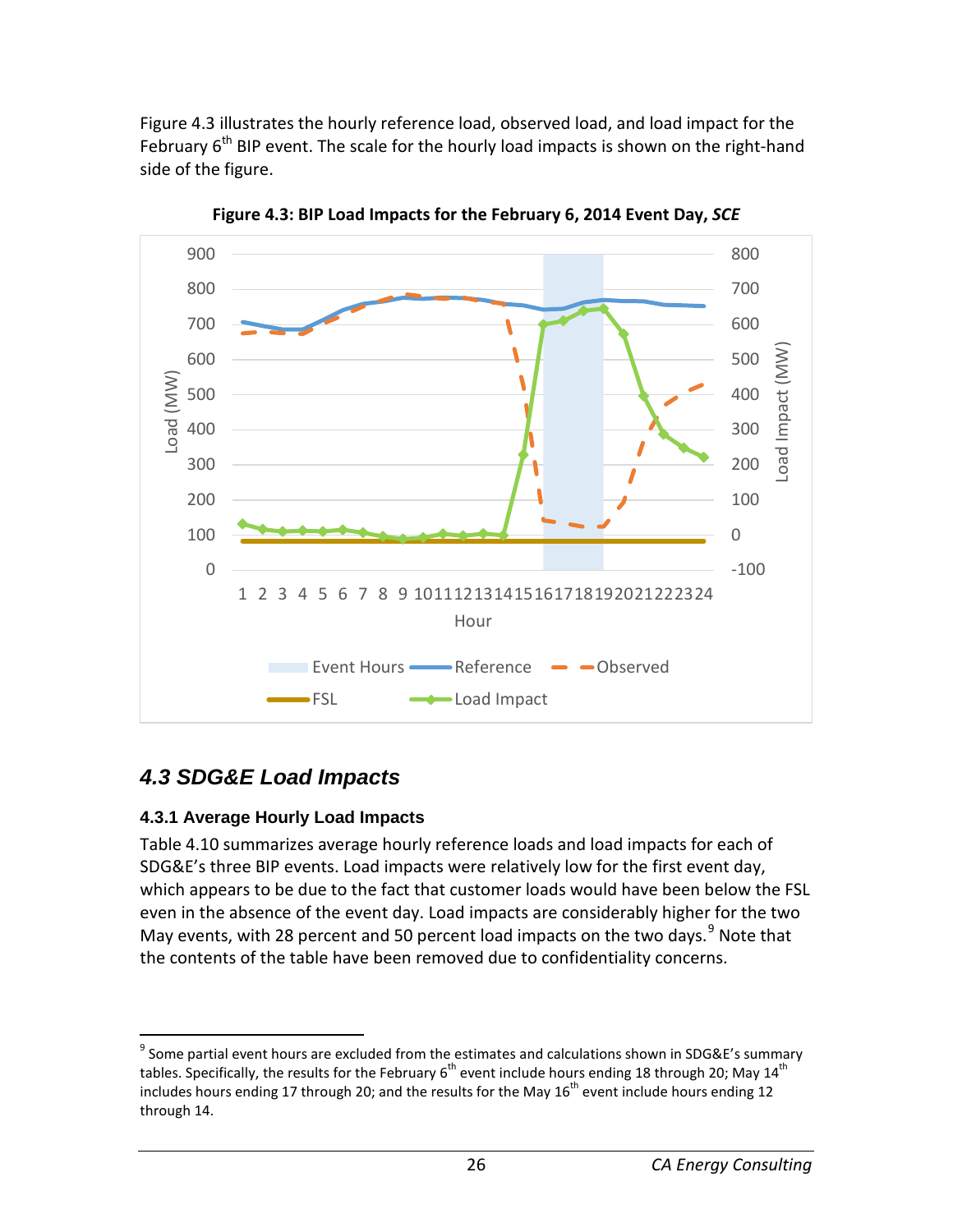Figure 4.3 illustrates the hourly reference load, observed load, and load impact for the February 6th BIP event. The scale for the hourly load impacts is shown on the right-hand side of the figure.

**Figure 4.3: BIP Load Impacts for the February 6, 2014 Event Day, *SCE***

## *4.3 SDG&E Load Impacts*

### 4.3.1 Average Hourly Load Impacts

Table 4.10 summarizes average hourly reference loads and load impacts for each of SDG&E's three BIP events. Load impacts were relatively low for the first event day, which appears to be due to the fact that customer loads would have been below the FSL even in the absence of the event day. Load impacts are considerably higher for the two May events, with 28 percent and 50 percent load impacts on the two days.[9] Note that the contents of the table have been removed due to confidentiality concerns.

---

[9] Some partial event hours are excluded from the estimates and calculations shown in SDG&E's summary tables. Specifically, the results for the February 6th event include hours ending 18 through 20; May 14th includes hours ending 17 through 20; and the results for the May 16th event include hours ending 12 through 14.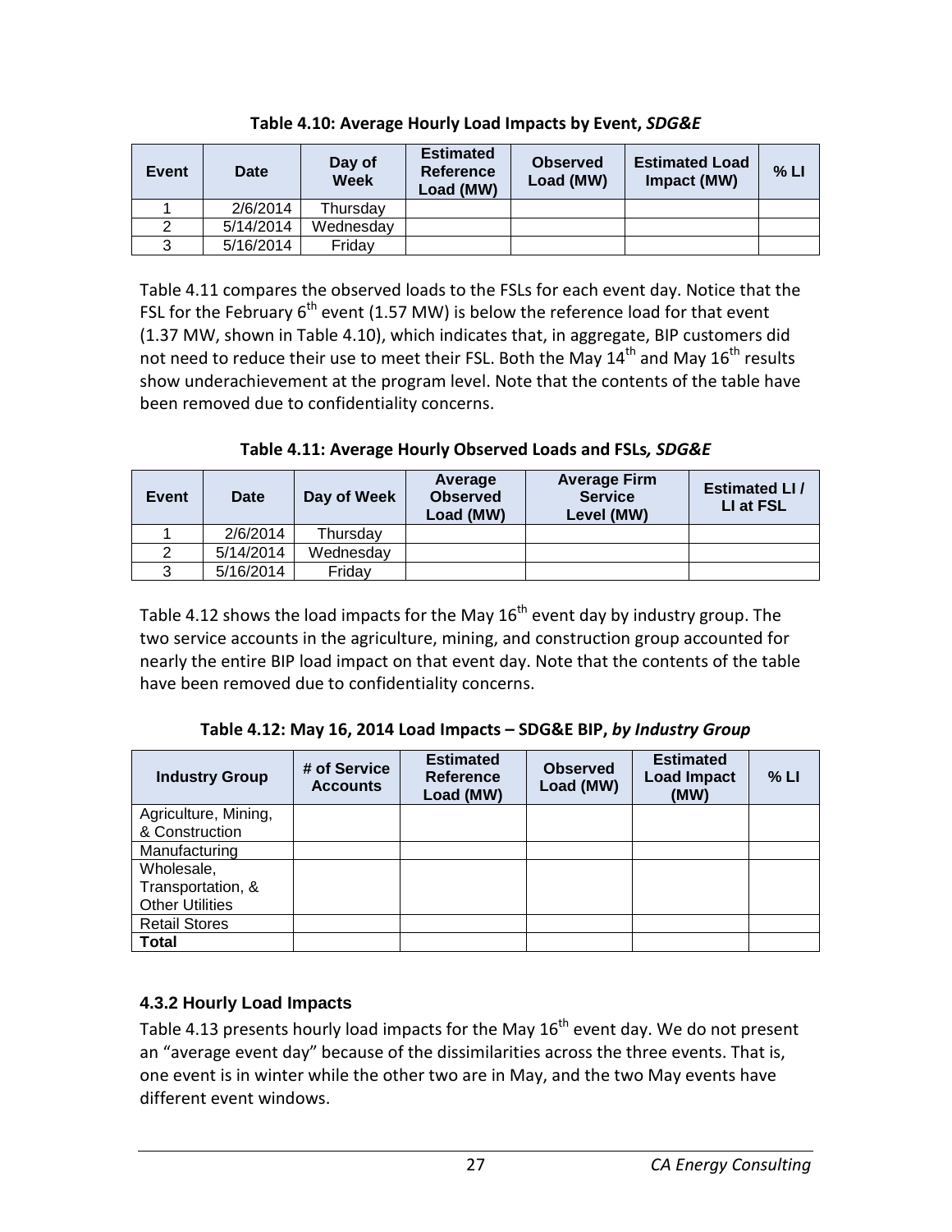**Table 4.10: Average Hourly Load Impacts by Event, *SDG&E***

| Event | Date | Day of Week | Estimated Reference Load (MW) | Observed Load (MW) | Estimated Load Impact (MW) | % LI |
|---|---|---|---|---|---|---|
| 1 | 2/6/2014 | Thursday | | | | |
| 2 | 5/14/2014 | Wednesday | | | | |
| 3 | 5/16/2014 | Friday | | | | |

Table 4.11 compares the observed loads to the FSLs for each event day. Notice that the FSL for the February 6th event (1.57 MW) is below the reference load for that event (1.37 MW, shown in Table 4.10), which indicates that, in aggregate, BIP customers did not need to reduce their use to meet their FSL. Both the May 14th and May 16th results show underachievement at the program level. Note that the contents of the table have been removed due to confidentiality concerns.

**Table 4.11: Average Hourly Observed Loads and FSLs*, SDG&E***

| Event | Date | Day of Week | Average Observed Load (MW) | Average Firm Service Level (MW) | Estimated LI / LI at FSL |
|---|---|---|---|---|---|
| 1 | 2/6/2014 | Thursday | | | |
| 2 | 5/14/2014 | Wednesday | | | |
| 3 | 5/16/2014 | Friday | | | |

Table 4.12 shows the load impacts for the May 16th event day by industry group. The two service accounts in the agriculture, mining, and construction group accounted for nearly the entire BIP load impact on that event day. Note that the contents of the table have been removed due to confidentiality concerns.

**Table 4.12: May 16, 2014 Load Impacts – SDG&E BIP, *by Industry Group***

| Industry Group | # of Service Accounts | Estimated Reference Load (MW) | Observed Load (MW) | Estimated Load Impact (MW) | % LI |
|---|---|---|---|---|---|
| Agriculture, Mining, & Construction | | | | | |
| Manufacturing | | | | | |
| Wholesale, Transportation, & Other Utilities | | | | | |
| Retail Stores | | | | | |
| **Total** | | | | | |

### 4.3.2 Hourly Load Impacts

Table 4.13 presents hourly load impacts for the May 16th event day. We do not present an "average event day" because of the dissimilarities across the three events. That is, one event is in winter while the other two are in May, and the two May events have different event windows.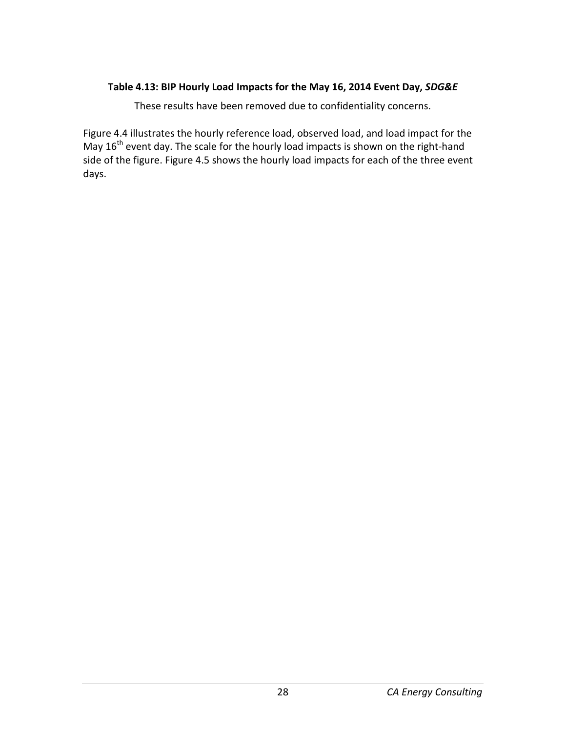**Table 4.13: BIP Hourly Load Impacts for the May 16, 2014 Event Day, *SDG&E***

These results have been removed due to confidentiality concerns.

Figure 4.4 illustrates the hourly reference load, observed load, and load impact for the May 16th event day. The scale for the hourly load impacts is shown on the right-hand side of the figure. Figure 4.5 shows the hourly load impacts for each of the three event days.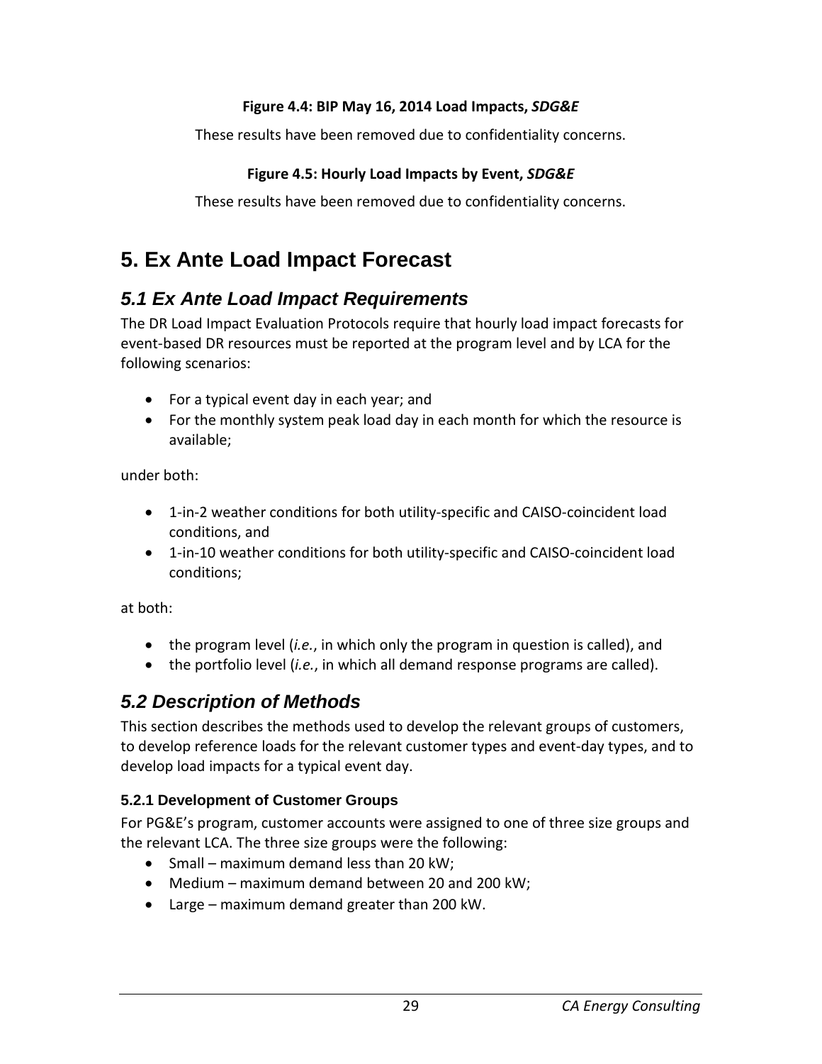**Figure 4.4: BIP May 16, 2014 Load Impacts, *SDG&E***

These results have been removed due to confidentiality concerns.

**Figure 4.5: Hourly Load Impacts by Event, *SDG&E***

These results have been removed due to confidentiality concerns.

# 5. Ex Ante Load Impact Forecast

## *5.1 Ex Ante Load Impact Requirements*

The DR Load Impact Evaluation Protocols require that hourly load impact forecasts for event-based DR resources must be reported at the program level and by LCA for the following scenarios:

- For a typical event day in each year; and
- For the monthly system peak load day in each month for which the resource is available;

under both:

- 1-in-2 weather conditions for both utility-specific and CAISO-coincident load conditions, and
- 1-in-10 weather conditions for both utility-specific and CAISO-coincident load conditions;

at both:

- the program level (*i.e.*, in which only the program in question is called), and
- the portfolio level (*i.e.*, in which all demand response programs are called).

## *5.2 Description of Methods*

This section describes the methods used to develop the relevant groups of customers, to develop reference loads for the relevant customer types and event-day types, and to develop load impacts for a typical event day.

### 5.2.1 Development of Customer Groups

For PG&E's program, customer accounts were assigned to one of three size groups and the relevant LCA. The three size groups were the following:

- Small – maximum demand less than 20 kW;
- Medium – maximum demand between 20 and 200 kW;
- Large – maximum demand greater than 200 kW.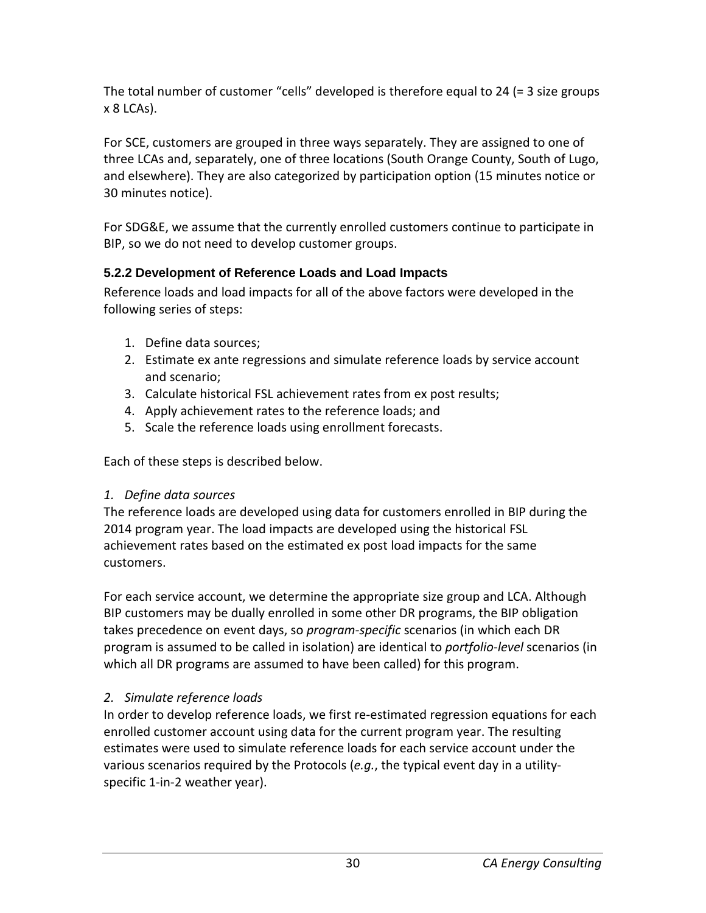The total number of customer "cells" developed is therefore equal to 24 (= 3 size groups x 8 LCAs).

For SCE, customers are grouped in three ways separately. They are assigned to one of three LCAs and, separately, one of three locations (South Orange County, South of Lugo, and elsewhere). They are also categorized by participation option (15 minutes notice or 30 minutes notice).

For SDG&E, we assume that the currently enrolled customers continue to participate in BIP, so we do not need to develop customer groups.

### 5.2.2 Development of Reference Loads and Load Impacts

Reference loads and load impacts for all of the above factors were developed in the following series of steps:

1. Define data sources;
2. Estimate ex ante regressions and simulate reference loads by service account and scenario;
3. Calculate historical FSL achievement rates from ex post results;
4. Apply achievement rates to the reference loads; and
5. Scale the reference loads using enrollment forecasts.

Each of these steps is described below.

*1. Define data sources*

The reference loads are developed using data for customers enrolled in BIP during the 2014 program year. The load impacts are developed using the historical FSL achievement rates based on the estimated ex post load impacts for the same customers.

For each service account, we determine the appropriate size group and LCA. Although BIP customers may be dually enrolled in some other DR programs, the BIP obligation takes precedence on event days, so *program-specific* scenarios (in which each DR program is assumed to be called in isolation) are identical to *portfolio-level* scenarios (in which all DR programs are assumed to have been called) for this program.

*2. Simulate reference loads*

In order to develop reference loads, we first re-estimated regression equations for each enrolled customer account using data for the current program year. The resulting estimates were used to simulate reference loads for each service account under the various scenarios required by the Protocols (*e.g.*, the typical event day in a utility-specific 1-in-2 weather year).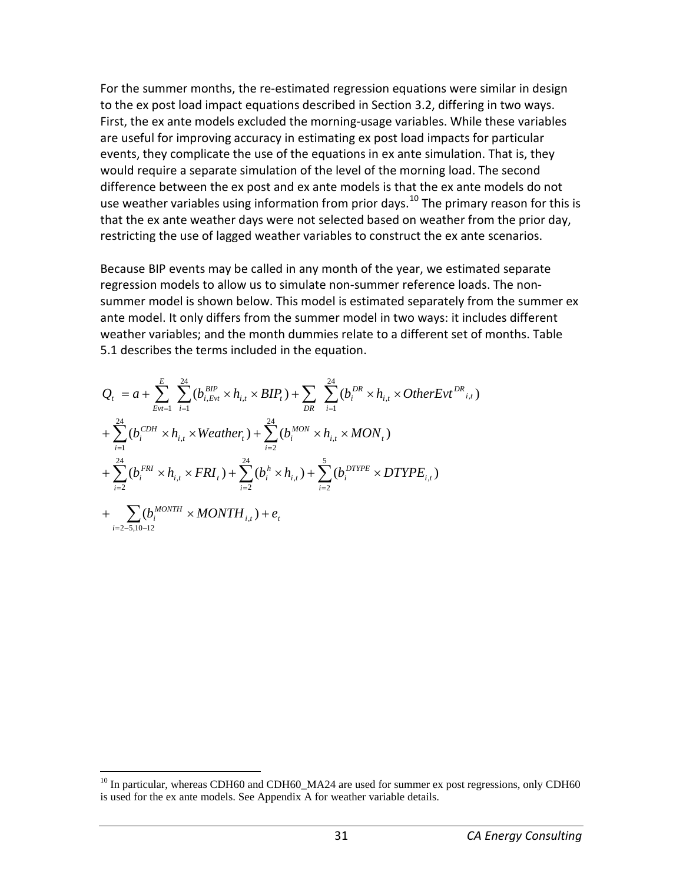For the summer months, the re-estimated regression equations were similar in design to the ex post load impact equations described in Section 3.2, differing in two ways. First, the ex ante models excluded the morning-usage variables. While these variables are useful for improving accuracy in estimating ex post load impacts for particular events, they complicate the use of the equations in ex ante simulation. That is, they would require a separate simulation of the level of the morning load. The second difference between the ex post and ex ante models is that the ex ante models do not use weather variables using information from prior days.[10] The primary reason for this is that the ex ante weather days were not selected based on weather from the prior day, restricting the use of lagged weather variables to construct the ex ante scenarios.

Because BIP events may be called in any month of the year, we estimated separate regression models to allow us to simulate non-summer reference loads. The non-summer model is shown below. This model is estimated separately from the summer ex ante model. It only differs from the summer model in two ways: it includes different weather variables; and the month dummies relate to a different set of months. Table 5.1 describes the terms included in the equation.

$$
\begin{aligned}
Q_t &= a + \sum_{Evt=1}^{E} \sum_{i=1}^{24} (b_{i,Evt}^{BIP} \times h_{i,t} \times BIP_t) + \sum_{DR} \sum_{i=1}^{24} (b_i^{DR} \times h_{i,t} \times OtherEvt^{DR}{}_{i,t}) \\
&+ \sum_{i=1}^{24} (b_i^{CDH} \times h_{i,t} \times Weather_t) + \sum_{i=2}^{24} (b_i^{MON} \times h_{i,t} \times MON_t) \\
&+ \sum_{i=2}^{24} (b_i^{FRI} \times h_{i,t} \times FRI_t) + \sum_{i=2}^{24} (b_i^{h} \times h_{i,t}) + \sum_{i=2}^{5} (b_i^{DTYPE} \times DTYPE_{i,t}) \\
&+ \sum_{i=2-5,10-12} (b_i^{MONTH} \times MONTH_{i,t}) + e_t
\end{aligned}
$$

---

[10] In particular, whereas CDH60 and CDH60_MA24 are used for summer ex post regressions, only CDH60 is used for the ex ante models. See Appendix A for weather variable details.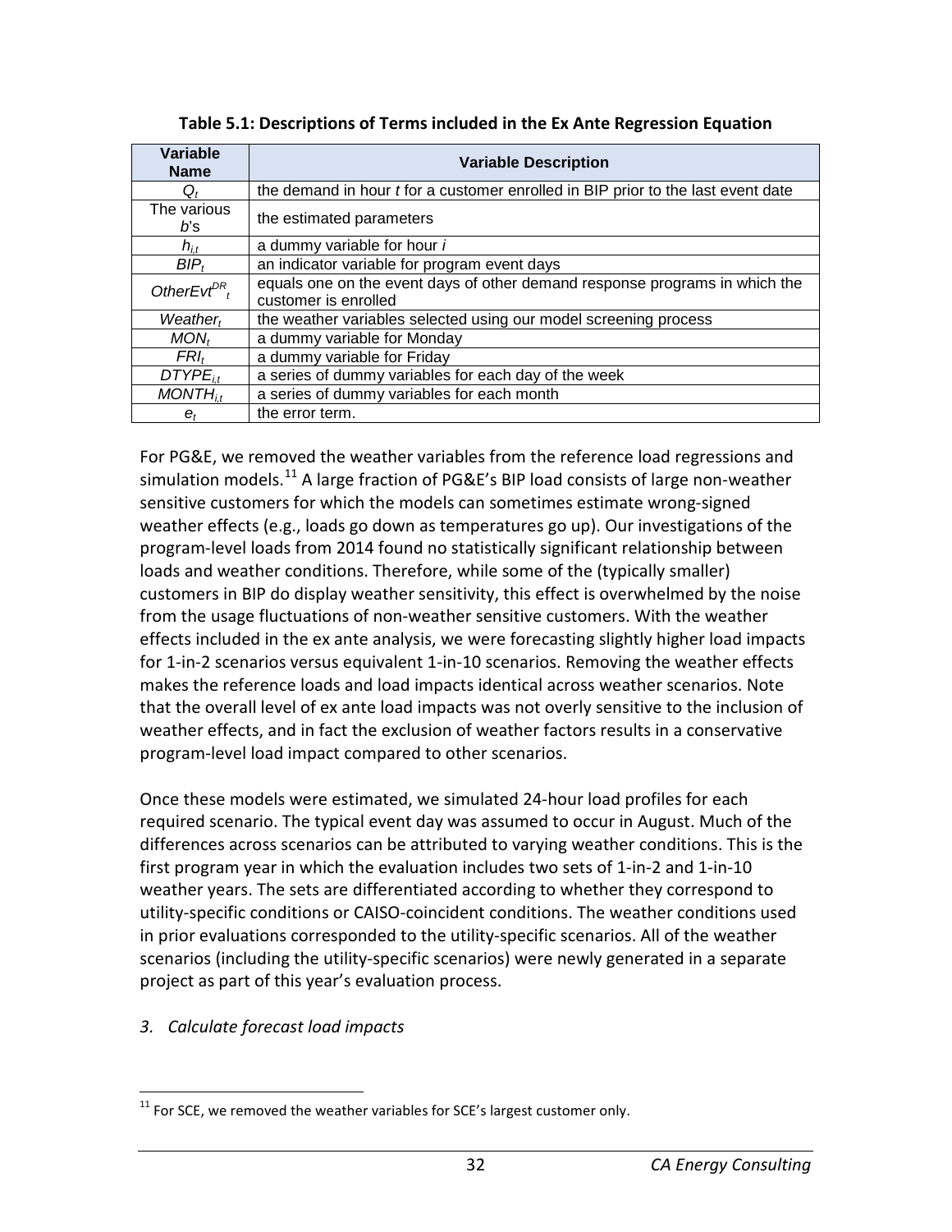**Table 5.1: Descriptions of Terms included in the Ex Ante Regression Equation**

| Variable Name | Variable Description |
|---|---|
| $Q_t$ | the demand in hour *t* for a customer enrolled in BIP prior to the last event date |
| The various *b*'s | the estimated parameters |
| $h_{i,t}$ | a dummy variable for hour *i* |
| $BIP_t$ | an indicator variable for program event days |
| $OtherEvt^{DR}_t$ | equals one on the event days of other demand response programs in which the customer is enrolled |
| $Weather_t$ | the weather variables selected using our model screening process |
| $MON_t$ | a dummy variable for Monday |
| $FRI_t$ | a dummy variable for Friday |
| $DTYPE_{i,t}$ | a series of dummy variables for each day of the week |
| $MONTH_{i,t}$ | a series of dummy variables for each month |
| $e_t$ | the error term. |

For PG&E, we removed the weather variables from the reference load regressions and simulation models.[11] A large fraction of PG&E's BIP load consists of large non-weather sensitive customers for which the models can sometimes estimate wrong-signed weather effects (e.g., loads go down as temperatures go up). Our investigations of the program-level loads from 2014 found no statistically significant relationship between loads and weather conditions. Therefore, while some of the (typically smaller) customers in BIP do display weather sensitivity, this effect is overwhelmed by the noise from the usage fluctuations of non-weather sensitive customers. With the weather effects included in the ex ante analysis, we were forecasting slightly higher load impacts for 1-in-2 scenarios versus equivalent 1-in-10 scenarios. Removing the weather effects makes the reference loads and load impacts identical across weather scenarios. Note that the overall level of ex ante load impacts was not overly sensitive to the inclusion of weather effects, and in fact the exclusion of weather factors results in a conservative program-level load impact compared to other scenarios.

Once these models were estimated, we simulated 24-hour load profiles for each required scenario. The typical event day was assumed to occur in August. Much of the differences across scenarios can be attributed to varying weather conditions. This is the first program year in which the evaluation includes two sets of 1-in-2 and 1-in-10 weather years. The sets are differentiated according to whether they correspond to utility-specific conditions or CAISO-coincident conditions. The weather conditions used in prior evaluations corresponded to the utility-specific scenarios. All of the weather scenarios (including the utility-specific scenarios) were newly generated in a separate project as part of this year's evaluation process.

*3. Calculate forecast load impacts*

[11] For SCE, we removed the weather variables for SCE's largest customer only.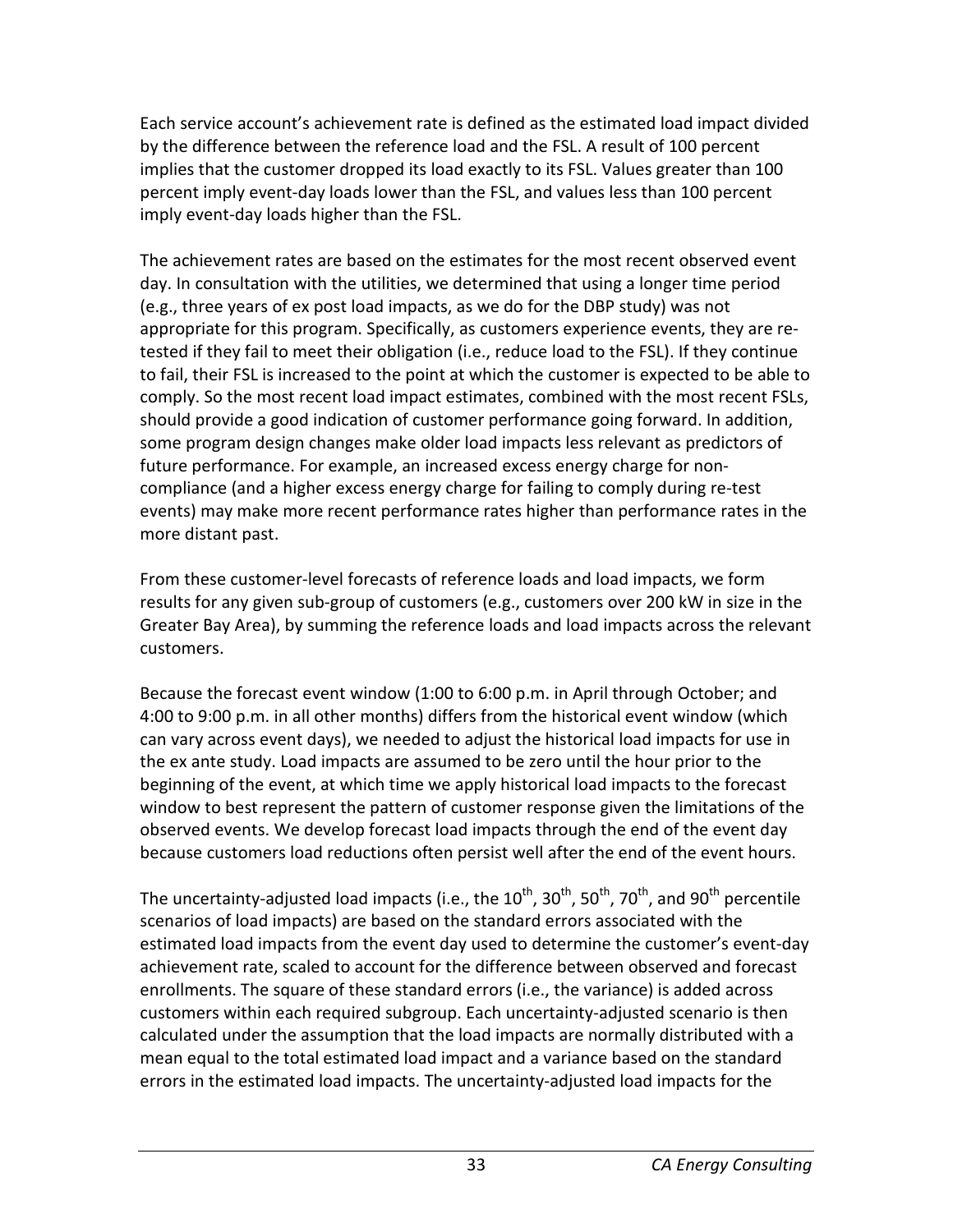Each service account's achievement rate is defined as the estimated load impact divided by the difference between the reference load and the FSL. A result of 100 percent implies that the customer dropped its load exactly to its FSL. Values greater than 100 percent imply event-day loads lower than the FSL, and values less than 100 percent imply event-day loads higher than the FSL.

The achievement rates are based on the estimates for the most recent observed event day. In consultation with the utilities, we determined that using a longer time period (e.g., three years of ex post load impacts, as we do for the DBP study) was not appropriate for this program. Specifically, as customers experience events, they are re-tested if they fail to meet their obligation (i.e., reduce load to the FSL). If they continue to fail, their FSL is increased to the point at which the customer is expected to be able to comply. So the most recent load impact estimates, combined with the most recent FSLs, should provide a good indication of customer performance going forward. In addition, some program design changes make older load impacts less relevant as predictors of future performance. For example, an increased excess energy charge for non-compliance (and a higher excess energy charge for failing to comply during re-test events) may make more recent performance rates higher than performance rates in the more distant past.

From these customer-level forecasts of reference loads and load impacts, we form results for any given sub-group of customers (e.g., customers over 200 kW in size in the Greater Bay Area), by summing the reference loads and load impacts across the relevant customers.

Because the forecast event window (1:00 to 6:00 p.m. in April through October; and 4:00 to 9:00 p.m. in all other months) differs from the historical event window (which can vary across event days), we needed to adjust the historical load impacts for use in the ex ante study. Load impacts are assumed to be zero until the hour prior to the beginning of the event, at which time we apply historical load impacts to the forecast window to best represent the pattern of customer response given the limitations of the observed events. We develop forecast load impacts through the end of the event day because customers load reductions often persist well after the end of the event hours.

The uncertainty-adjusted load impacts (i.e., the 10th, 30th, 50th, 70th, and 90th percentile scenarios of load impacts) are based on the standard errors associated with the estimated load impacts from the event day used to determine the customer's event-day achievement rate, scaled to account for the difference between observed and forecast enrollments. The square of these standard errors (i.e., the variance) is added across customers within each required subgroup. Each uncertainty-adjusted scenario is then calculated under the assumption that the load impacts are normally distributed with a mean equal to the total estimated load impact and a variance based on the standard errors in the estimated load impacts. The uncertainty-adjusted load impacts for the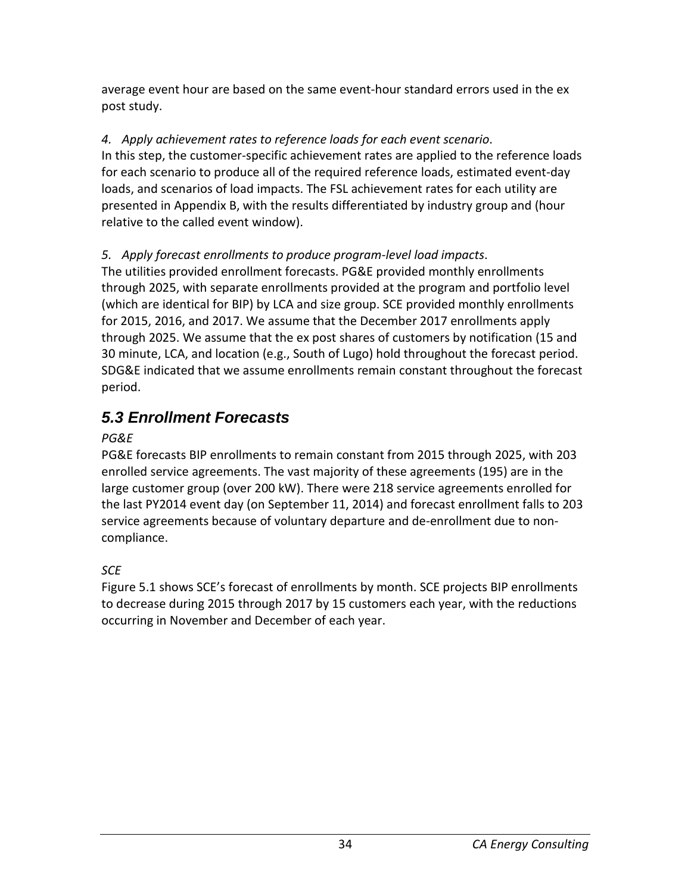average event hour are based on the same event-hour standard errors used in the ex post study.

*4. Apply achievement rates to reference loads for each event scenario*.
In this step, the customer-specific achievement rates are applied to the reference loads for each scenario to produce all of the required reference loads, estimated event-day loads, and scenarios of load impacts. The FSL achievement rates for each utility are presented in Appendix B, with the results differentiated by industry group and (hour relative to the called event window).

*5. Apply forecast enrollments to produce program-level load impacts*.
The utilities provided enrollment forecasts. PG&E provided monthly enrollments through 2025, with separate enrollments provided at the program and portfolio level (which are identical for BIP) by LCA and size group. SCE provided monthly enrollments for 2015, 2016, and 2017. We assume that the December 2017 enrollments apply through 2025. We assume that the ex post shares of customers by notification (15 and 30 minute, LCA, and location (e.g., South of Lugo) hold throughout the forecast period. SDG&E indicated that we assume enrollments remain constant throughout the forecast period.

## 5.3 Enrollment Forecasts

*PG&E*
PG&E forecasts BIP enrollments to remain constant from 2015 through 2025, with 203 enrolled service agreements. The vast majority of these agreements (195) are in the large customer group (over 200 kW). There were 218 service agreements enrolled for the last PY2014 event day (on September 11, 2014) and forecast enrollment falls to 203 service agreements because of voluntary departure and de-enrollment due to non-compliance.

*SCE*
Figure 5.1 shows SCE's forecast of enrollments by month. SCE projects BIP enrollments to decrease during 2015 through 2017 by 15 customers each year, with the reductions occurring in November and December of each year.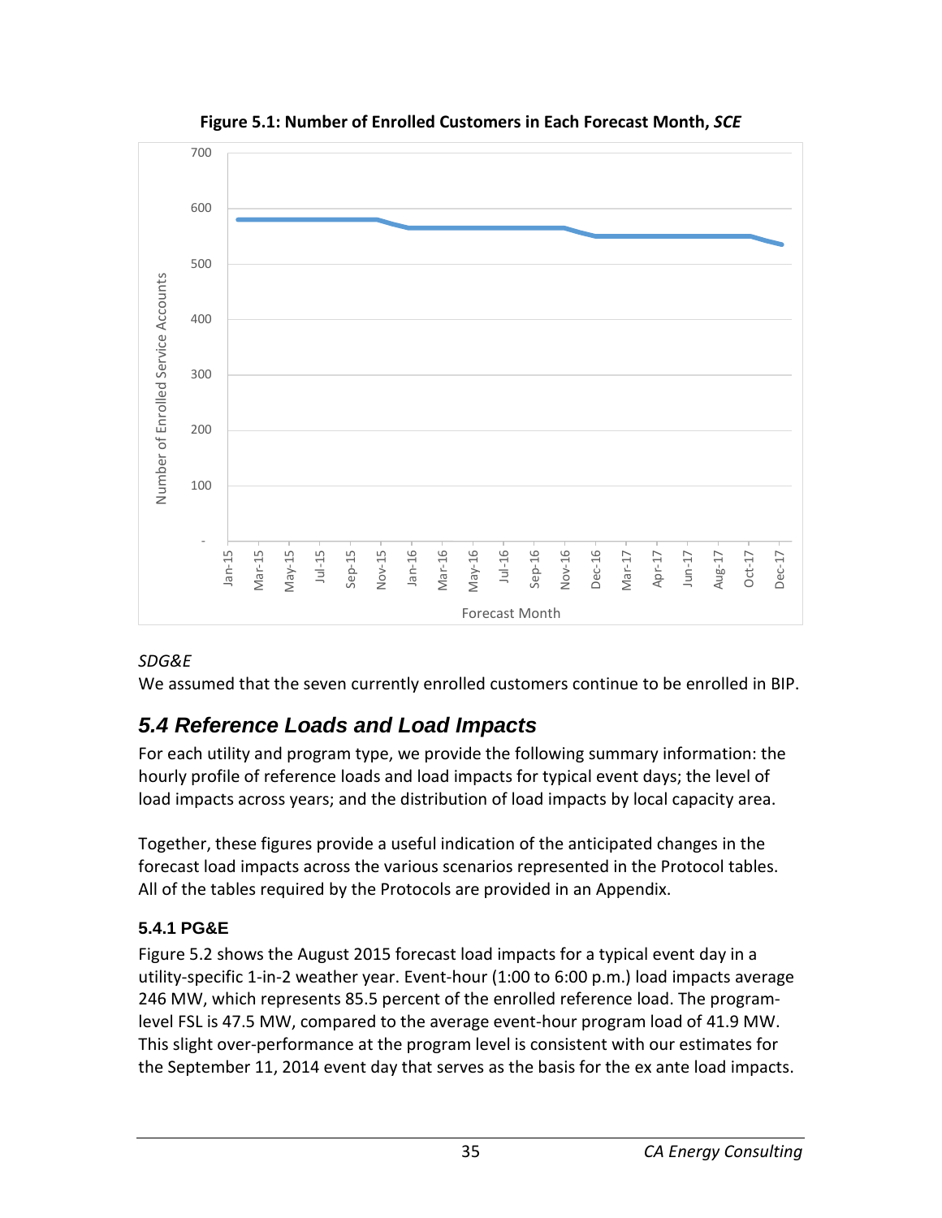**Figure 5.1: Number of Enrolled Customers in Each Forecast Month, *SCE***

*SDG&E*

We assumed that the seven currently enrolled customers continue to be enrolled in BIP.

## 5.4 Reference Loads and Load Impacts

For each utility and program type, we provide the following summary information: the hourly profile of reference loads and load impacts for typical event days; the level of load impacts across years; and the distribution of load impacts by local capacity area.

Together, these figures provide a useful indication of the anticipated changes in the forecast load impacts across the various scenarios represented in the Protocol tables. All of the tables required by the Protocols are provided in an Appendix.

### 5.4.1 PG&E

Figure 5.2 shows the August 2015 forecast load impacts for a typical event day in a utility-specific 1-in-2 weather year. Event-hour (1:00 to 6:00 p.m.) load impacts average 246 MW, which represents 85.5 percent of the enrolled reference load. The program-level FSL is 47.5 MW, compared to the average event-hour program load of 41.9 MW. This slight over-performance at the program level is consistent with our estimates for the September 11, 2014 event day that serves as the basis for the ex ante load impacts.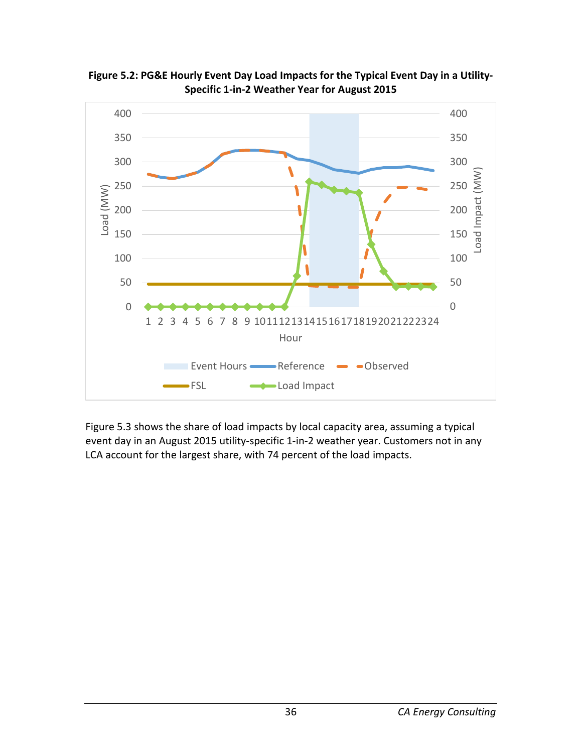**Figure 5.2: PG&E Hourly Event Day Load Impacts for the Typical Event Day in a Utility-Specific 1-in-2 Weather Year for August 2015**

Figure 5.3 shows the share of load impacts by local capacity area, assuming a typical event day in an August 2015 utility-specific 1-in-2 weather year. Customers not in any LCA account for the largest share, with 74 percent of the load impacts.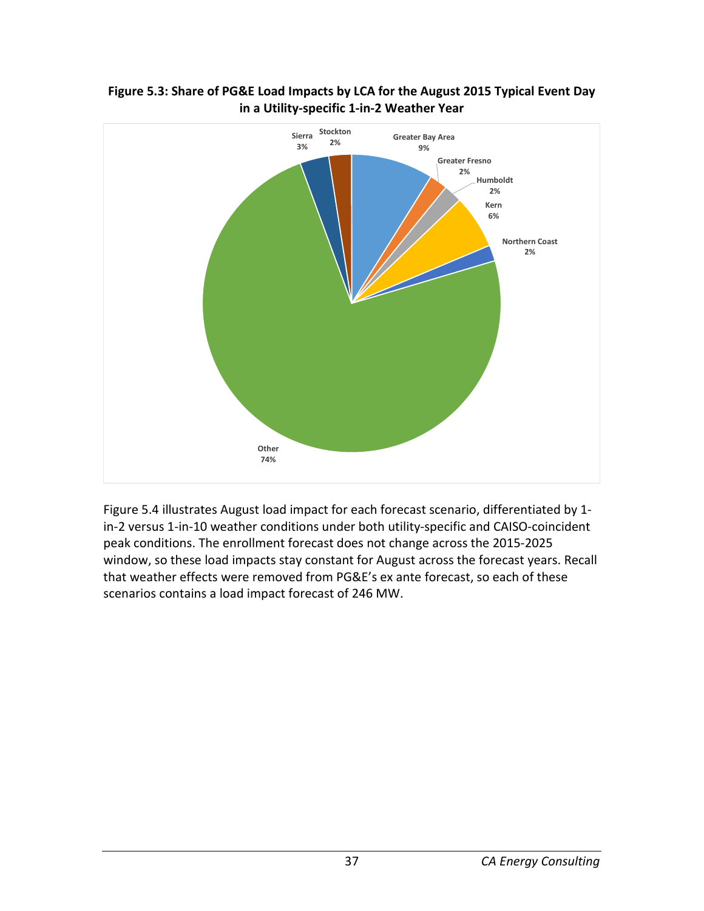**Figure 5.3: Share of PG&E Load Impacts by LCA for the August 2015 Typical Event Day in a Utility-specific 1-in-2 Weather Year**

| LCA | Share |
|---|---|
| Greater Bay Area | 9% |
| Greater Fresno | 2% |
| Humboldt | 2% |
| Kern | 6% |
| Northern Coast | 2% |
| Other | 74% |
| Sierra | 3% |
| Stockton | 2% |

Figure 5.4 illustrates August load impact for each forecast scenario, differentiated by 1-in-2 versus 1-in-10 weather conditions under both utility-specific and CAISO-coincident peak conditions. The enrollment forecast does not change across the 2015-2025 window, so these load impacts stay constant for August across the forecast years. Recall that weather effects were removed from PG&E's ex ante forecast, so each of these scenarios contains a load impact forecast of 246 MW.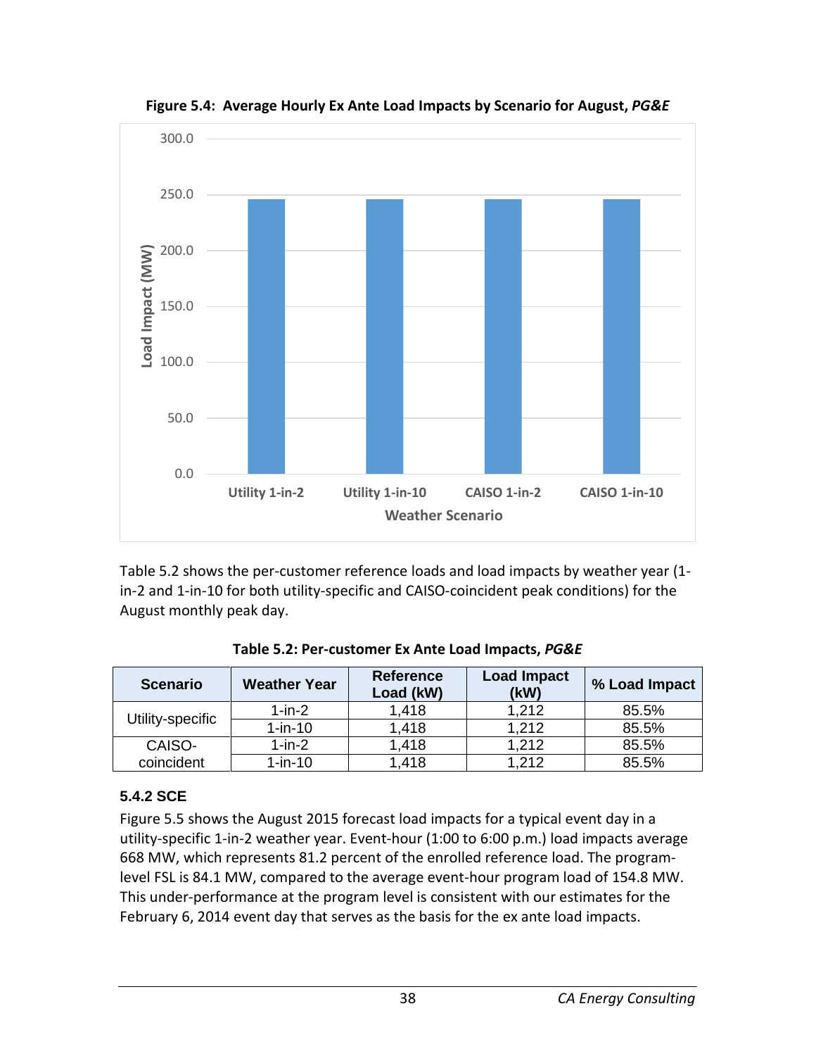**Figure 5.4: Average Hourly Ex Ante Load Impacts by Scenario for August, *PG&E***

Table 5.2 shows the per-customer reference loads and load impacts by weather year (1-in-2 and 1-in-10 for both utility-specific and CAISO-coincident peak conditions) for the August monthly peak day.

**Table 5.2: Per-customer Ex Ante Load Impacts, *PG&E***

| Scenario | Weather Year | Reference Load (kW) | Load Impact (kW) | % Load Impact |
|---|---|---|---|---|
| Utility-specific | 1-in-2 | 1,418 | 1,212 | 85.5% |
| | 1-in-10 | 1,418 | 1,212 | 85.5% |
| CAISO-coincident | 1-in-2 | 1,418 | 1,212 | 85.5% |
| | 1-in-10 | 1,418 | 1,212 | 85.5% |

### 5.4.2 SCE

Figure 5.5 shows the August 2015 forecast load impacts for a typical event day in a utility-specific 1-in-2 weather year. Event-hour (1:00 to 6:00 p.m.) load impacts average 668 MW, which represents 81.2 percent of the enrolled reference load. The program-level FSL is 84.1 MW, compared to the average event-hour program load of 154.8 MW. This under-performance at the program level is consistent with our estimates for the February 6, 2014 event day that serves as the basis for the ex ante load impacts.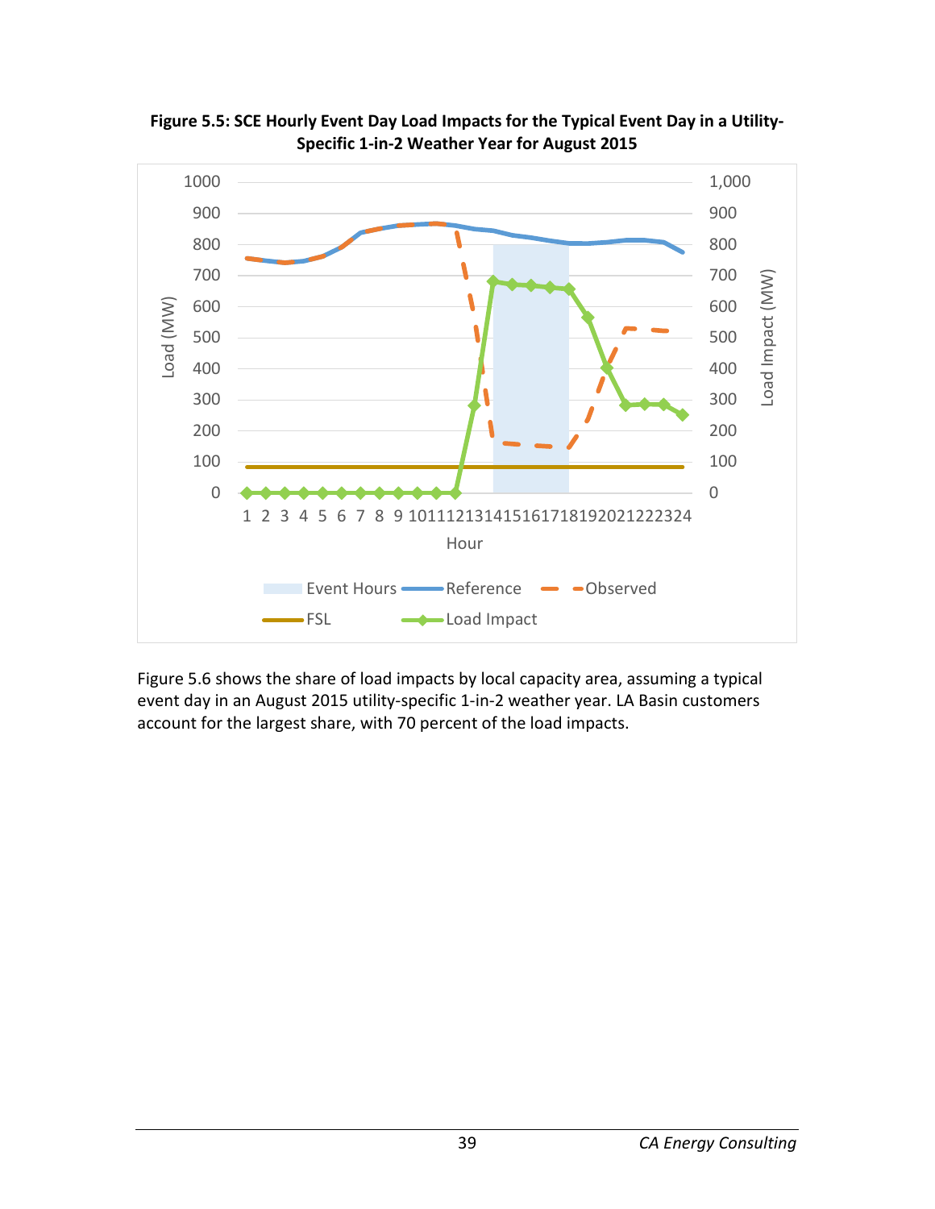**Figure 5.5: SCE Hourly Event Day Load Impacts for the Typical Event Day in a Utility-Specific 1-in-2 Weather Year for August 2015**

Figure 5.6 shows the share of load impacts by local capacity area, assuming a typical event day in an August 2015 utility-specific 1-in-2 weather year. LA Basin customers account for the largest share, with 70 percent of the load impacts.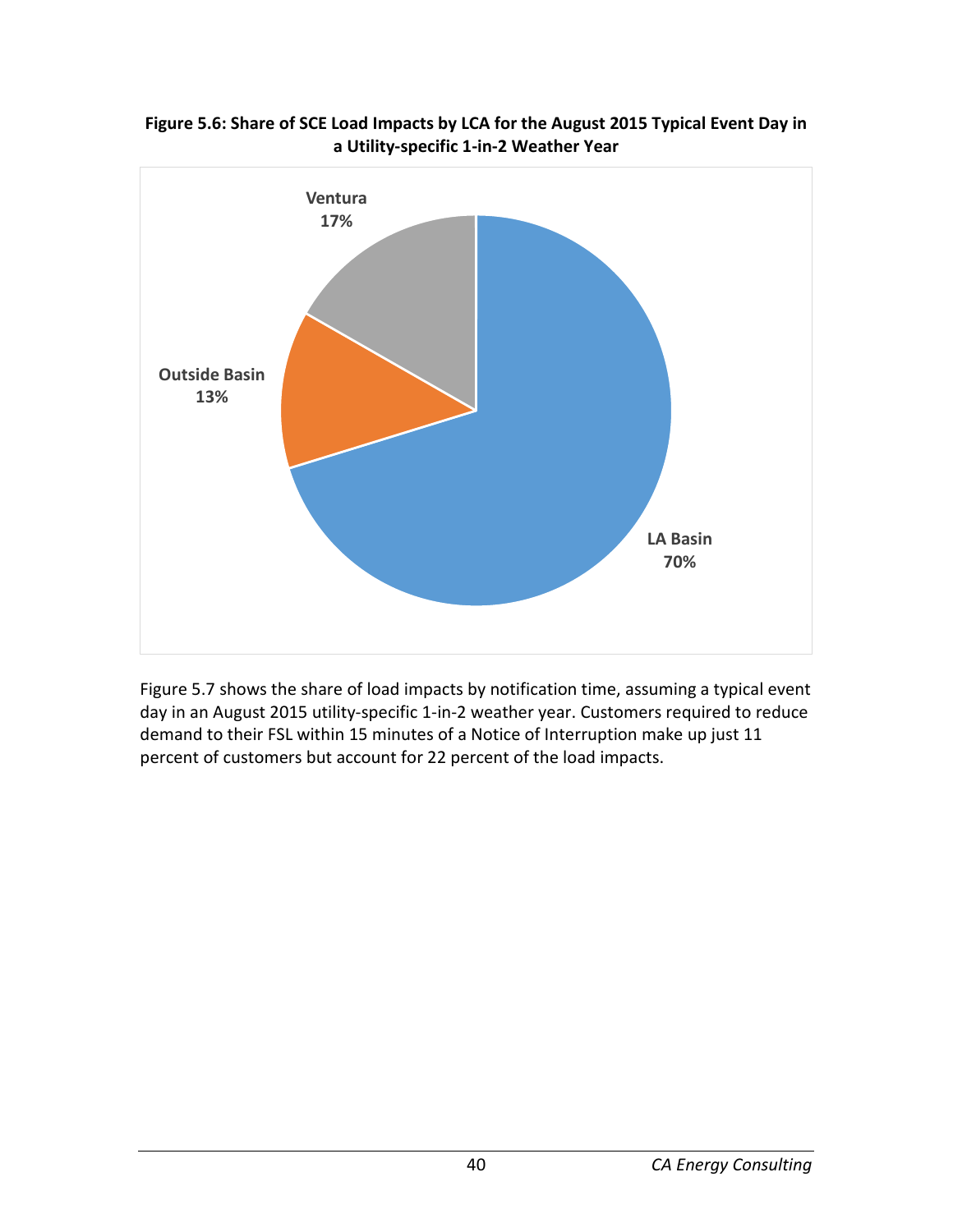**Figure 5.6: Share of SCE Load Impacts by LCA for the August 2015 Typical Event Day in a Utility-specific 1-in-2 Weather Year**

Ventura 17%

Outside Basin 13%

LA Basin 70%

Figure 5.7 shows the share of load impacts by notification time, assuming a typical event day in an August 2015 utility-specific 1-in-2 weather year. Customers required to reduce demand to their FSL within 15 minutes of a Notice of Interruption make up just 11 percent of customers but account for 22 percent of the load impacts.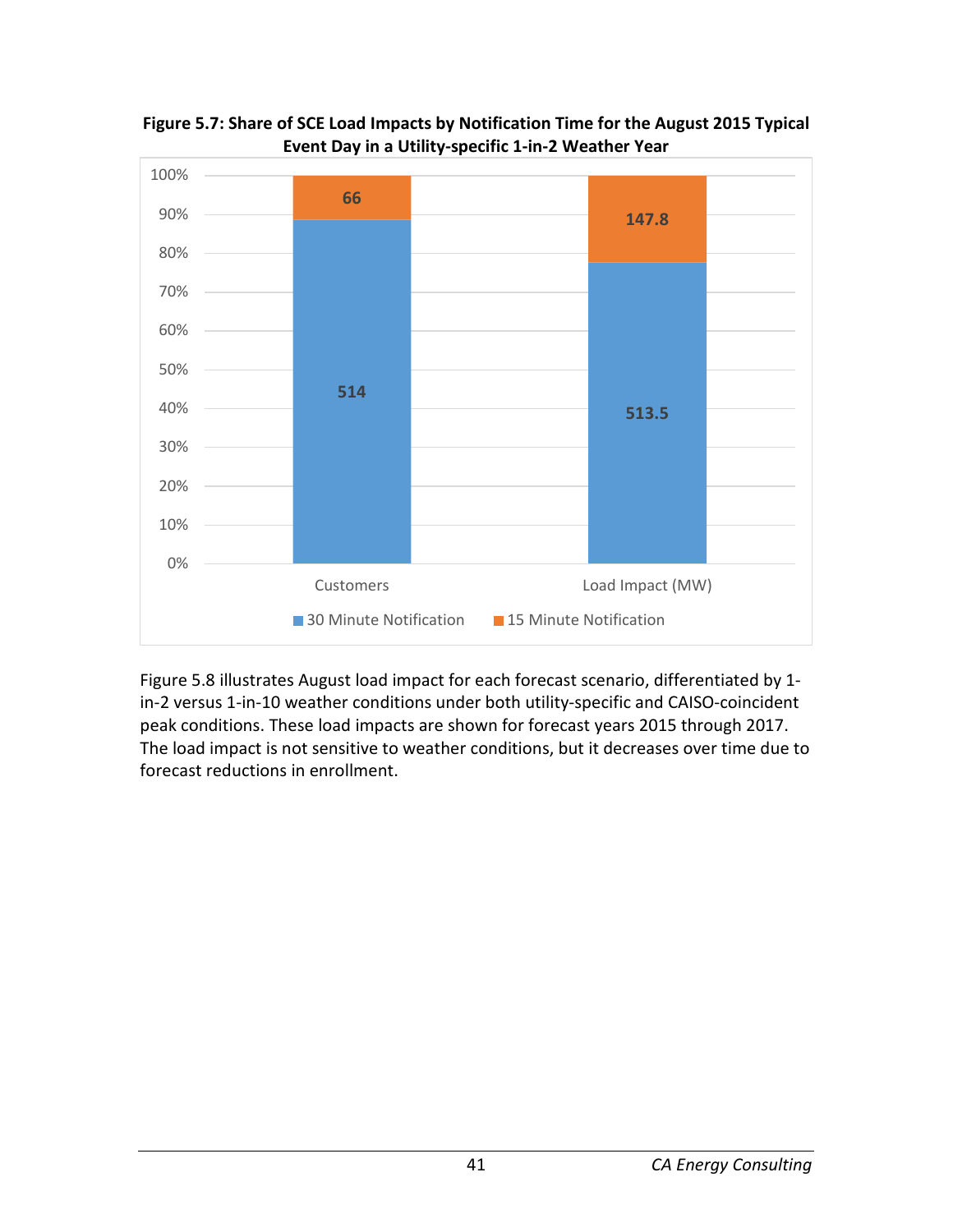**Figure 5.7: Share of SCE Load Impacts by Notification Time for the August 2015 Typical Event Day in a Utility-specific 1-in-2 Weather Year**

| | 30 Minute Notification | 15 Minute Notification |
|---|---|---|
| Customers | 514 | 66 |
| Load Impact (MW) | 513.5 | 147.8 |

Figure 5.8 illustrates August load impact for each forecast scenario, differentiated by 1-in-2 versus 1-in-10 weather conditions under both utility-specific and CAISO-coincident peak conditions. These load impacts are shown for forecast years 2015 through 2017. The load impact is not sensitive to weather conditions, but it decreases over time due to forecast reductions in enrollment.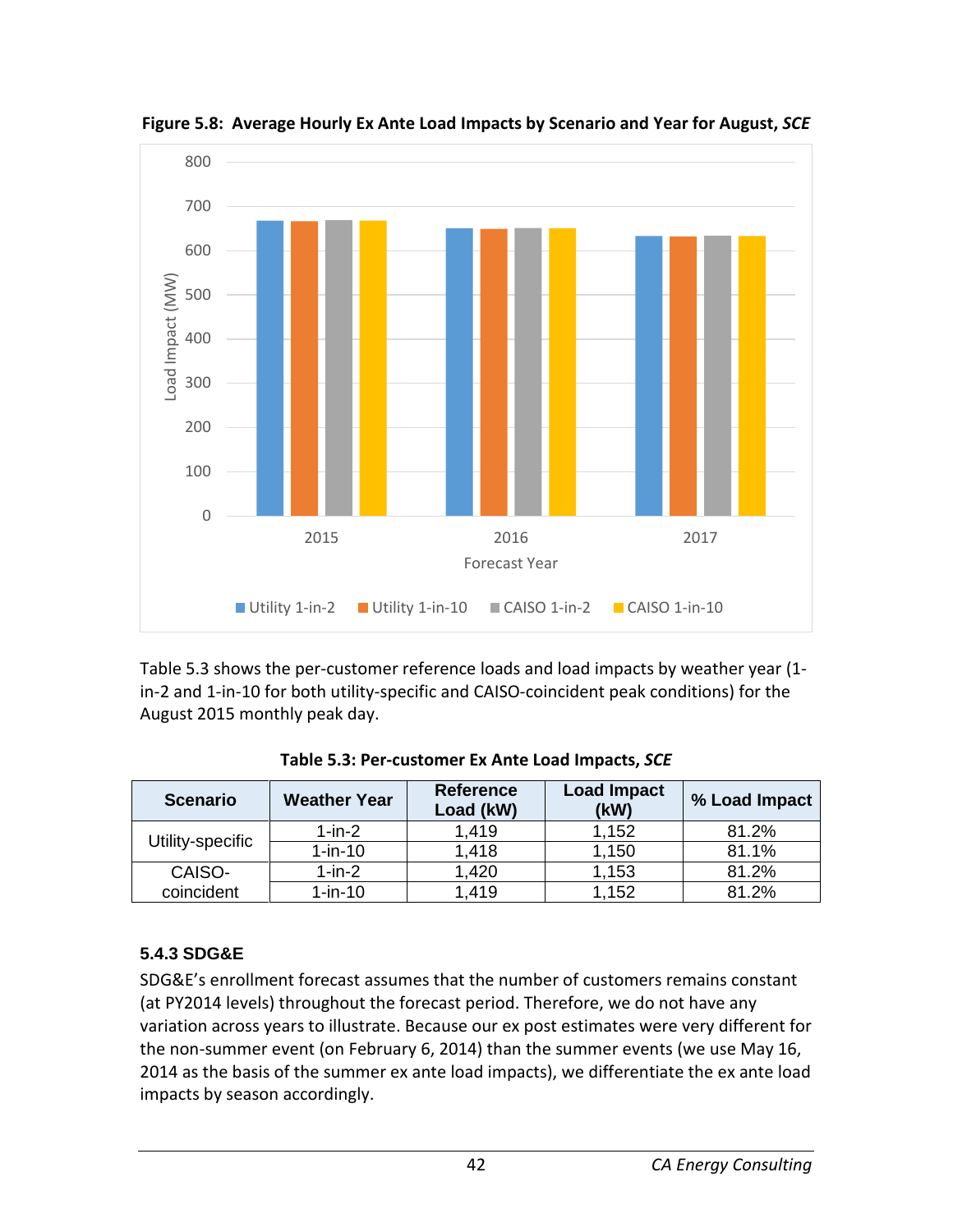**Figure 5.8: Average Hourly Ex Ante Load Impacts by Scenario and Year for August, *SCE***

Table 5.3 shows the per-customer reference loads and load impacts by weather year (1-in-2 and 1-in-10 for both utility-specific and CAISO-coincident peak conditions) for the August 2015 monthly peak day.

**Table 5.3: Per-customer Ex Ante Load Impacts, *SCE***

| Scenario | Weather Year | Reference Load (kW) | Load Impact (kW) | % Load Impact |
|---|---|---|---|---|
| Utility-specific | 1-in-2 | 1,419 | 1,152 | 81.2% |
| | 1-in-10 | 1,418 | 1,150 | 81.1% |
| CAISO-coincident | 1-in-2 | 1,420 | 1,153 | 81.2% |
| | 1-in-10 | 1,419 | 1,152 | 81.2% |

### 5.4.3 SDG&E

SDG&E's enrollment forecast assumes that the number of customers remains constant (at PY2014 levels) throughout the forecast period. Therefore, we do not have any variation across years to illustrate. Because our ex post estimates were very different for the non-summer event (on February 6, 2014) than the summer events (we use May 16, 2014 as the basis of the summer ex ante load impacts), we differentiate the ex ante load impacts by season accordingly.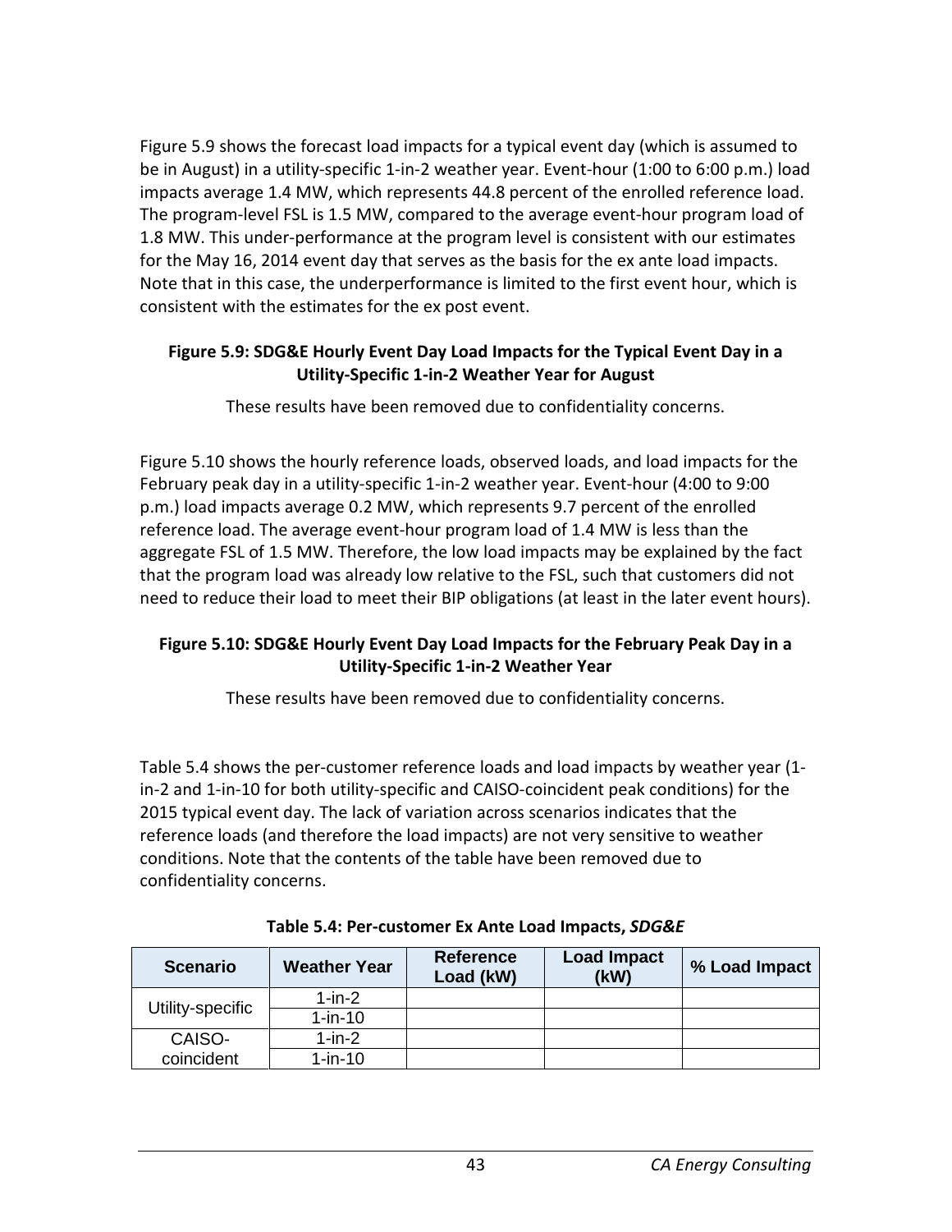Figure 5.9 shows the forecast load impacts for a typical event day (which is assumed to be in August) in a utility-specific 1-in-2 weather year. Event-hour (1:00 to 6:00 p.m.) load impacts average 1.4 MW, which represents 44.8 percent of the enrolled reference load. The program-level FSL is 1.5 MW, compared to the average event-hour program load of 1.8 MW. This under-performance at the program level is consistent with our estimates for the May 16, 2014 event day that serves as the basis for the ex ante load impacts. Note that in this case, the underperformance is limited to the first event hour, which is consistent with the estimates for the ex post event.

**Figure 5.9: SDG&E Hourly Event Day Load Impacts for the Typical Event Day in a Utility-Specific 1-in-2 Weather Year for August**

These results have been removed due to confidentiality concerns.

Figure 5.10 shows the hourly reference loads, observed loads, and load impacts for the February peak day in a utility-specific 1-in-2 weather year. Event-hour (4:00 to 9:00 p.m.) load impacts average 0.2 MW, which represents 9.7 percent of the enrolled reference load. The average event-hour program load of 1.4 MW is less than the aggregate FSL of 1.5 MW. Therefore, the low load impacts may be explained by the fact that the program load was already low relative to the FSL, such that customers did not need to reduce their load to meet their BIP obligations (at least in the later event hours).

**Figure 5.10: SDG&E Hourly Event Day Load Impacts for the February Peak Day in a Utility-Specific 1-in-2 Weather Year**

These results have been removed due to confidentiality concerns.

Table 5.4 shows the per-customer reference loads and load impacts by weather year (1-in-2 and 1-in-10 for both utility-specific and CAISO-coincident peak conditions) for the 2015 typical event day. The lack of variation across scenarios indicates that the reference loads (and therefore the load impacts) are not very sensitive to weather conditions. Note that the contents of the table have been removed due to confidentiality concerns.

**Table 5.4: Per-customer Ex Ante Load Impacts, *SDG&E***

| Scenario | Weather Year | Reference Load (kW) | Load Impact (kW) | % Load Impact |
|---|---|---|---|---|
| Utility-specific | 1-in-2 | | | |
| | 1-in-10 | | | |
| CAISO-coincident | 1-in-2 | | | |
| | 1-in-10 | | | |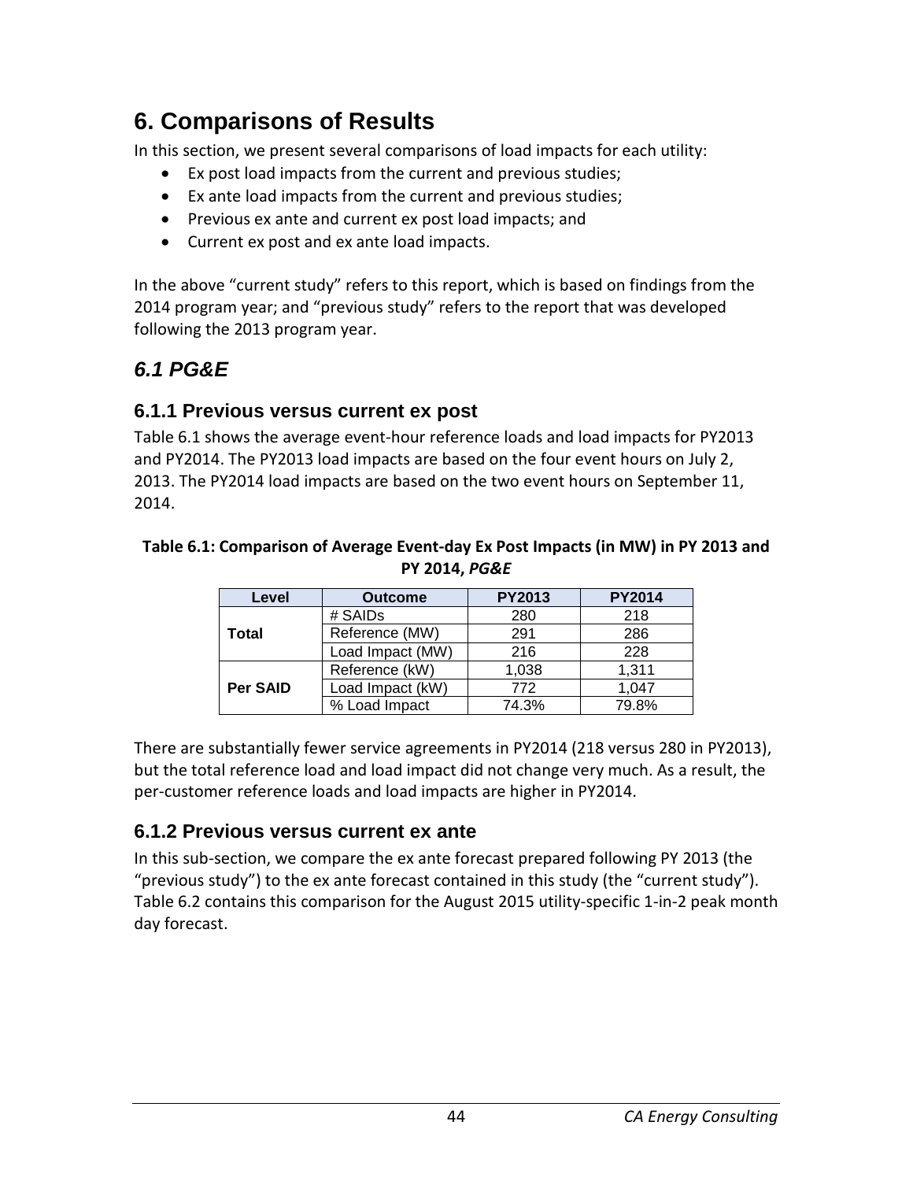# 6. Comparisons of Results

In this section, we present several comparisons of load impacts for each utility:

- Ex post load impacts from the current and previous studies;
- Ex ante load impacts from the current and previous studies;
- Previous ex ante and current ex post load impacts; and
- Current ex post and ex ante load impacts.

In the above "current study" refers to this report, which is based on findings from the 2014 program year; and "previous study" refers to the report that was developed following the 2013 program year.

## *6.1 PG&E*

### 6.1.1 Previous versus current ex post

Table 6.1 shows the average event-hour reference loads and load impacts for PY2013 and PY2014. The PY2013 load impacts are based on the four event hours on July 2, 2013. The PY2014 load impacts are based on the two event hours on September 11, 2014.

**Table 6.1: Comparison of Average Event-day Ex Post Impacts (in MW) in PY 2013 and PY 2014, *PG&E***

| Level | Outcome | PY2013 | PY2014 |
|---|---|---|---|
| **Total** | # SAIDs | 280 | 218 |
| | Reference (MW) | 291 | 286 |
| | Load Impact (MW) | 216 | 228 |
| **Per SAID** | Reference (kW) | 1,038 | 1,311 |
| | Load Impact (kW) | 772 | 1,047 |
| | % Load Impact | 74.3% | 79.8% |

There are substantially fewer service agreements in PY2014 (218 versus 280 in PY2013), but the total reference load and load impact did not change very much. As a result, the per-customer reference loads and load impacts are higher in PY2014.

### 6.1.2 Previous versus current ex ante

In this sub-section, we compare the ex ante forecast prepared following PY 2013 (the "previous study") to the ex ante forecast contained in this study (the "current study"). Table 6.2 contains this comparison for the August 2015 utility-specific 1-in-2 peak month day forecast.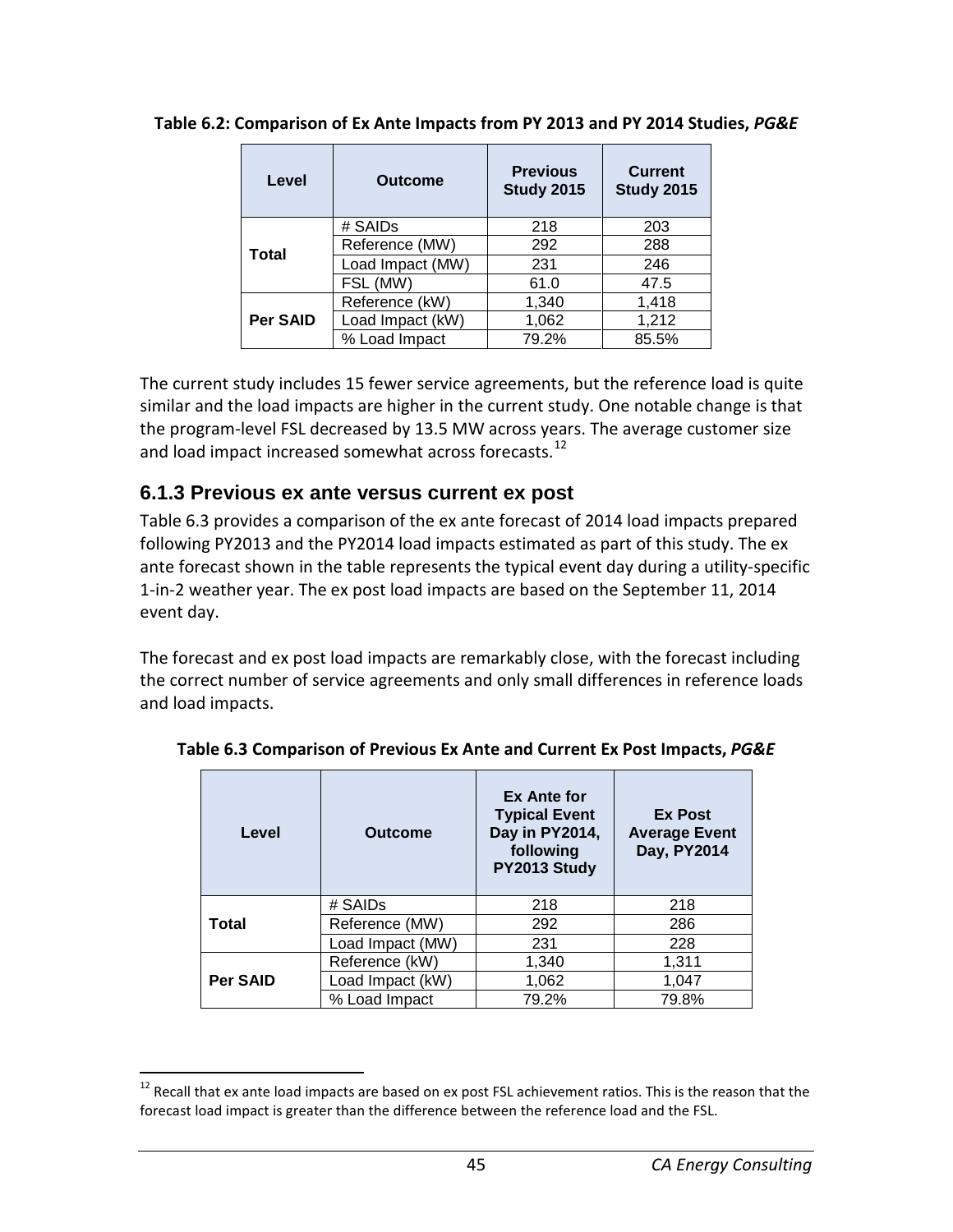**Table 6.2: Comparison of Ex Ante Impacts from PY 2013 and PY 2014 Studies, *PG&E***

| Level | Outcome | Previous Study 2015 | Current Study 2015 |
|---|---|---|---|
| Total | # SAIDs | 218 | 203 |
| | Reference (MW) | 292 | 288 |
| | Load Impact (MW) | 231 | 246 |
| | FSL (MW) | 61.0 | 47.5 |
| Per SAID | Reference (kW) | 1,340 | 1,418 |
| | Load Impact (kW) | 1,062 | 1,212 |
| | % Load Impact | 79.2% | 85.5% |

The current study includes 15 fewer service agreements, but the reference load is quite similar and the load impacts are higher in the current study. One notable change is that the program-level FSL decreased by 13.5 MW across years. The average customer size and load impact increased somewhat across forecasts.[12]

### 6.1.3 Previous ex ante versus current ex post

Table 6.3 provides a comparison of the ex ante forecast of 2014 load impacts prepared following PY2013 and the PY2014 load impacts estimated as part of this study. The ex ante forecast shown in the table represents the typical event day during a utility-specific 1-in-2 weather year. The ex post load impacts are based on the September 11, 2014 event day.

The forecast and ex post load impacts are remarkably close, with the forecast including the correct number of service agreements and only small differences in reference loads and load impacts.

**Table 6.3 Comparison of Previous Ex Ante and Current Ex Post Impacts, *PG&E***

| Level | Outcome | Ex Ante for Typical Event Day in PY2014, following PY2013 Study | Ex Post Average Event Day, PY2014 |
|---|---|---|---|
| Total | # SAIDs | 218 | 218 |
| | Reference (MW) | 292 | 286 |
| | Load Impact (MW) | 231 | 228 |
| Per SAID | Reference (kW) | 1,340 | 1,311 |
| | Load Impact (kW) | 1,062 | 1,047 |
| | % Load Impact | 79.2% | 79.8% |

[12] Recall that ex ante load impacts are based on ex post FSL achievement ratios. This is the reason that the forecast load impact is greater than the difference between the reference load and the FSL.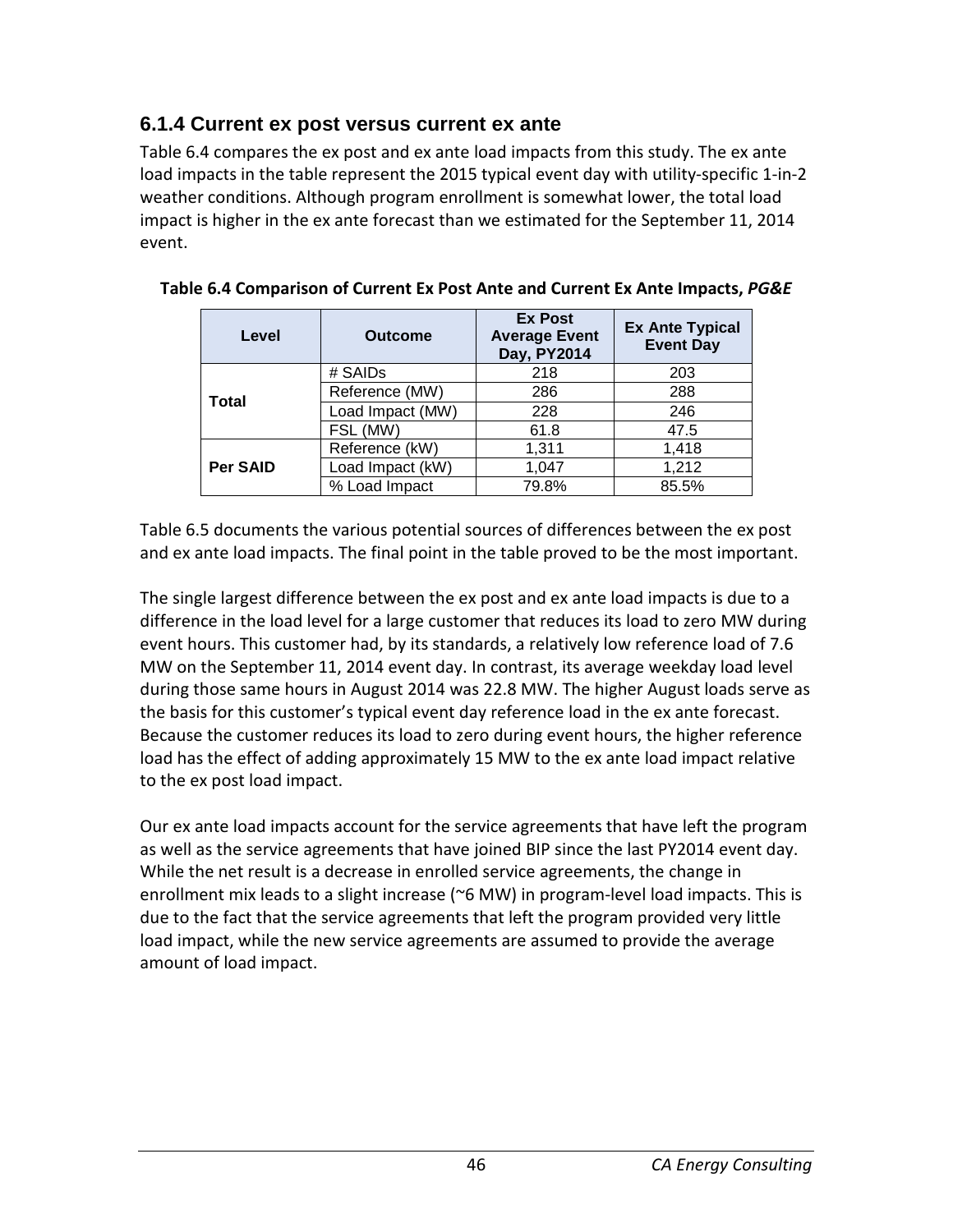### 6.1.4 Current ex post versus current ex ante

Table 6.4 compares the ex post and ex ante load impacts from this study. The ex ante load impacts in the table represent the 2015 typical event day with utility-specific 1-in-2 weather conditions. Although program enrollment is somewhat lower, the total load impact is higher in the ex ante forecast than we estimated for the September 11, 2014 event.

**Table 6.4 Comparison of Current Ex Post Ante and Current Ex Ante Impacts, *PG&E***

| Level | Outcome | Ex Post Average Event Day, PY2014 | Ex Ante Typical Event Day |
|---|---|---|---|
| **Total** | # SAIDs | 218 | 203 |
| | Reference (MW) | 286 | 288 |
| | Load Impact (MW) | 228 | 246 |
| | FSL (MW) | 61.8 | 47.5 |
| **Per SAID** | Reference (kW) | 1,311 | 1,418 |
| | Load Impact (kW) | 1,047 | 1,212 |
| | % Load Impact | 79.8% | 85.5% |

Table 6.5 documents the various potential sources of differences between the ex post and ex ante load impacts. The final point in the table proved to be the most important.

The single largest difference between the ex post and ex ante load impacts is due to a difference in the load level for a large customer that reduces its load to zero MW during event hours. This customer had, by its standards, a relatively low reference load of 7.6 MW on the September 11, 2014 event day. In contrast, its average weekday load level during those same hours in August 2014 was 22.8 MW. The higher August loads serve as the basis for this customer's typical event day reference load in the ex ante forecast. Because the customer reduces its load to zero during event hours, the higher reference load has the effect of adding approximately 15 MW to the ex ante load impact relative to the ex post load impact.

Our ex ante load impacts account for the service agreements that have left the program as well as the service agreements that have joined BIP since the last PY2014 event day. While the net result is a decrease in enrolled service agreements, the change in enrollment mix leads to a slight increase (~6 MW) in program-level load impacts. This is due to the fact that the service agreements that left the program provided very little load impact, while the new service agreements are assumed to provide the average amount of load impact.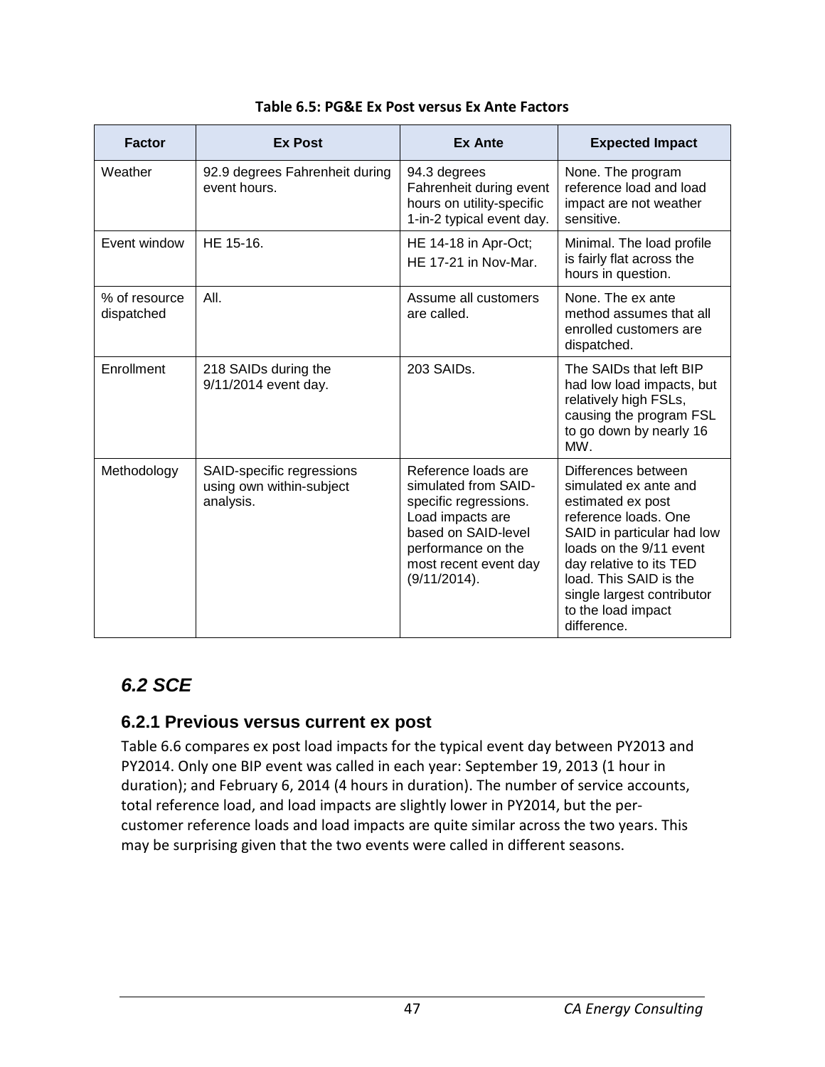**Table 6.5: PG&E Ex Post versus Ex Ante Factors**

| Factor | Ex Post | Ex Ante | Expected Impact |
|---|---|---|---|
| Weather | 92.9 degrees Fahrenheit during event hours. | 94.3 degrees Fahrenheit during event hours on utility-specific 1-in-2 typical event day. | None. The program reference load and load impact are not weather sensitive. |
| Event window | HE 15-16. | HE 14-18 in Apr-Oct; HE 17-21 in Nov-Mar. | Minimal. The load profile is fairly flat across the hours in question. |
| % of resource dispatched | All. | Assume all customers are called. | None. The ex ante method assumes that all enrolled customers are dispatched. |
| Enrollment | 218 SAIDs during the 9/11/2014 event day. | 203 SAIDs. | The SAIDs that left BIP had low load impacts, but relatively high FSLs, causing the program FSL to go down by nearly 16 MW. |
| Methodology | SAID-specific regressions using own within-subject analysis. | Reference loads are simulated from SAID-specific regressions. Load impacts are based on SAID-level performance on the most recent event day (9/11/2014). | Differences between simulated ex ante and estimated ex post reference loads. One SAID in particular had low loads on the 9/11 event day relative to its TED load. This SAID is the single largest contributor to the load impact difference. |

## *6.2 SCE*

### 6.2.1 Previous versus current ex post

Table 6.6 compares ex post load impacts for the typical event day between PY2013 and PY2014. Only one BIP event was called in each year: September 19, 2013 (1 hour in duration); and February 6, 2014 (4 hours in duration). The number of service accounts, total reference load, and load impacts are slightly lower in PY2014, but the per-customer reference loads and load impacts are quite similar across the two years. This may be surprising given that the two events were called in different seasons.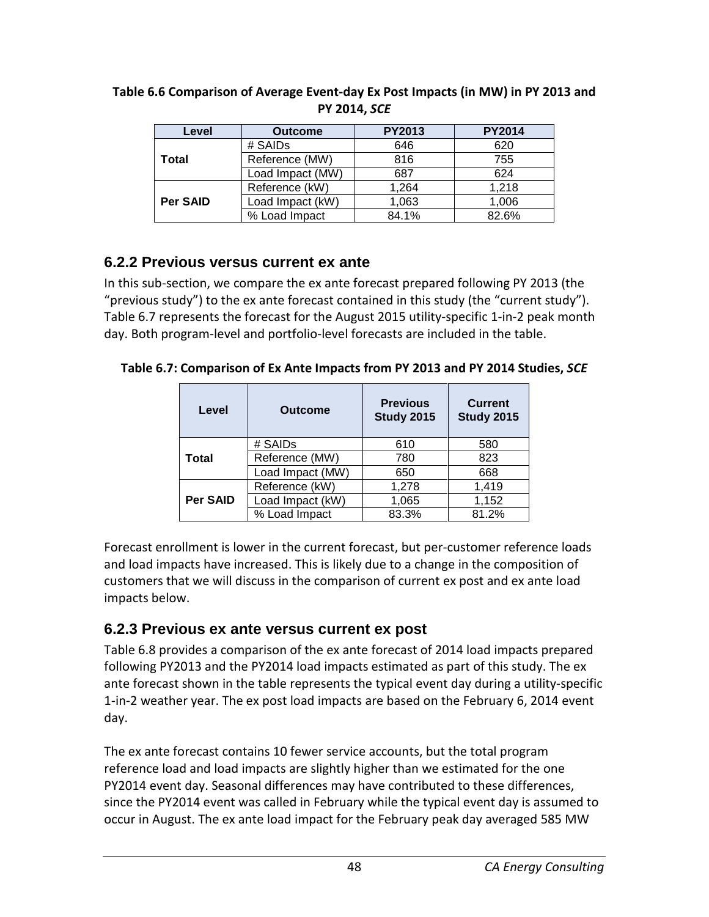**Table 6.6 Comparison of Average Event-day Ex Post Impacts (in MW) in PY 2013 and PY 2014, *SCE***

| Level | Outcome | PY2013 | PY2014 |
|---|---|---|---|
| Total | # SAIDs | 646 | 620 |
| | Reference (MW) | 816 | 755 |
| | Load Impact (MW) | 687 | 624 |
| Per SAID | Reference (kW) | 1,264 | 1,218 |
| | Load Impact (kW) | 1,063 | 1,006 |
| | % Load Impact | 84.1% | 82.6% |

### 6.2.2 Previous versus current ex ante

In this sub-section, we compare the ex ante forecast prepared following PY 2013 (the "previous study") to the ex ante forecast contained in this study (the "current study"). Table 6.7 represents the forecast for the August 2015 utility-specific 1-in-2 peak month day. Both program-level and portfolio-level forecasts are included in the table.

**Table 6.7: Comparison of Ex Ante Impacts from PY 2013 and PY 2014 Studies, *SCE***

| Level | Outcome | Previous Study 2015 | Current Study 2015 |
|---|---|---|---|
| Total | # SAIDs | 610 | 580 |
| | Reference (MW) | 780 | 823 |
| | Load Impact (MW) | 650 | 668 |
| Per SAID | Reference (kW) | 1,278 | 1,419 |
| | Load Impact (kW) | 1,065 | 1,152 |
| | % Load Impact | 83.3% | 81.2% |

Forecast enrollment is lower in the current forecast, but per-customer reference loads and load impacts have increased. This is likely due to a change in the composition of customers that we will discuss in the comparison of current ex post and ex ante load impacts below.

### 6.2.3 Previous ex ante versus current ex post

Table 6.8 provides a comparison of the ex ante forecast of 2014 load impacts prepared following PY2013 and the PY2014 load impacts estimated as part of this study. The ex ante forecast shown in the table represents the typical event day during a utility-specific 1-in-2 weather year. The ex post load impacts are based on the February 6, 2014 event day.

The ex ante forecast contains 10 fewer service accounts, but the total program reference load and load impacts are slightly higher than we estimated for the one PY2014 event day. Seasonal differences may have contributed to these differences, since the PY2014 event was called in February while the typical event day is assumed to occur in August. The ex ante load impact for the February peak day averaged 585 MW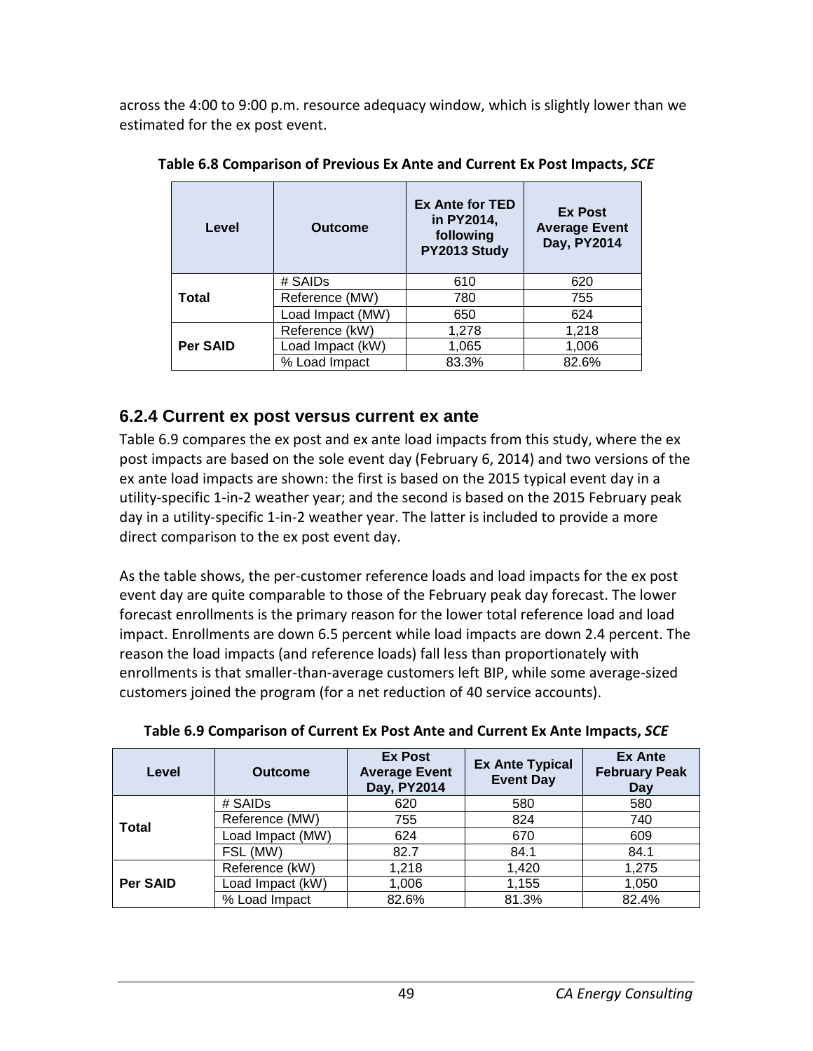across the 4:00 to 9:00 p.m. resource adequacy window, which is slightly lower than we estimated for the ex post event.

**Table 6.8 Comparison of Previous Ex Ante and Current Ex Post Impacts, *SCE***

| Level | Outcome | Ex Ante for TED in PY2014, following PY2013 Study | Ex Post Average Event Day, PY2014 |
|---|---|---|---|
| **Total** | # SAIDs | 610 | 620 |
| | Reference (MW) | 780 | 755 |
| | Load Impact (MW) | 650 | 624 |
| **Per SAID** | Reference (kW) | 1,278 | 1,218 |
| | Load Impact (kW) | 1,065 | 1,006 |
| | % Load Impact | 83.3% | 82.6% |

### 6.2.4 Current ex post versus current ex ante

Table 6.9 compares the ex post and ex ante load impacts from this study, where the ex post impacts are based on the sole event day (February 6, 2014) and two versions of the ex ante load impacts are shown: the first is based on the 2015 typical event day in a utility-specific 1-in-2 weather year; and the second is based on the 2015 February peak day in a utility-specific 1-in-2 weather year. The latter is included to provide a more direct comparison to the ex post event day.

As the table shows, the per-customer reference loads and load impacts for the ex post event day are quite comparable to those of the February peak day forecast. The lower forecast enrollments is the primary reason for the lower total reference load and load impact. Enrollments are down 6.5 percent while load impacts are down 2.4 percent. The reason the load impacts (and reference loads) fall less than proportionately with enrollments is that smaller-than-average customers left BIP, while some average-sized customers joined the program (for a net reduction of 40 service accounts).

**Table 6.9 Comparison of Current Ex Post Ante and Current Ex Ante Impacts, *SCE***

| Level | Outcome | Ex Post Average Event Day, PY2014 | Ex Ante Typical Event Day | Ex Ante February Peak Day |
|---|---|---|---|---|
| **Total** | # SAIDs | 620 | 580 | 580 |
| | Reference (MW) | 755 | 824 | 740 |
| | Load Impact (MW) | 624 | 670 | 609 |
| | FSL (MW) | 82.7 | 84.1 | 84.1 |
| **Per SAID** | Reference (kW) | 1,218 | 1,420 | 1,275 |
| | Load Impact (kW) | 1,006 | 1,155 | 1,050 |
| | % Load Impact | 82.6% | 81.3% | 82.4% |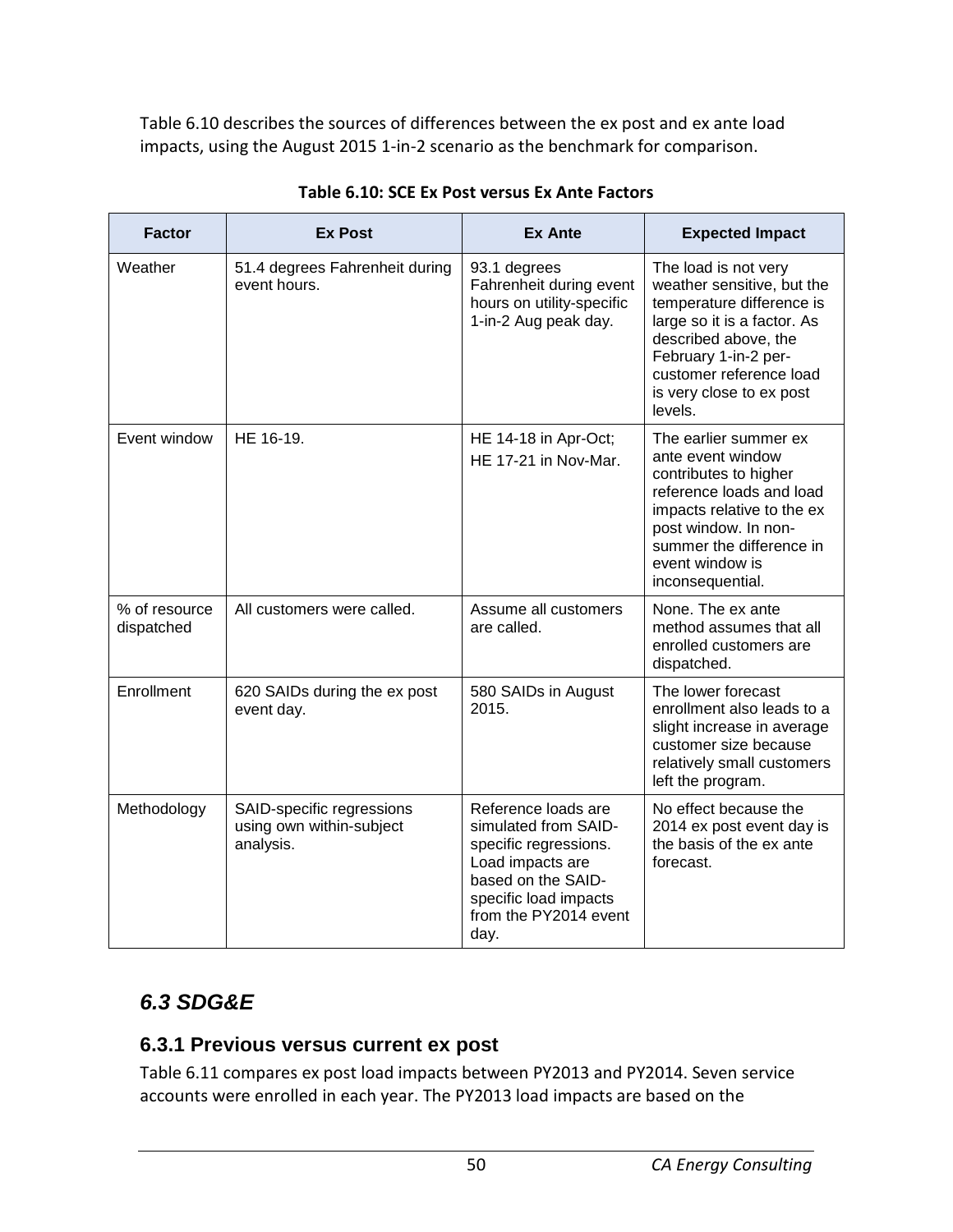Table 6.10 describes the sources of differences between the ex post and ex ante load impacts, using the August 2015 1-in-2 scenario as the benchmark for comparison.

**Table 6.10: SCE Ex Post versus Ex Ante Factors**

| Factor | Ex Post | Ex Ante | Expected Impact |
|---|---|---|---|
| Weather | 51.4 degrees Fahrenheit during event hours. | 93.1 degrees Fahrenheit during event hours on utility-specific 1-in-2 Aug peak day. | The load is not very weather sensitive, but the temperature difference is large so it is a factor. As described above, the February 1-in-2 per-customer reference load is very close to ex post levels. |
| Event window | HE 16-19. | HE 14-18 in Apr-Oct; HE 17-21 in Nov-Mar. | The earlier summer ex ante event window contributes to higher reference loads and load impacts relative to the ex post window. In non-summer the difference in event window is inconsequential. |
| % of resource dispatched | All customers were called. | Assume all customers are called. | None. The ex ante method assumes that all enrolled customers are dispatched. |
| Enrollment | 620 SAIDs during the ex post event day. | 580 SAIDs in August 2015. | The lower forecast enrollment also leads to a slight increase in average customer size because relatively small customers left the program. |
| Methodology | SAID-specific regressions using own within-subject analysis. | Reference loads are simulated from SAID-specific regressions. Load impacts are based on the SAID-specific load impacts from the PY2014 event day. | No effect because the 2014 ex post event day is the basis of the ex ante forecast. |

## *6.3 SDG&E*

### 6.3.1 Previous versus current ex post

Table 6.11 compares ex post load impacts between PY2013 and PY2014. Seven service accounts were enrolled in each year. The PY2013 load impacts are based on the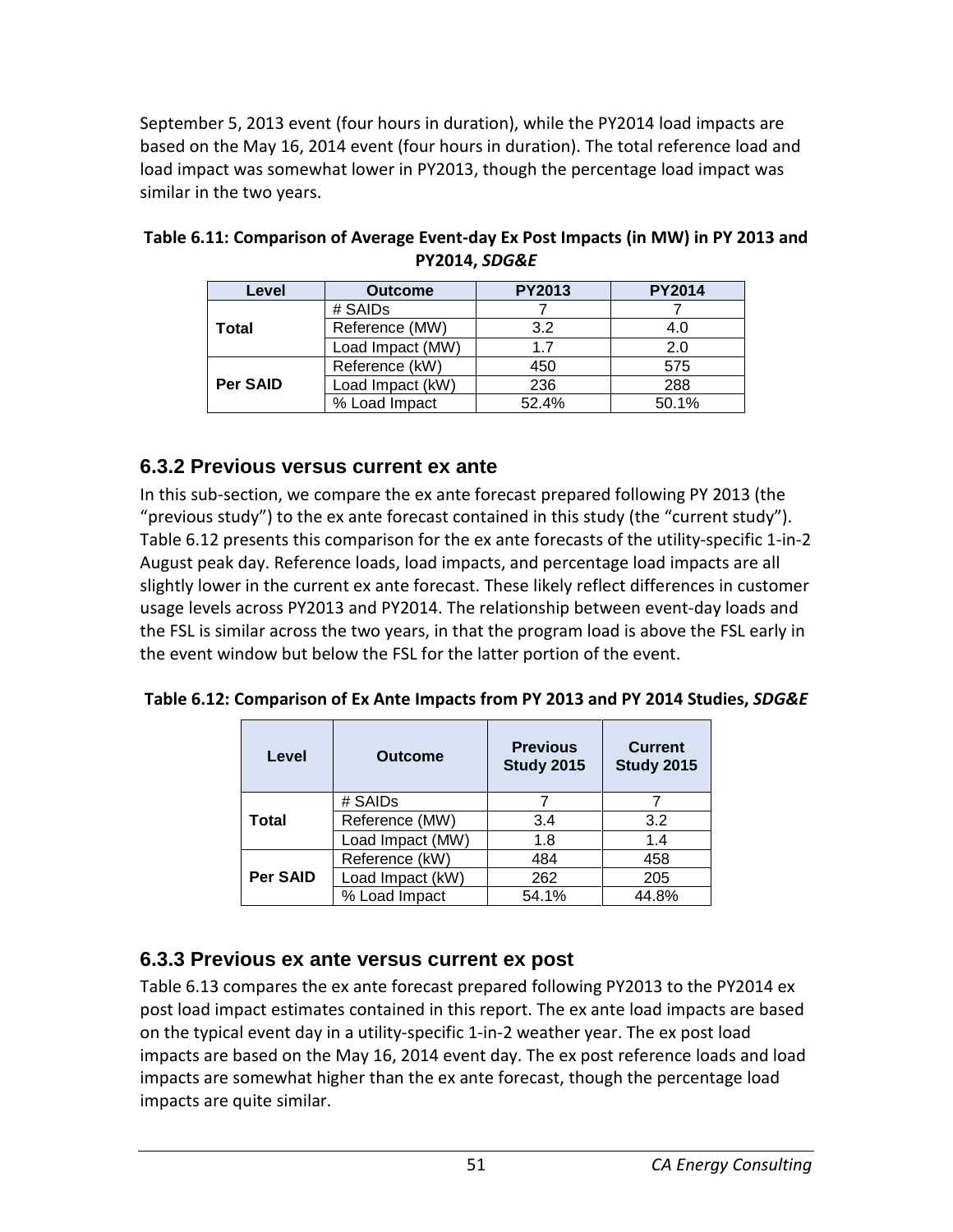September 5, 2013 event (four hours in duration), while the PY2014 load impacts are based on the May 16, 2014 event (four hours in duration). The total reference load and load impact was somewhat lower in PY2013, though the percentage load impact was similar in the two years.

**Table 6.11: Comparison of Average Event-day Ex Post Impacts (in MW) in PY 2013 and PY2014, *SDG&E***

| Level | Outcome | PY2013 | PY2014 |
|---|---|---|---|
| **Total** | # SAIDs | 7 | 7 |
| | Reference (MW) | 3.2 | 4.0 |
| | Load Impact (MW) | 1.7 | 2.0 |
| **Per SAID** | Reference (kW) | 450 | 575 |
| | Load Impact (kW) | 236 | 288 |
| | % Load Impact | 52.4% | 50.1% |

### 6.3.2 Previous versus current ex ante

In this sub-section, we compare the ex ante forecast prepared following PY 2013 (the "previous study") to the ex ante forecast contained in this study (the "current study"). Table 6.12 presents this comparison for the ex ante forecasts of the utility-specific 1-in-2 August peak day. Reference loads, load impacts, and percentage load impacts are all slightly lower in the current ex ante forecast. These likely reflect differences in customer usage levels across PY2013 and PY2014. The relationship between event-day loads and the FSL is similar across the two years, in that the program load is above the FSL early in the event window but below the FSL for the latter portion of the event.

**Table 6.12: Comparison of Ex Ante Impacts from PY 2013 and PY 2014 Studies, *SDG&E***

| Level | Outcome | Previous Study 2015 | Current Study 2015 |
|---|---|---|---|
| **Total** | # SAIDs | 7 | 7 |
| | Reference (MW) | 3.4 | 3.2 |
| | Load Impact (MW) | 1.8 | 1.4 |
| **Per SAID** | Reference (kW) | 484 | 458 |
| | Load Impact (kW) | 262 | 205 |
| | % Load Impact | 54.1% | 44.8% |

### 6.3.3 Previous ex ante versus current ex post

Table 6.13 compares the ex ante forecast prepared following PY2013 to the PY2014 ex post load impact estimates contained in this report. The ex ante load impacts are based on the typical event day in a utility-specific 1-in-2 weather year. The ex post load impacts are based on the May 16, 2014 event day. The ex post reference loads and load impacts are somewhat higher than the ex ante forecast, though the percentage load impacts are quite similar.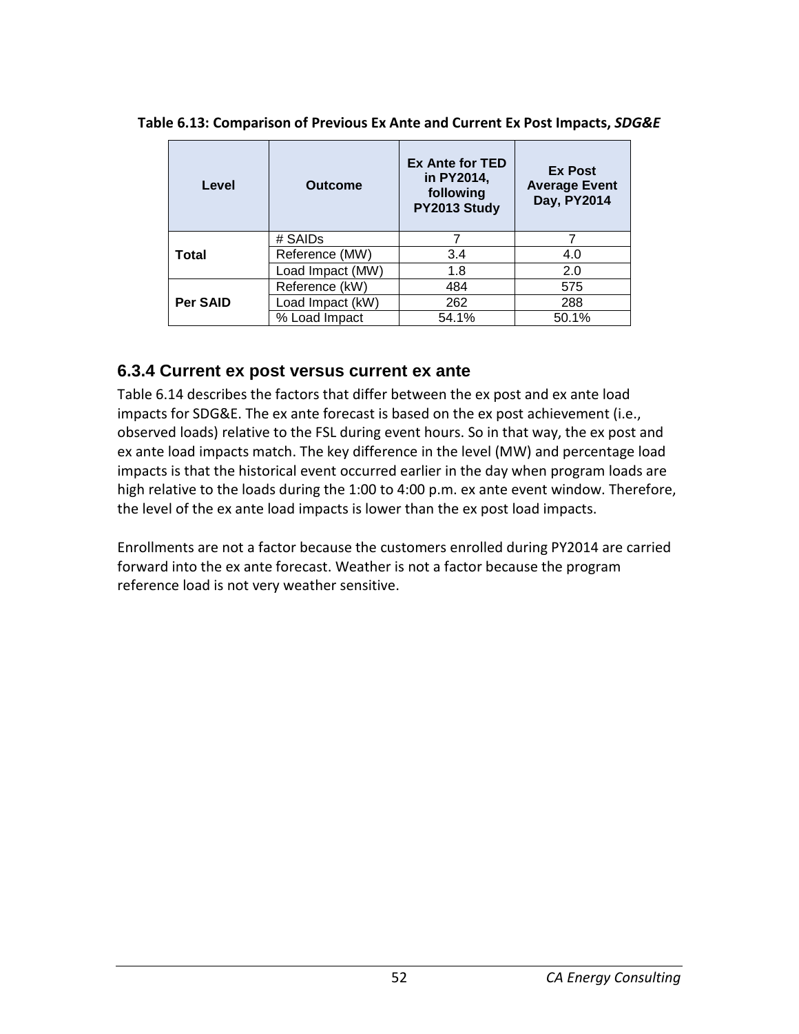**Table 6.13: Comparison of Previous Ex Ante and Current Ex Post Impacts, *SDG&E***

| Level | Outcome | Ex Ante for TED in PY2014, following PY2013 Study | Ex Post Average Event Day, PY2014 |
|---|---|---|---|
| Total | # SAIDs | 7 | 7 |
| | Reference (MW) | 3.4 | 4.0 |
| | Load Impact (MW) | 1.8 | 2.0 |
| Per SAID | Reference (kW) | 484 | 575 |
| | Load Impact (kW) | 262 | 288 |
| | % Load Impact | 54.1% | 50.1% |

### 6.3.4 Current ex post versus current ex ante

Table 6.14 describes the factors that differ between the ex post and ex ante load impacts for SDG&E. The ex ante forecast is based on the ex post achievement (i.e., observed loads) relative to the FSL during event hours. So in that way, the ex post and ex ante load impacts match. The key difference in the level (MW) and percentage load impacts is that the historical event occurred earlier in the day when program loads are high relative to the loads during the 1:00 to 4:00 p.m. ex ante event window. Therefore, the level of the ex ante load impacts is lower than the ex post load impacts.

Enrollments are not a factor because the customers enrolled during PY2014 are carried forward into the ex ante forecast. Weather is not a factor because the program reference load is not very weather sensitive.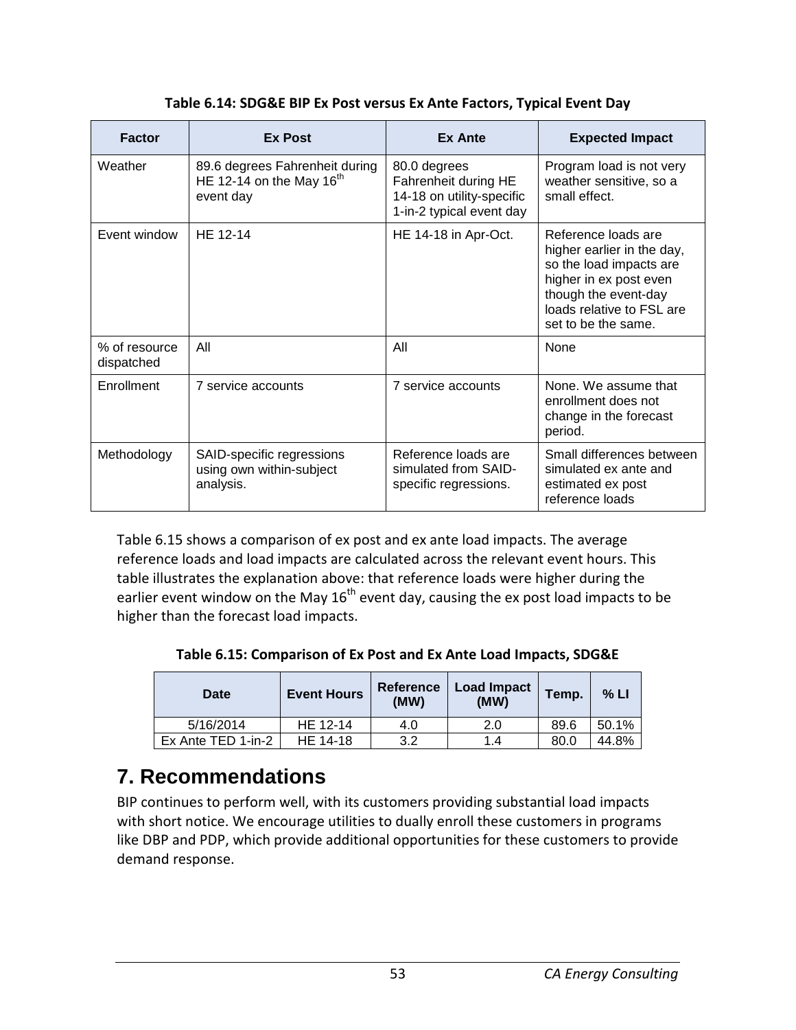**Table 6.14: SDG&E BIP Ex Post versus Ex Ante Factors, Typical Event Day**

| Factor | Ex Post | Ex Ante | Expected Impact |
|---|---|---|---|
| Weather | 89.6 degrees Fahrenheit during HE 12-14 on the May 16th event day | 80.0 degrees Fahrenheit during HE 14-18 on utility-specific 1-in-2 typical event day | Program load is not very weather sensitive, so a small effect. |
| Event window | HE 12-14 | HE 14-18 in Apr-Oct. | Reference loads are higher earlier in the day, so the load impacts are higher in ex post even though the event-day loads relative to FSL are set to be the same. |
| % of resource dispatched | All | All | None |
| Enrollment | 7 service accounts | 7 service accounts | None. We assume that enrollment does not change in the forecast period. |
| Methodology | SAID-specific regressions using own within-subject analysis. | Reference loads are simulated from SAID-specific regressions. | Small differences between simulated ex ante and estimated ex post reference loads |

Table 6.15 shows a comparison of ex post and ex ante load impacts. The average reference loads and load impacts are calculated across the relevant event hours. This table illustrates the explanation above: that reference loads were higher during the earlier event window on the May 16th event day, causing the ex post load impacts to be higher than the forecast load impacts.

**Table 6.15: Comparison of Ex Post and Ex Ante Load Impacts, SDG&E**

| Date | Event Hours | Reference (MW) | Load Impact (MW) | Temp. | % LI |
|---|---|---|---|---|---|
| 5/16/2014 | HE 12-14 | 4.0 | 2.0 | 89.6 | 50.1% |
| Ex Ante TED 1-in-2 | HE 14-18 | 3.2 | 1.4 | 80.0 | 44.8% |

# 7. Recommendations

BIP continues to perform well, with its customers providing substantial load impacts with short notice. We encourage utilities to dually enroll these customers in programs like DBP and PDP, which provide additional opportunities for these customers to provide demand response.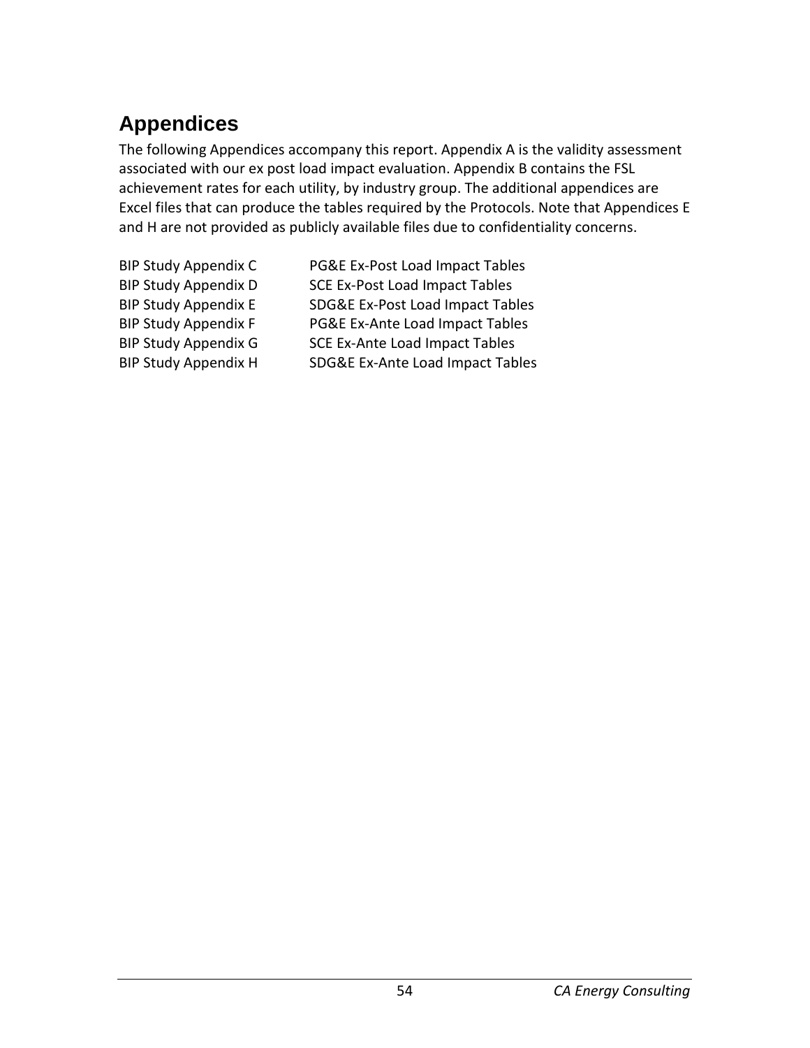# Appendices

The following Appendices accompany this report. Appendix A is the validity assessment associated with our ex post load impact evaluation. Appendix B contains the FSL achievement rates for each utility, by industry group. The additional appendices are Excel files that can produce the tables required by the Protocols. Note that Appendices E and H are not provided as publicly available files due to confidentiality concerns.

| | |
|---|---|
| BIP Study Appendix C | PG&E Ex-Post Load Impact Tables |
| BIP Study Appendix D | SCE Ex-Post Load Impact Tables |
| BIP Study Appendix E | SDG&E Ex-Post Load Impact Tables |
| BIP Study Appendix F | PG&E Ex-Ante Load Impact Tables |
| BIP Study Appendix G | SCE Ex-Ante Load Impact Tables |
| BIP Study Appendix H | SDG&E Ex-Ante Load Impact Tables |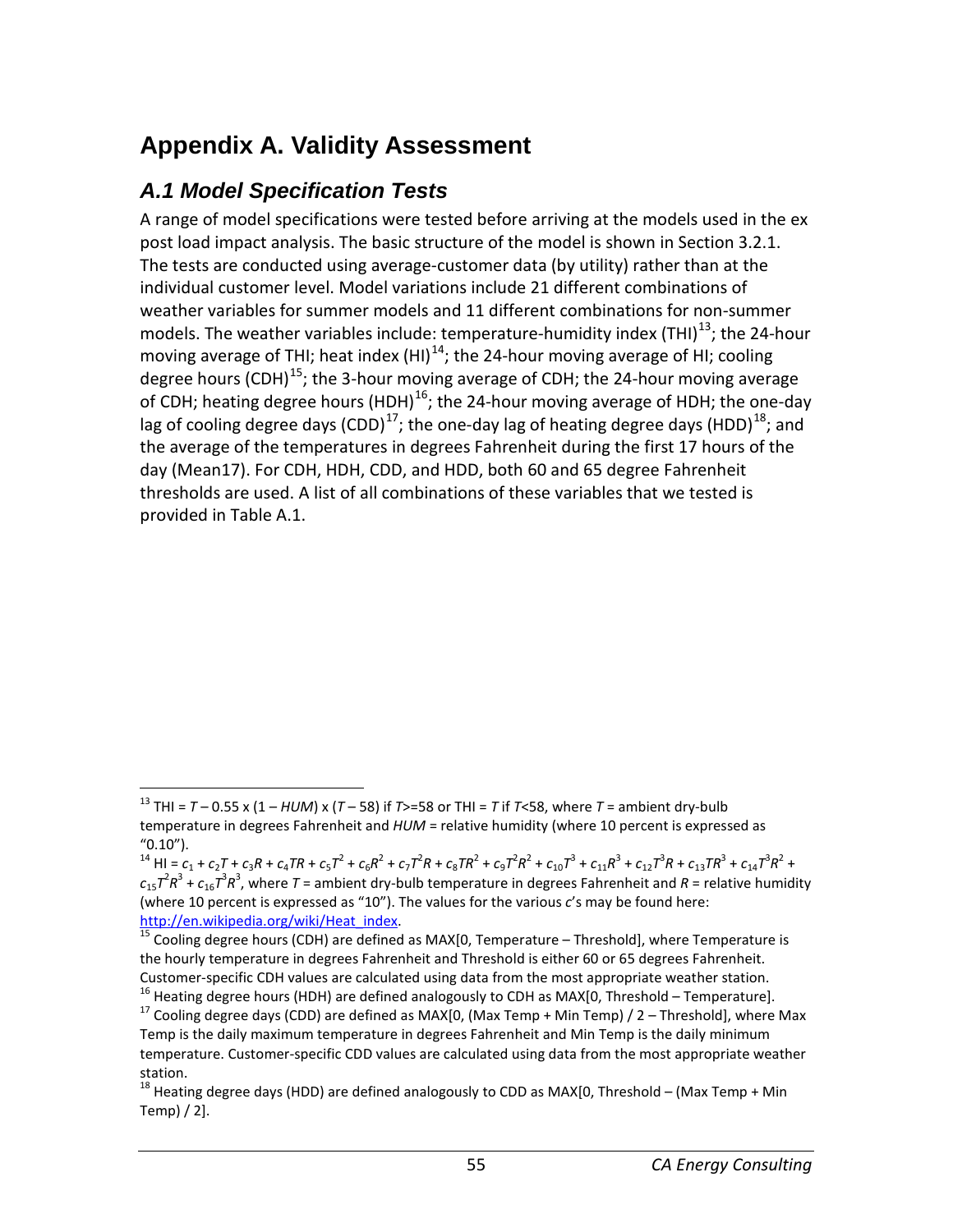# Appendix A. Validity Assessment

## A.1 Model Specification Tests

A range of model specifications were tested before arriving at the models used in the ex post load impact analysis. The basic structure of the model is shown in Section 3.2.1. The tests are conducted using average-customer data (by utility) rather than at the individual customer level. Model variations include 21 different combinations of weather variables for summer models and 11 different combinations for non-summer models. The weather variables include: temperature-humidity index (THI)[13]; the 24-hour moving average of THI; heat index (HI)[14]; the 24-hour moving average of HI; cooling degree hours (CDH)[15]; the 3-hour moving average of CDH; the 24-hour moving average of CDH; heating degree hours (HDH)[16]; the 24-hour moving average of HDH; the one-day lag of cooling degree days (CDD)[17]; the one-day lag of heating degree days (HDD)[18]; and the average of the temperatures in degrees Fahrenheit during the first 17 hours of the day (Mean17). For CDH, HDH, CDD, and HDD, both 60 and 65 degree Fahrenheit thresholds are used. A list of all combinations of these variables that we tested is provided in Table A.1.

---

[13] THI = $T - 0.55 \times (1 - HUM) \times (T - 58)$ if $T$>=58 or THI = $T$ if $T$<58, where $T$ = ambient dry-bulb temperature in degrees Fahrenheit and $HUM$ = relative humidity (where 10 percent is expressed as "0.10").

[14] HI = $c_1 + c_2T + c_3R + c_4TR + c_5T^2 + c_6R^2 + c_7T^2R + c_8TR^2 + c_9T^2R^2 + c_{10}T^3 + c_{11}R^3 + c_{12}T^3R + c_{13}TR^3 + c_{14}T^3R^2 + c_{15}T^2R^3 + c_{16}T^3R^3$, where $T$ = ambient dry-bulb temperature in degrees Fahrenheit and $R$ = relative humidity (where 10 percent is expressed as "10"). The values for the various $c$'s may be found here: http://en.wikipedia.org/wiki/Heat_index.

[15] Cooling degree hours (CDH) are defined as MAX[0, Temperature – Threshold], where Temperature is the hourly temperature in degrees Fahrenheit and Threshold is either 60 or 65 degrees Fahrenheit. Customer-specific CDH values are calculated using data from the most appropriate weather station.

[16] Heating degree hours (HDH) are defined analogously to CDH as MAX[0, Threshold – Temperature].

[17] Cooling degree days (CDD) are defined as MAX[0, (Max Temp + Min Temp) / 2 – Threshold], where Max Temp is the daily maximum temperature in degrees Fahrenheit and Min Temp is the daily minimum temperature. Customer-specific CDD values are calculated using data from the most appropriate weather station.

[18] Heating degree days (HDD) are defined analogously to CDD as MAX[0, Threshold – (Max Temp + Min Temp) / 2].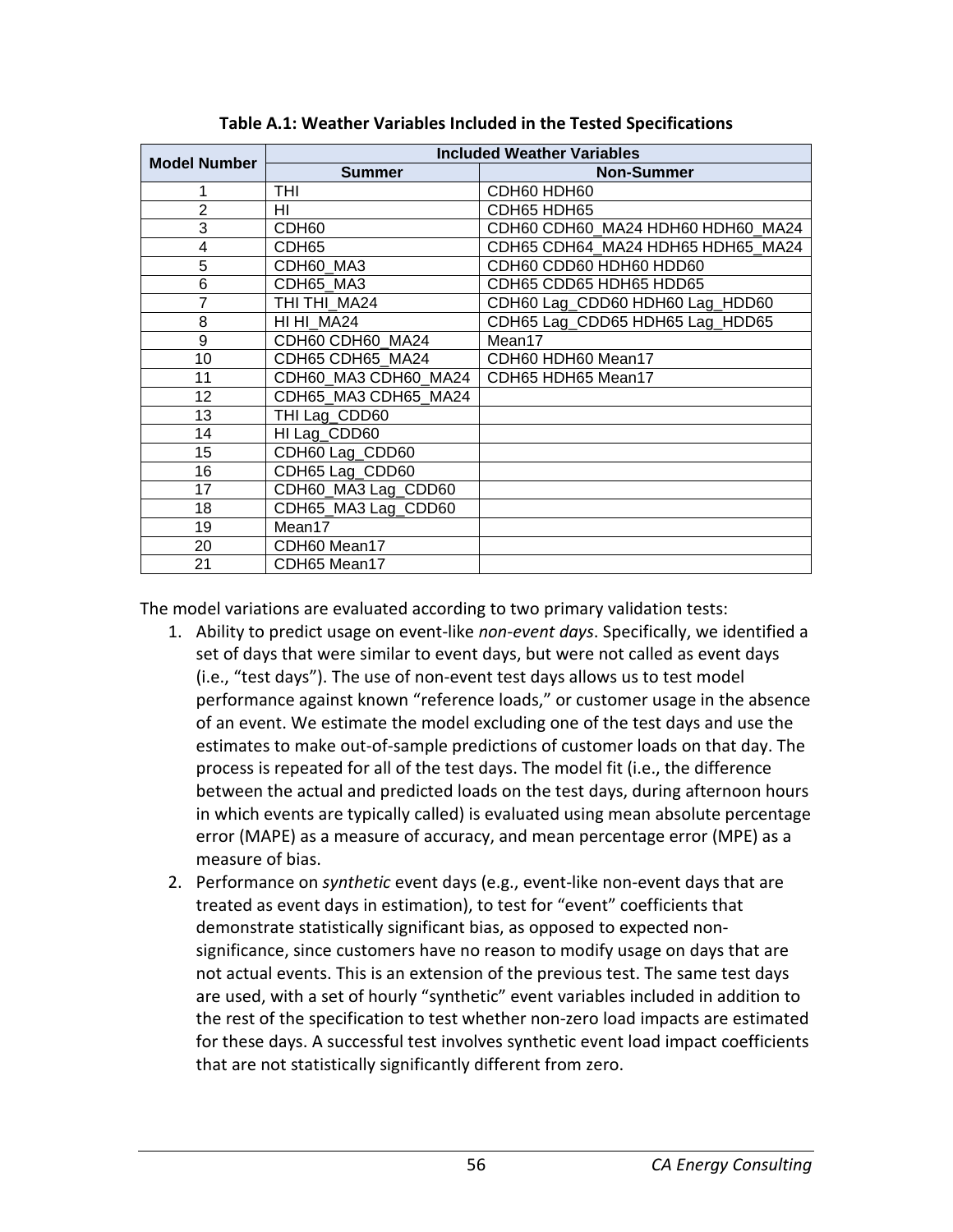**Table A.1: Weather Variables Included in the Tested Specifications**

| Model Number | Included Weather Variables | |
|---|---|---|
| | **Summer** | **Non-Summer** |
| 1 | THI | CDH60 HDH60 |
| 2 | HI | CDH65 HDH65 |
| 3 | CDH60 | CDH60 CDH60_MA24 HDH60 HDH60_MA24 |
| 4 | CDH65 | CDH65 CDH64_MA24 HDH65 HDH65_MA24 |
| 5 | CDH60_MA3 | CDH60 CDD60 HDH60 HDD60 |
| 6 | CDH65_MA3 | CDH65 CDD65 HDH65 HDD65 |
| 7 | THI THI_MA24 | CDH60 Lag_CDD60 HDH60 Lag_HDD60 |
| 8 | HI HI_MA24 | CDH65 Lag_CDD65 HDH65 Lag_HDD65 |
| 9 | CDH60 CDH60_MA24 | Mean17 |
| 10 | CDH65 CDH65_MA24 | CDH60 HDH60 Mean17 |
| 11 | CDH60_MA3 CDH60_MA24 | CDH65 HDH65 Mean17 |
| 12 | CDH65_MA3 CDH65_MA24 | |
| 13 | THI Lag_CDD60 | |
| 14 | HI Lag_CDD60 | |
| 15 | CDH60 Lag_CDD60 | |
| 16 | CDH65 Lag_CDD60 | |
| 17 | CDH60_MA3 Lag_CDD60 | |
| 18 | CDH65_MA3 Lag_CDD60 | |
| 19 | Mean17 | |
| 20 | CDH60 Mean17 | |
| 21 | CDH65 Mean17 | |

The model variations are evaluated according to two primary validation tests:

1. Ability to predict usage on event-like *non-event days*. Specifically, we identified a set of days that were similar to event days, but were not called as event days (i.e., "test days"). The use of non-event test days allows us to test model performance against known "reference loads," or customer usage in the absence of an event. We estimate the model excluding one of the test days and use the estimates to make out-of-sample predictions of customer loads on that day. The process is repeated for all of the test days. The model fit (i.e., the difference between the actual and predicted loads on the test days, during afternoon hours in which events are typically called) is evaluated using mean absolute percentage error (MAPE) as a measure of accuracy, and mean percentage error (MPE) as a measure of bias.
2. Performance on *synthetic* event days (e.g., event-like non-event days that are treated as event days in estimation), to test for "event" coefficients that demonstrate statistically significant bias, as opposed to expected non-significance, since customers have no reason to modify usage on days that are not actual events. This is an extension of the previous test. The same test days are used, with a set of hourly "synthetic" event variables included in addition to the rest of the specification to test whether non-zero load impacts are estimated for these days. A successful test involves synthetic event load impact coefficients that are not statistically significantly different from zero.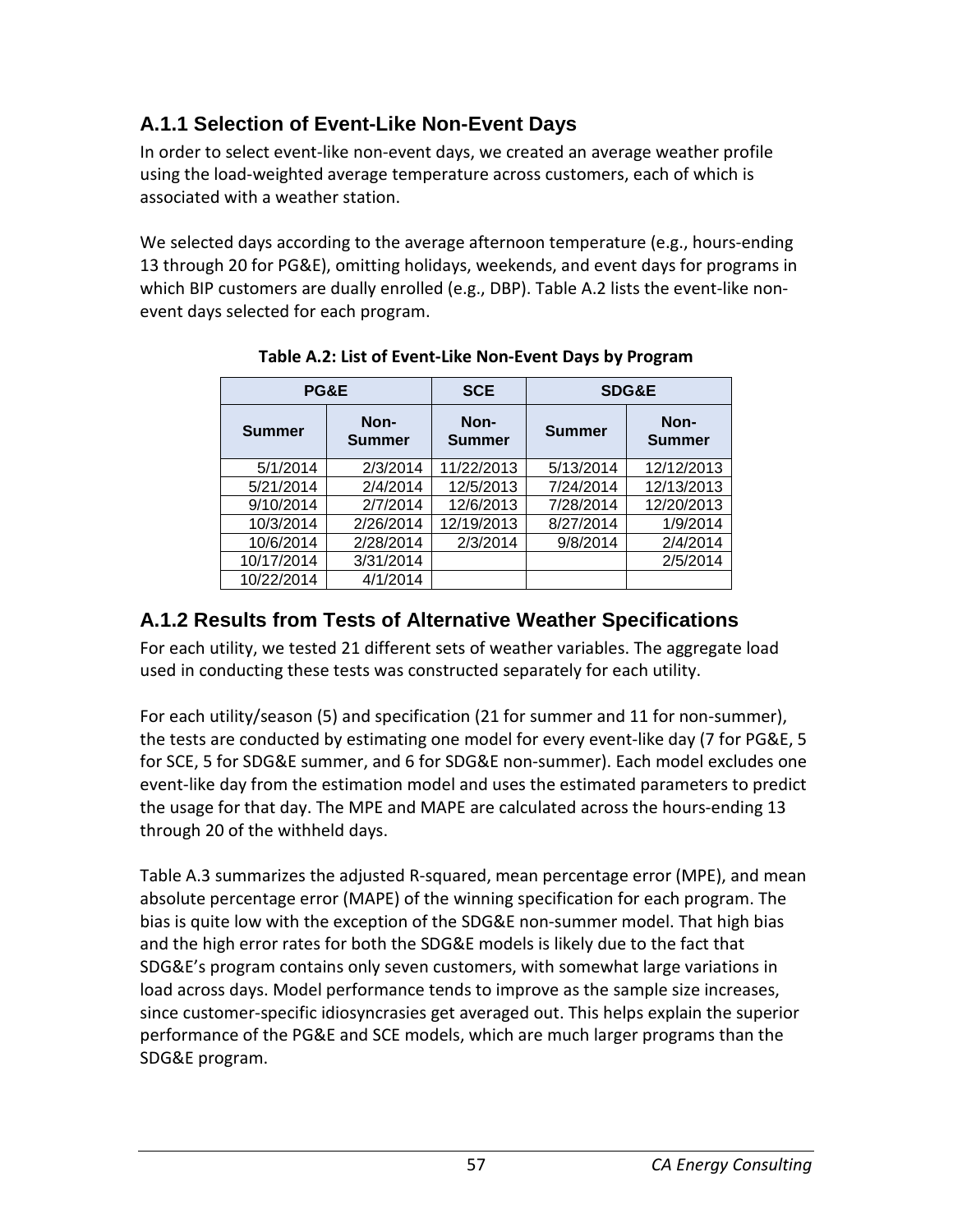### A.1.1 Selection of Event-Like Non-Event Days

In order to select event-like non-event days, we created an average weather profile using the load-weighted average temperature across customers, each of which is associated with a weather station.

We selected days according to the average afternoon temperature (e.g., hours-ending 13 through 20 for PG&E), omitting holidays, weekends, and event days for programs in which BIP customers are dually enrolled (e.g., DBP). Table A.2 lists the event-like non-event days selected for each program.

**Table A.2: List of Event-Like Non-Event Days by Program**

| PG&E | | SCE | SDG&E | |
|---|---|---|---|---|
| **Summer** | **Non-Summer** | **Non-Summer** | **Summer** | **Non-Summer** |
| 5/1/2014 | 2/3/2014 | 11/22/2013 | 5/13/2014 | 12/12/2013 |
| 5/21/2014 | 2/4/2014 | 12/5/2013 | 7/24/2014 | 12/13/2013 |
| 9/10/2014 | 2/7/2014 | 12/6/2013 | 7/28/2014 | 12/20/2013 |
| 10/3/2014 | 2/26/2014 | 12/19/2013 | 8/27/2014 | 1/9/2014 |
| 10/6/2014 | 2/28/2014 | 2/3/2014 | 9/8/2014 | 2/4/2014 |
| 10/17/2014 | 3/31/2014 | | | 2/5/2014 |
| 10/22/2014 | 4/1/2014 | | | |

### A.1.2 Results from Tests of Alternative Weather Specifications

For each utility, we tested 21 different sets of weather variables. The aggregate load used in conducting these tests was constructed separately for each utility.

For each utility/season (5) and specification (21 for summer and 11 for non-summer), the tests are conducted by estimating one model for every event-like day (7 for PG&E, 5 for SCE, 5 for SDG&E summer, and 6 for SDG&E non-summer). Each model excludes one event-like day from the estimation model and uses the estimated parameters to predict the usage for that day. The MPE and MAPE are calculated across the hours-ending 13 through 20 of the withheld days.

Table A.3 summarizes the adjusted R-squared, mean percentage error (MPE), and mean absolute percentage error (MAPE) of the winning specification for each program. The bias is quite low with the exception of the SDG&E non-summer model. That high bias and the high error rates for both the SDG&E models is likely due to the fact that SDG&E's program contains only seven customers, with somewhat large variations in load across days. Model performance tends to improve as the sample size increases, since customer-specific idiosyncrasies get averaged out. This helps explain the superior performance of the PG&E and SCE models, which are much larger programs than the SDG&E program.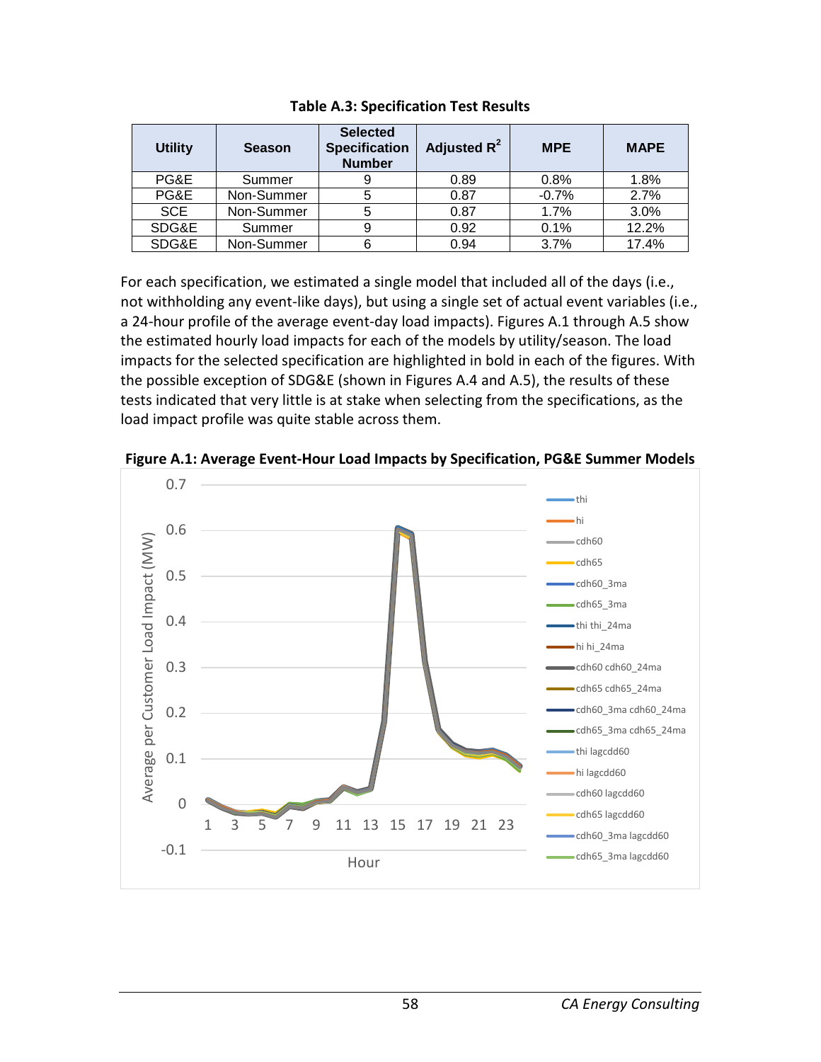**Table A.3: Specification Test Results**

| Utility | Season | Selected Specification Number | Adjusted $R^2$ | MPE | MAPE |
|---|---|---|---|---|---|
| PG&E | Summer | 9 | 0.89 | 0.8% | 1.8% |
| PG&E | Non-Summer | 5 | 0.87 | -0.7% | 2.7% |
| SCE | Non-Summer | 5 | 0.87 | 1.7% | 3.0% |
| SDG&E | Summer | 9 | 0.92 | 0.1% | 12.2% |
| SDG&E | Non-Summer | 6 | 0.94 | 3.7% | 17.4% |

For each specification, we estimated a single model that included all of the days (i.e., not withholding any event-like days), but using a single set of actual event variables (i.e., a 24-hour profile of the average event-day load impacts). Figures A.1 through A.5 show the estimated hourly load impacts for each of the models by utility/season. The load impacts for the selected specification are highlighted in bold in each of the figures. With the possible exception of SDG&E (shown in Figures A.4 and A.5), the results of these tests indicated that very little is at stake when selecting from the specifications, as the load impact profile was quite stable across them.

**Figure A.1: Average Event-Hour Load Impacts by Specification, PG&E Summer Models**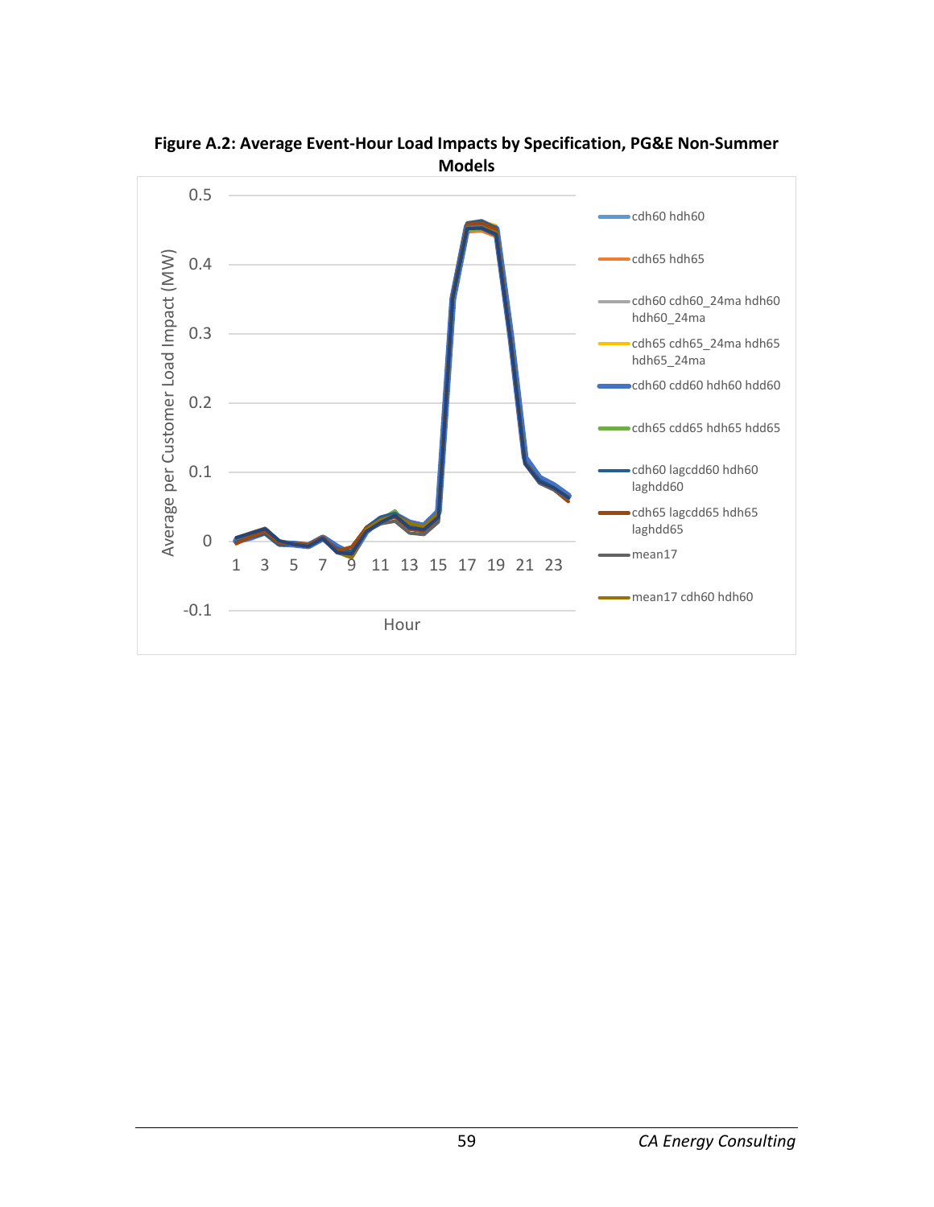**Figure A.2: Average Event-Hour Load Impacts by Specification, PG&E Non-Summer Models**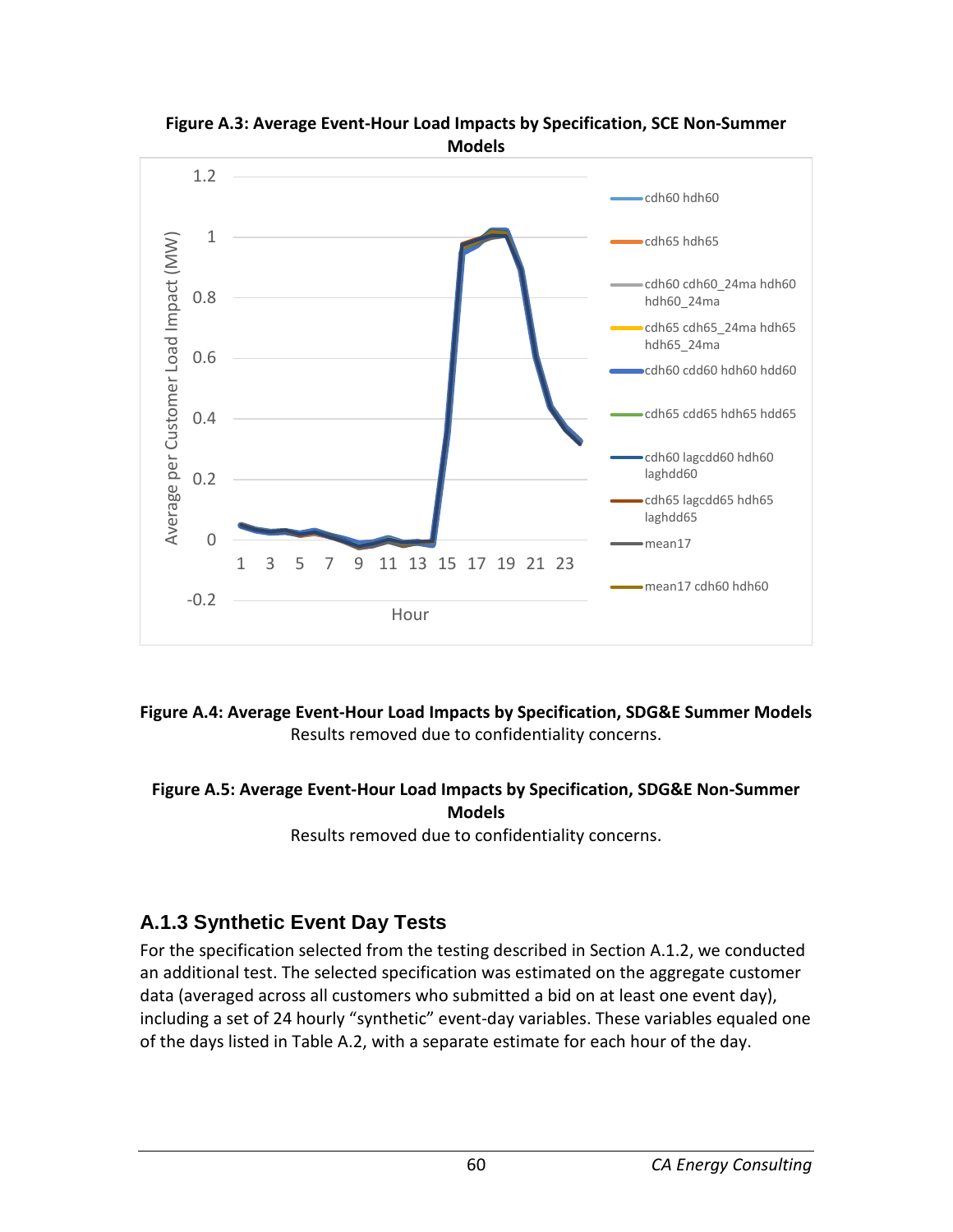**Figure A.3: Average Event-Hour Load Impacts by Specification, SCE Non-Summer Models**

**Figure A.4: Average Event-Hour Load Impacts by Specification, SDG&E Summer Models**

Results removed due to confidentiality concerns.

**Figure A.5: Average Event-Hour Load Impacts by Specification, SDG&E Non-Summer Models**

Results removed due to confidentiality concerns.

### A.1.3 Synthetic Event Day Tests

For the specification selected from the testing described in Section A.1.2, we conducted an additional test. The selected specification was estimated on the aggregate customer data (averaged across all customers who submitted a bid on at least one event day), including a set of 24 hourly "synthetic" event-day variables. These variables equaled one of the days listed in Table A.2, with a separate estimate for each hour of the day.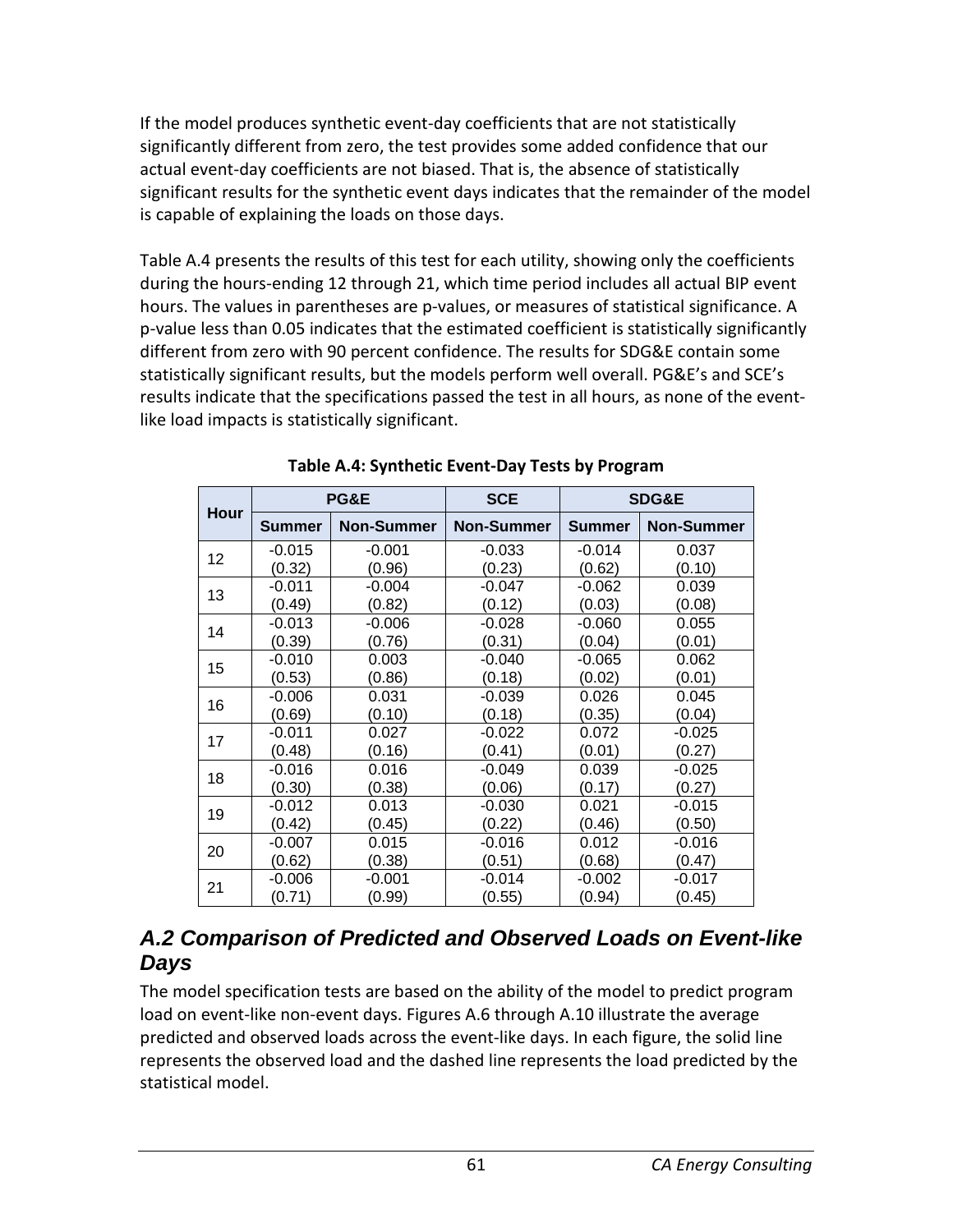If the model produces synthetic event-day coefficients that are not statistically significantly different from zero, the test provides some added confidence that our actual event-day coefficients are not biased. That is, the absence of statistically significant results for the synthetic event days indicates that the remainder of the model is capable of explaining the loads on those days.

Table A.4 presents the results of this test for each utility, showing only the coefficients during the hours-ending 12 through 21, which time period includes all actual BIP event hours. The values in parentheses are p-values, or measures of statistical significance. A p-value less than 0.05 indicates that the estimated coefficient is statistically significantly different from zero with 90 percent confidence. The results for SDG&E contain some statistically significant results, but the models perform well overall. PG&E's and SCE's results indicate that the specifications passed the test in all hours, as none of the event-like load impacts is statistically significant.

**Table A.4: Synthetic Event-Day Tests by Program**

| Hour | PG&E | | SCE | SDG&E | |
|---|---|---|---|---|---|
| | Summer | Non-Summer | Non-Summer | Summer | Non-Summer |
| 12 | -0.015<br>(0.32) | -0.001<br>(0.96) | -0.033<br>(0.23) | -0.014<br>(0.62) | 0.037<br>(0.10) |
| 13 | -0.011<br>(0.49) | -0.004<br>(0.82) | -0.047<br>(0.12) | -0.062<br>(0.03) | 0.039<br>(0.08) |
| 14 | -0.013<br>(0.39) | -0.006<br>(0.76) | -0.028<br>(0.31) | -0.060<br>(0.04) | 0.055<br>(0.01) |
| 15 | -0.010<br>(0.53) | 0.003<br>(0.86) | -0.040<br>(0.18) | -0.065<br>(0.02) | 0.062<br>(0.01) |
| 16 | -0.006<br>(0.69) | 0.031<br>(0.10) | -0.039<br>(0.18) | 0.026<br>(0.35) | 0.045<br>(0.04) |
| 17 | -0.011<br>(0.48) | 0.027<br>(0.16) | -0.022<br>(0.41) | 0.072<br>(0.01) | -0.025<br>(0.27) |
| 18 | -0.016<br>(0.30) | 0.016<br>(0.38) | -0.049<br>(0.06) | 0.039<br>(0.17) | -0.025<br>(0.27) |
| 19 | -0.012<br>(0.42) | 0.013<br>(0.45) | -0.030<br>(0.22) | 0.021<br>(0.46) | -0.015<br>(0.50) |
| 20 | -0.007<br>(0.62) | 0.015<br>(0.38) | -0.016<br>(0.51) | 0.012<br>(0.68) | -0.016<br>(0.47) |
| 21 | -0.006<br>(0.71) | -0.001<br>(0.99) | -0.014<br>(0.55) | -0.002<br>(0.94) | -0.017<br>(0.45) |

## *A.2 Comparison of Predicted and Observed Loads on Event-like Days*

The model specification tests are based on the ability of the model to predict program load on event-like non-event days. Figures A.6 through A.10 illustrate the average predicted and observed loads across the event-like days. In each figure, the solid line represents the observed load and the dashed line represents the load predicted by the statistical model.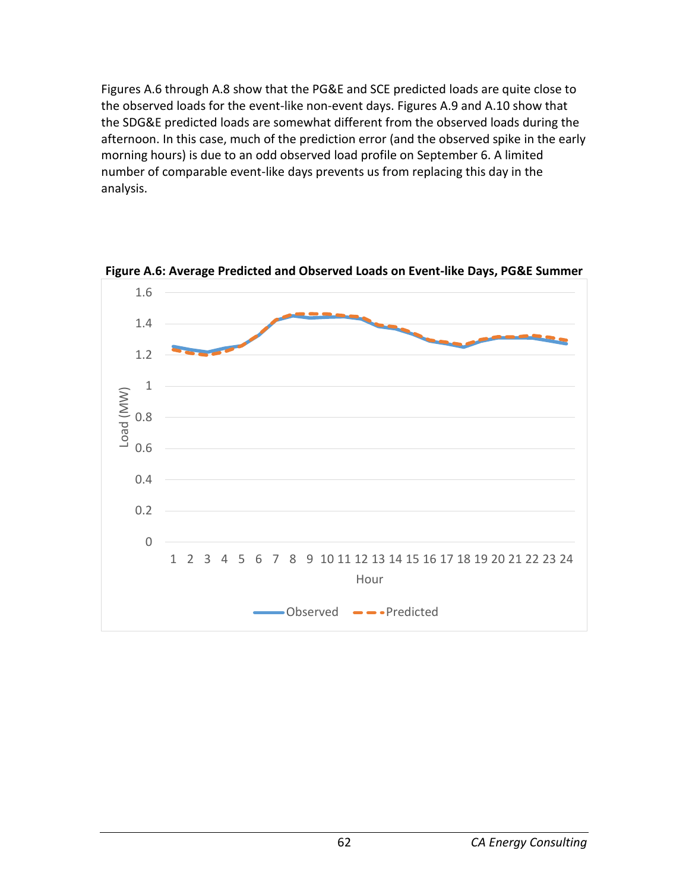Figures A.6 through A.8 show that the PG&E and SCE predicted loads are quite close to the observed loads for the event-like non-event days. Figures A.9 and A.10 show that the SDG&E predicted loads are somewhat different from the observed loads during the afternoon. In this case, much of the prediction error (and the observed spike in the early morning hours) is due to an odd observed load profile on September 6. A limited number of comparable event-like days prevents us from replacing this day in the analysis.

**Figure A.6: Average Predicted and Observed Loads on Event-like Days, PG&E Summer**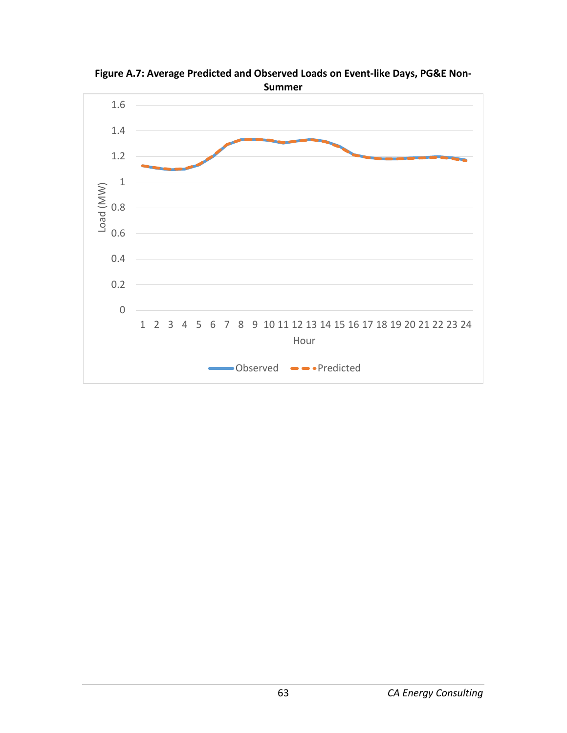**Figure A.7: Average Predicted and Observed Loads on Event-like Days, PG&E Non-Summer**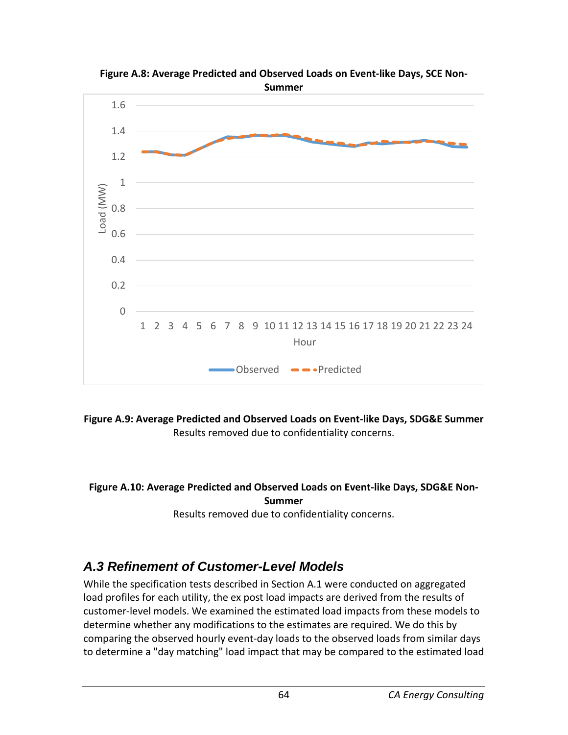**Figure A.8: Average Predicted and Observed Loads on Event-like Days, SCE Non-Summer**

**Figure A.9: Average Predicted and Observed Loads on Event-like Days, SDG&E Summer**

Results removed due to confidentiality concerns.

**Figure A.10: Average Predicted and Observed Loads on Event-like Days, SDG&E Non-Summer**

Results removed due to confidentiality concerns.

## *A.3 Refinement of Customer-Level Models*

While the specification tests described in Section A.1 were conducted on aggregated load profiles for each utility, the ex post load impacts are derived from the results of customer-level models. We examined the estimated load impacts from these models to determine whether any modifications to the estimates are required. We do this by comparing the observed hourly event-day loads to the observed loads from similar days to determine a "day matching" load impact that may be compared to the estimated load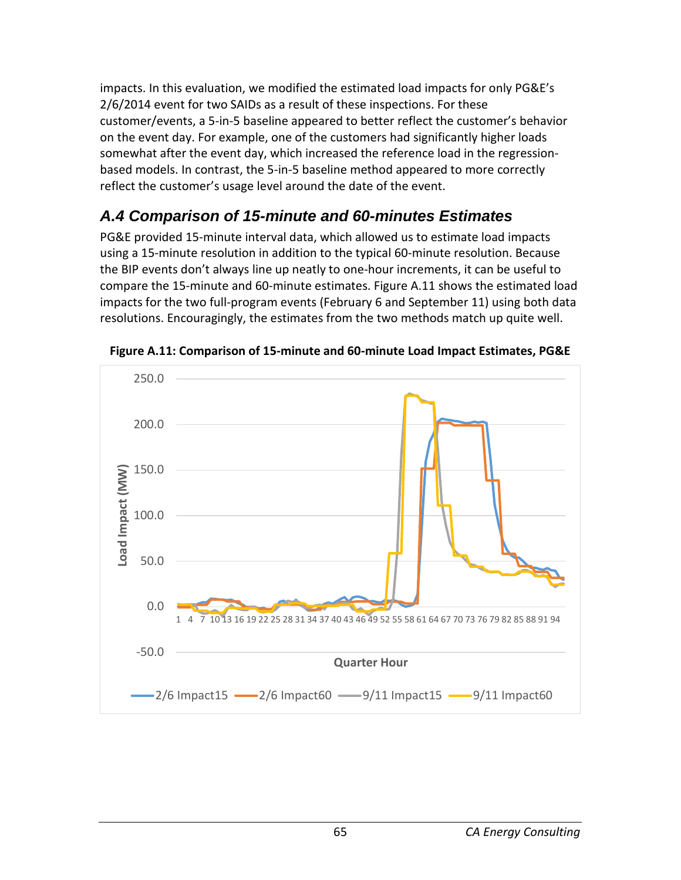impacts. In this evaluation, we modified the estimated load impacts for only PG&E's 2/6/2014 event for two SAIDs as a result of these inspections. For these customer/events, a 5-in-5 baseline appeared to better reflect the customer's behavior on the event day. For example, one of the customers had significantly higher loads somewhat after the event day, which increased the reference load in the regression-based models. In contrast, the 5-in-5 baseline method appeared to more correctly reflect the customer's usage level around the date of the event.

## *A.4 Comparison of 15-minute and 60-minutes Estimates*

PG&E provided 15-minute interval data, which allowed us to estimate load impacts using a 15-minute resolution in addition to the typical 60-minute resolution. Because the BIP events don't always line up neatly to one-hour increments, it can be useful to compare the 15-minute and 60-minute estimates. Figure A.11 shows the estimated load impacts for the two full-program events (February 6 and September 11) using both data resolutions. Encouragingly, the estimates from the two methods match up quite well.

**Figure A.11: Comparison of 15-minute and 60-minute Load Impact Estimates, PG&E**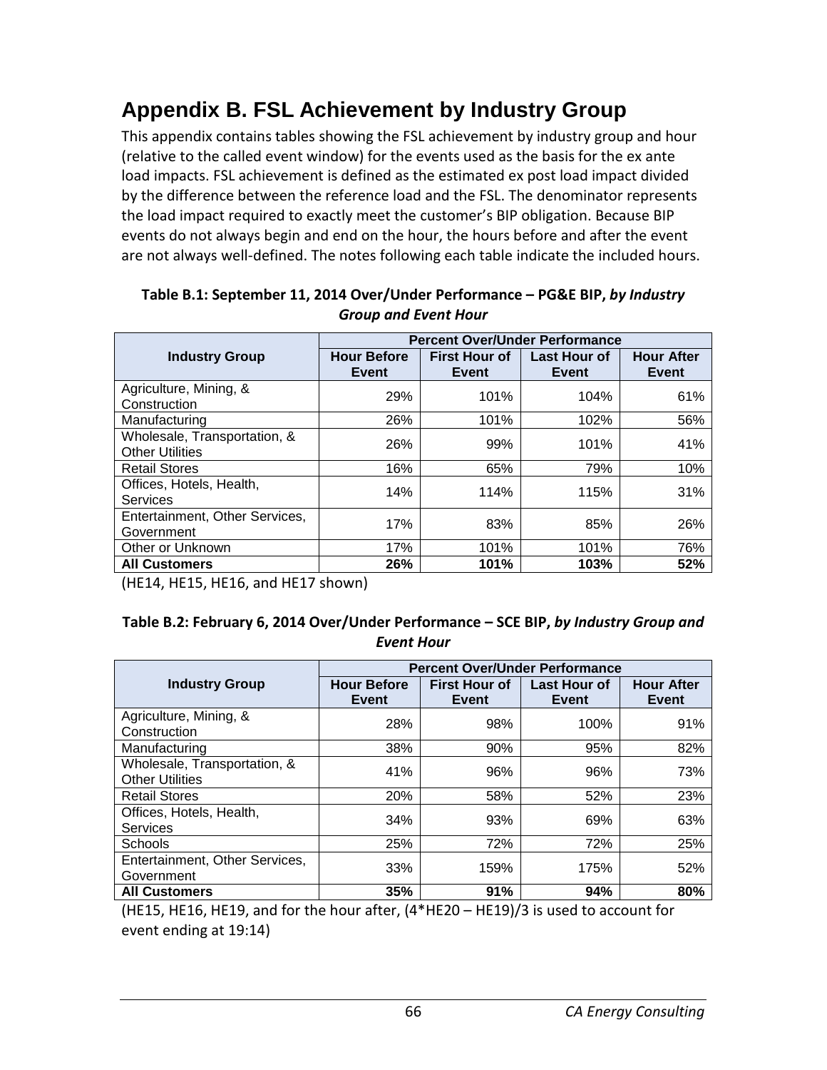# Appendix B. FSL Achievement by Industry Group

This appendix contains tables showing the FSL achievement by industry group and hour (relative to the called event window) for the events used as the basis for the ex ante load impacts. FSL achievement is defined as the estimated ex post load impact divided by the difference between the reference load and the FSL. The denominator represents the load impact required to exactly meet the customer's BIP obligation. Because BIP events do not always begin and end on the hour, the hours before and after the event are not always well-defined. The notes following each table indicate the included hours.

**Table B.1: September 11, 2014 Over/Under Performance – PG&E BIP, *by Industry Group and Event Hour***

| Industry Group | Percent Over/Under Performance | | | |
|---|---|---|---|---|
| | Hour Before Event | First Hour of Event | Last Hour of Event | Hour After Event |
| Agriculture, Mining, & Construction | 29% | 101% | 104% | 61% |
| Manufacturing | 26% | 101% | 102% | 56% |
| Wholesale, Transportation, & Other Utilities | 26% | 99% | 101% | 41% |
| Retail Stores | 16% | 65% | 79% | 10% |
| Offices, Hotels, Health, Services | 14% | 114% | 115% | 31% |
| Entertainment, Other Services, Government | 17% | 83% | 85% | 26% |
| Other or Unknown | 17% | 101% | 101% | 76% |
| **All Customers** | **26%** | **101%** | **103%** | **52%** |

(HE14, HE15, HE16, and HE17 shown)

**Table B.2: February 6, 2014 Over/Under Performance – SCE BIP, *by Industry Group and Event Hour***

| Industry Group | Percent Over/Under Performance | | | |
|---|---|---|---|---|
| | Hour Before Event | First Hour of Event | Last Hour of Event | Hour After Event |
| Agriculture, Mining, & Construction | 28% | 98% | 100% | 91% |
| Manufacturing | 38% | 90% | 95% | 82% |
| Wholesale, Transportation, & Other Utilities | 41% | 96% | 96% | 73% |
| Retail Stores | 20% | 58% | 52% | 23% |
| Offices, Hotels, Health, Services | 34% | 93% | 69% | 63% |
| Schools | 25% | 72% | 72% | 25% |
| Entertainment, Other Services, Government | 33% | 159% | 175% | 52% |
| **All Customers** | **35%** | **91%** | **94%** | **80%** |

(HE15, HE16, HE19, and for the hour after, (4*HE20 – HE19)/3 is used to account for event ending at 19:14)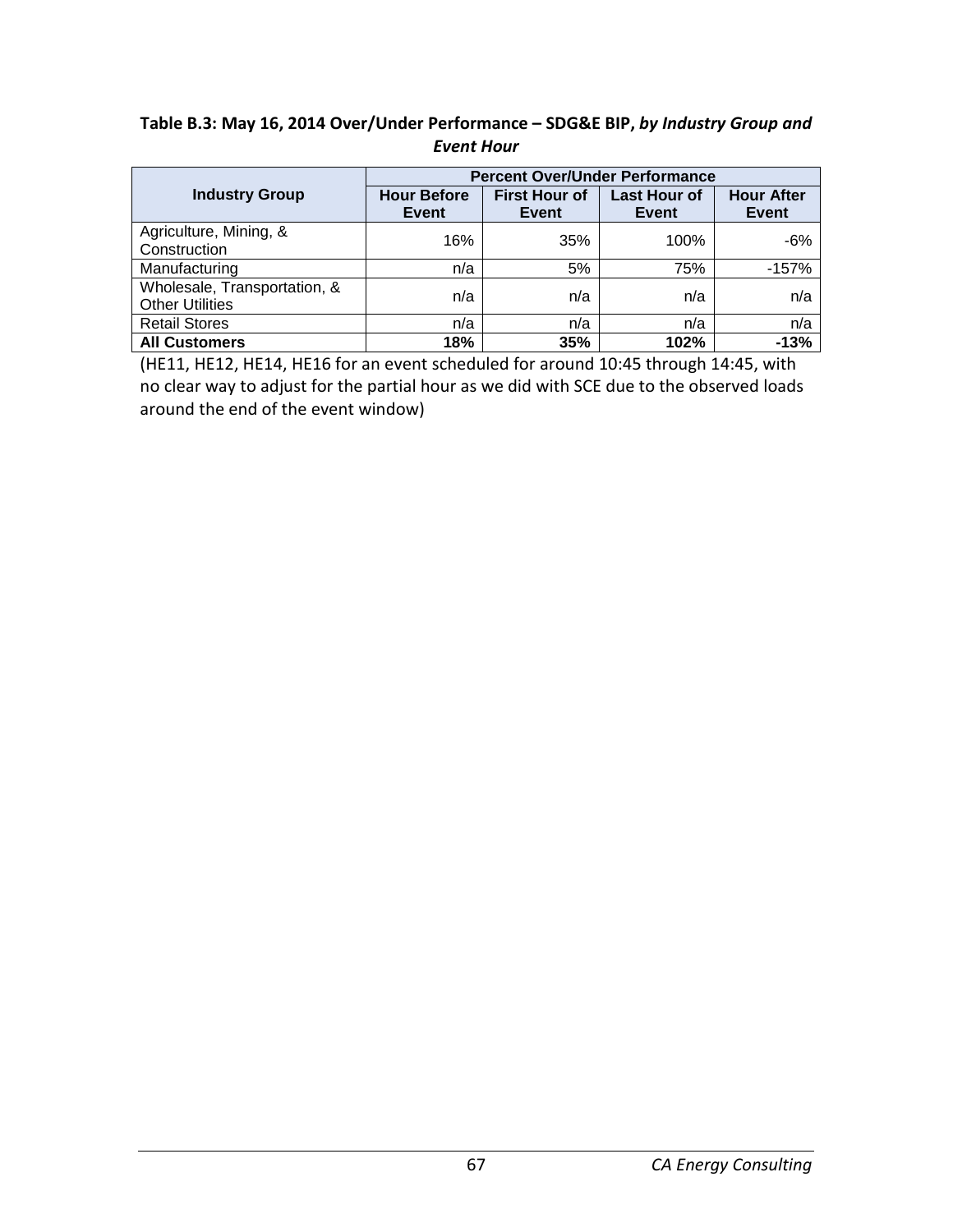**Table B.3: May 16, 2014 Over/Under Performance – SDG&E BIP, *by Industry Group and Event Hour***

| Industry Group | Percent Over/Under Performance | | | |
|---|---|---|---|---|
| | Hour Before Event | First Hour of Event | Last Hour of Event | Hour After Event |
| Agriculture, Mining, & Construction | 16% | 35% | 100% | -6% |
| Manufacturing | n/a | 5% | 75% | -157% |
| Wholesale, Transportation, & Other Utilities | n/a | n/a | n/a | n/a |
| Retail Stores | n/a | n/a | n/a | n/a |
| **All Customers** | **18%** | **35%** | **102%** | **-13%** |

(HE11, HE12, HE14, HE16 for an event scheduled for around 10:45 through 14:45, with no clear way to adjust for the partial hour as we did with SCE due to the observed loads around the end of the event window)